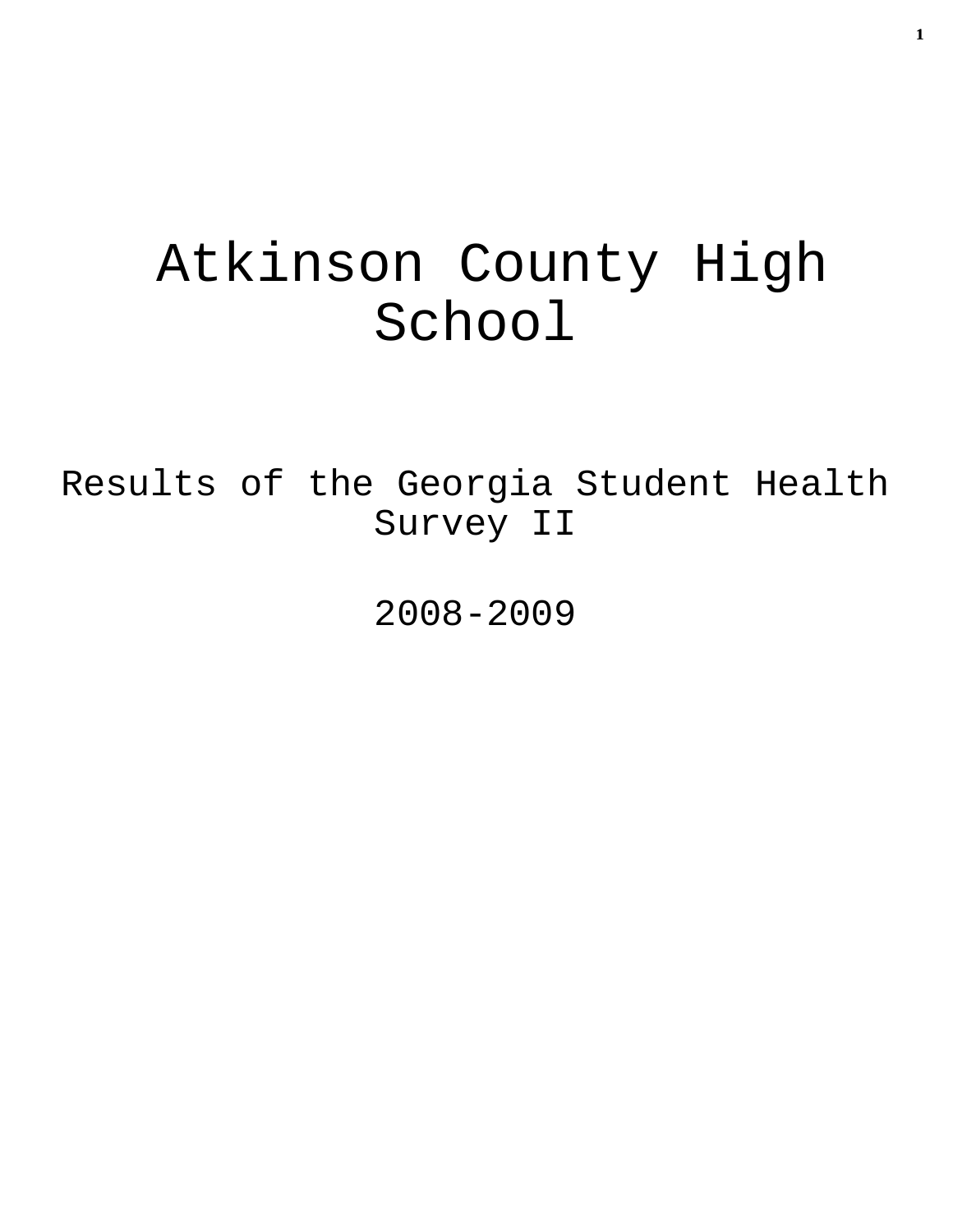# Atkinson County High School

## Results of the Georgia Student Health Survey II

## 2008-2009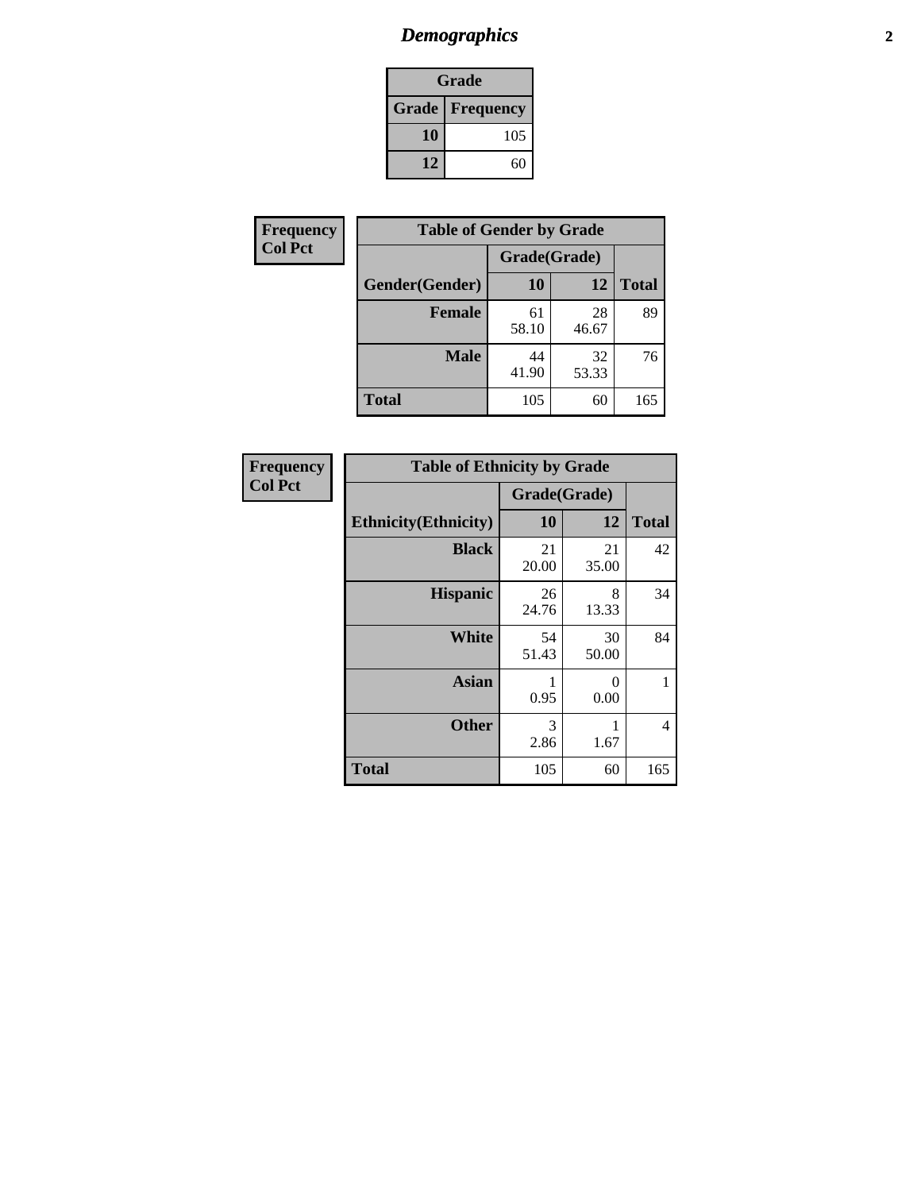## *Demographics*

| Grade | |
|---|---|
| **Grade** | **Frequency** |
| **10** | 105 |
| **12** | 60 |

**Frequency**
**Col Pct**

| Table of Gender by Grade | | | |
|---|---|---|---|
| | Grade(Grade) | | |
| **Gender(Gender)** | **10** | **12** | **Total** |
| **Female** | 61<br>58.10 | 28<br>46.67 | 89 |
| **Male** | 44<br>41.90 | 32<br>53.33 | 76 |
| **Total** | 105 | 60 | 165 |

**Frequency**
**Col Pct**

| Table of Ethnicity by Grade | | | |
|---|---|---|---|
| | Grade(Grade) | | |
| **Ethnicity(Ethnicity)** | **10** | **12** | **Total** |
| **Black** | 21<br>20.00 | 21<br>35.00 | 42 |
| **Hispanic** | 26<br>24.76 | 8<br>13.33 | 34 |
| **White** | 54<br>51.43 | 30<br>50.00 | 84 |
| **Asian** | 1<br>0.95 | 0<br>0.00 | 1 |
| **Other** | 3<br>2.86 | 1<br>1.67 | 4 |
| **Total** | 105 | 60 | 165 |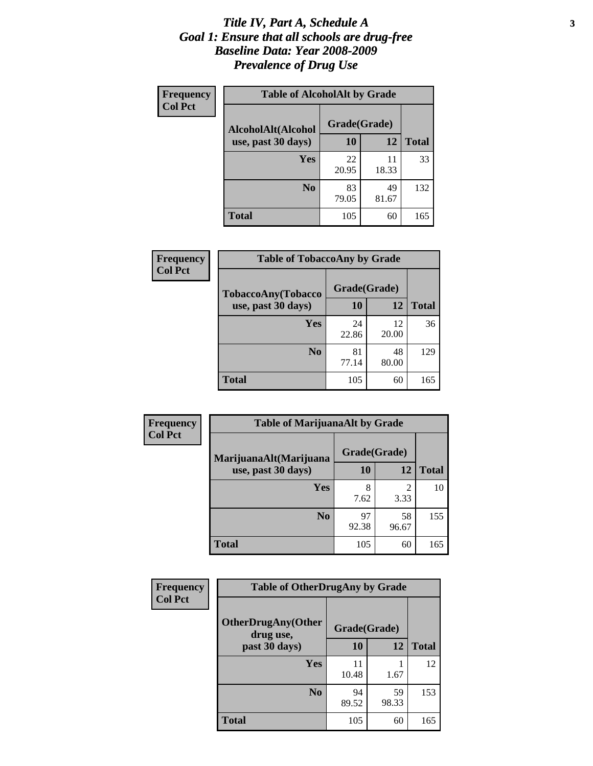# *Title IV, Part A, Schedule A*
# *Goal 1: Ensure that all schools are drug-free*
# *Baseline Data: Year 2008-2009*
# *Prevalence of Drug Use*

**Frequency**
**Col Pct**

**Table of AlcoholAlt by Grade**

| AlcoholAlt(Alcohol use, past 30 days) | Grade(Grade) 10 | 12 | Total |
|---|---|---|---|
| **Yes** | 22<br>20.95 | 11<br>18.33 | 33 |
| **No** | 83<br>79.05 | 49<br>81.67 | 132 |
| **Total** | 105 | 60 | 165 |

**Frequency**
**Col Pct**

**Table of TobaccoAny by Grade**

| TobaccoAny(Tobacco use, past 30 days) | Grade(Grade) 10 | 12 | Total |
|---|---|---|---|
| **Yes** | 24<br>22.86 | 12<br>20.00 | 36 |
| **No** | 81<br>77.14 | 48<br>80.00 | 129 |
| **Total** | 105 | 60 | 165 |

**Frequency**
**Col Pct**

**Table of MarijuanaAlt by Grade**

| MarijuanaAlt(Marijuana use, past 30 days) | Grade(Grade) 10 | 12 | Total |
|---|---|---|---|
| **Yes** | 8<br>7.62 | 2<br>3.33 | 10 |
| **No** | 97<br>92.38 | 58<br>96.67 | 155 |
| **Total** | 105 | 60 | 165 |

**Frequency**
**Col Pct**

**Table of OtherDrugAny by Grade**

| OtherDrugAny(Other drug use, past 30 days) | Grade(Grade) 10 | 12 | Total |
|---|---|---|---|
| **Yes** | 11<br>10.48 | 1<br>1.67 | 12 |
| **No** | 94<br>89.52 | 59<br>98.33 | 153 |
| **Total** | 105 | 60 | 165 |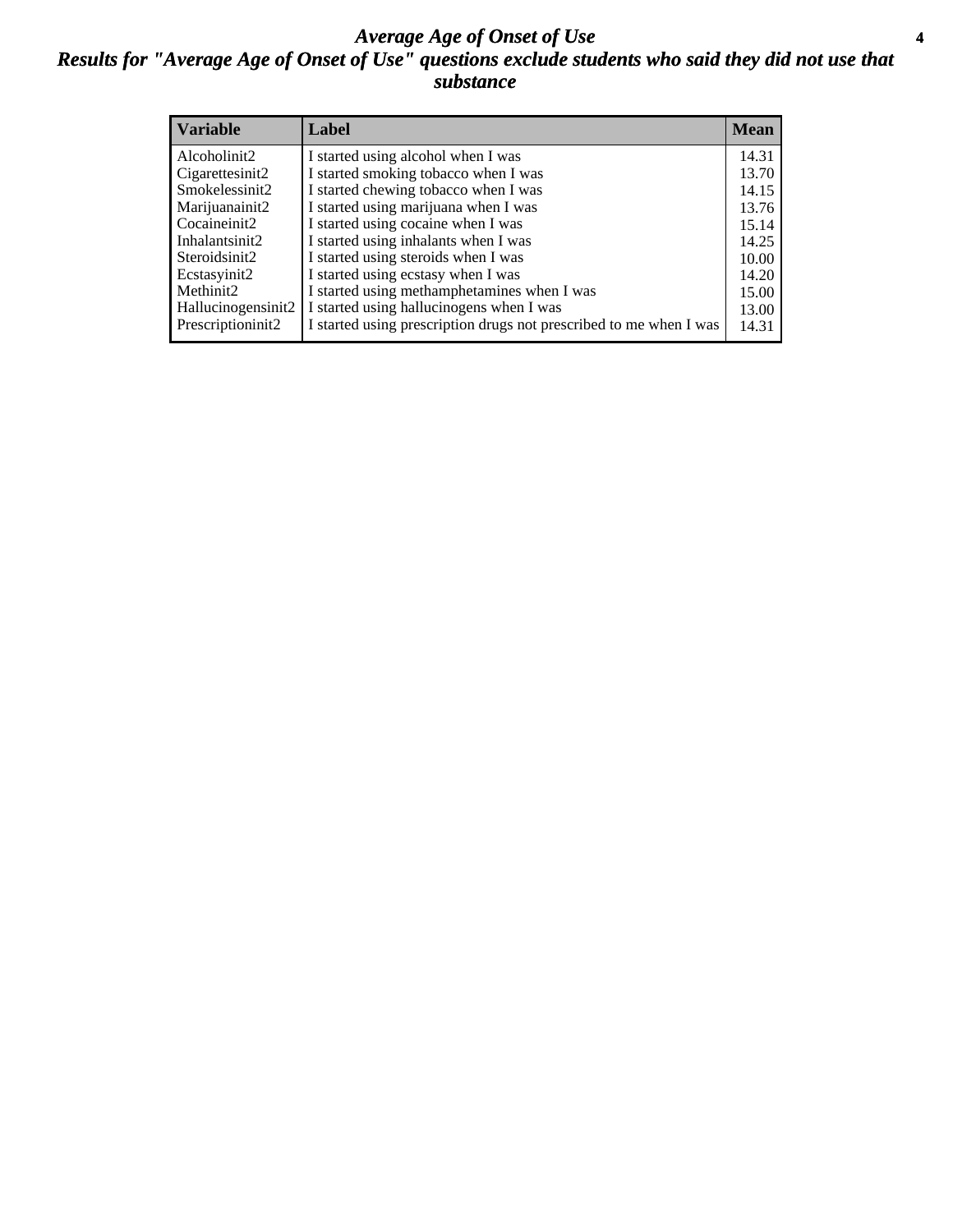# *Average Age of Onset of Use*

## *Results for "Average Age of Onset of Use" questions exclude students who said they did not use that substance*

| Variable | Label | Mean |
|---|---|---|
| Alcoholinit2 | I started using alcohol when I was | 14.31 |
| Cigarettesinit2 | I started smoking tobacco when I was | 13.70 |
| Smokelessinit2 | I started chewing tobacco when I was | 14.15 |
| Marijuanainit2 | I started using marijuana when I was | 13.76 |
| Cocaineinit2 | I started using cocaine when I was | 15.14 |
| Inhalantsinit2 | I started using inhalants when I was | 14.25 |
| Steroidsinit2 | I started using steroids when I was | 10.00 |
| Ecstasyinit2 | I started using ecstasy when I was | 14.20 |
| Methinit2 | I started using methamphetamines when I was | 15.00 |
| Hallucinogensinit2 | I started using hallucinogens when I was | 13.00 |
| Prescriptioninit2 | I started using prescription drugs not prescribed to me when I was | 14.31 |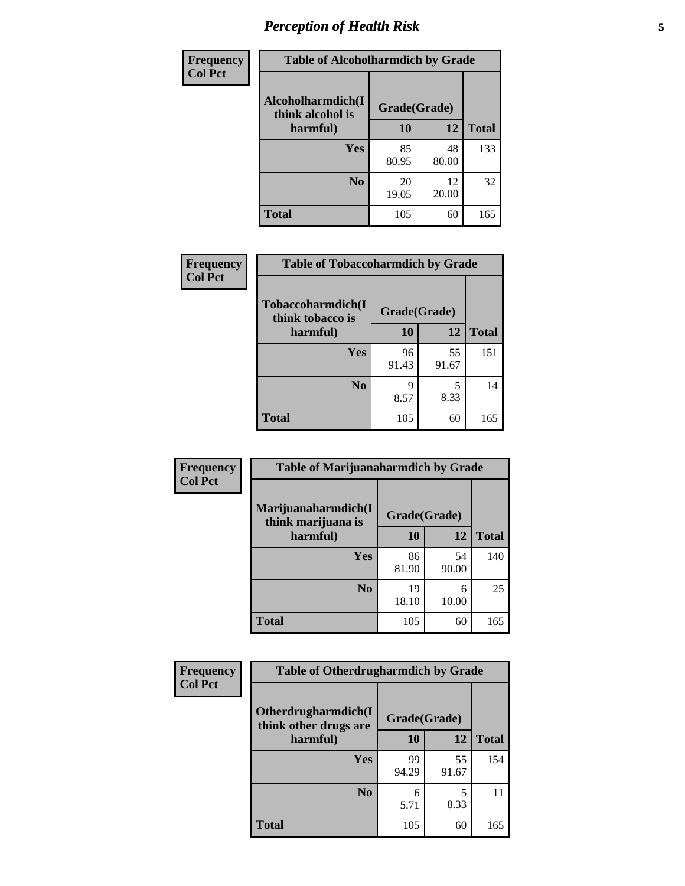## Perception of Health Risk

| Frequency Col Pct | Table of Alcoholharmdich by Grade | | |
|---|---|---|---|
| **Alcoholharmdich(I think alcohol is harmful)** | **Grade(Grade)** | | |
| | **10** | **12** | **Total** |
| **Yes** | 85<br>80.95 | 48<br>80.00 | 133 |
| **No** | 20<br>19.05 | 12<br>20.00 | 32 |
| **Total** | 105 | 60 | 165 |

| Frequency Col Pct | Table of Tobaccoharmdich by Grade | | |
|---|---|---|---|
| **Tobaccoharmdich(I think tobacco is harmful)** | **Grade(Grade)** | | |
| | **10** | **12** | **Total** |
| **Yes** | 96<br>91.43 | 55<br>91.67 | 151 |
| **No** | 9<br>8.57 | 5<br>8.33 | 14 |
| **Total** | 105 | 60 | 165 |

| Frequency Col Pct | Table of Marijuanaharmdich by Grade | | |
|---|---|---|---|
| **Marijuanaharmdich(I think marijuana is harmful)** | **Grade(Grade)** | | |
| | **10** | **12** | **Total** |
| **Yes** | 86<br>81.90 | 54<br>90.00 | 140 |
| **No** | 19<br>18.10 | 6<br>10.00 | 25 |
| **Total** | 105 | 60 | 165 |

| Frequency Col Pct | Table of Otherdrugharmdich by Grade | | |
|---|---|---|---|
| **Otherdrugharmdich(I think other drugs are harmful)** | **Grade(Grade)** | | |
| | **10** | **12** | **Total** |
| **Yes** | 99<br>94.29 | 55<br>91.67 | 154 |
| **No** | 6<br>5.71 | 5<br>8.33 | 11 |
| **Total** | 105 | 60 | 165 |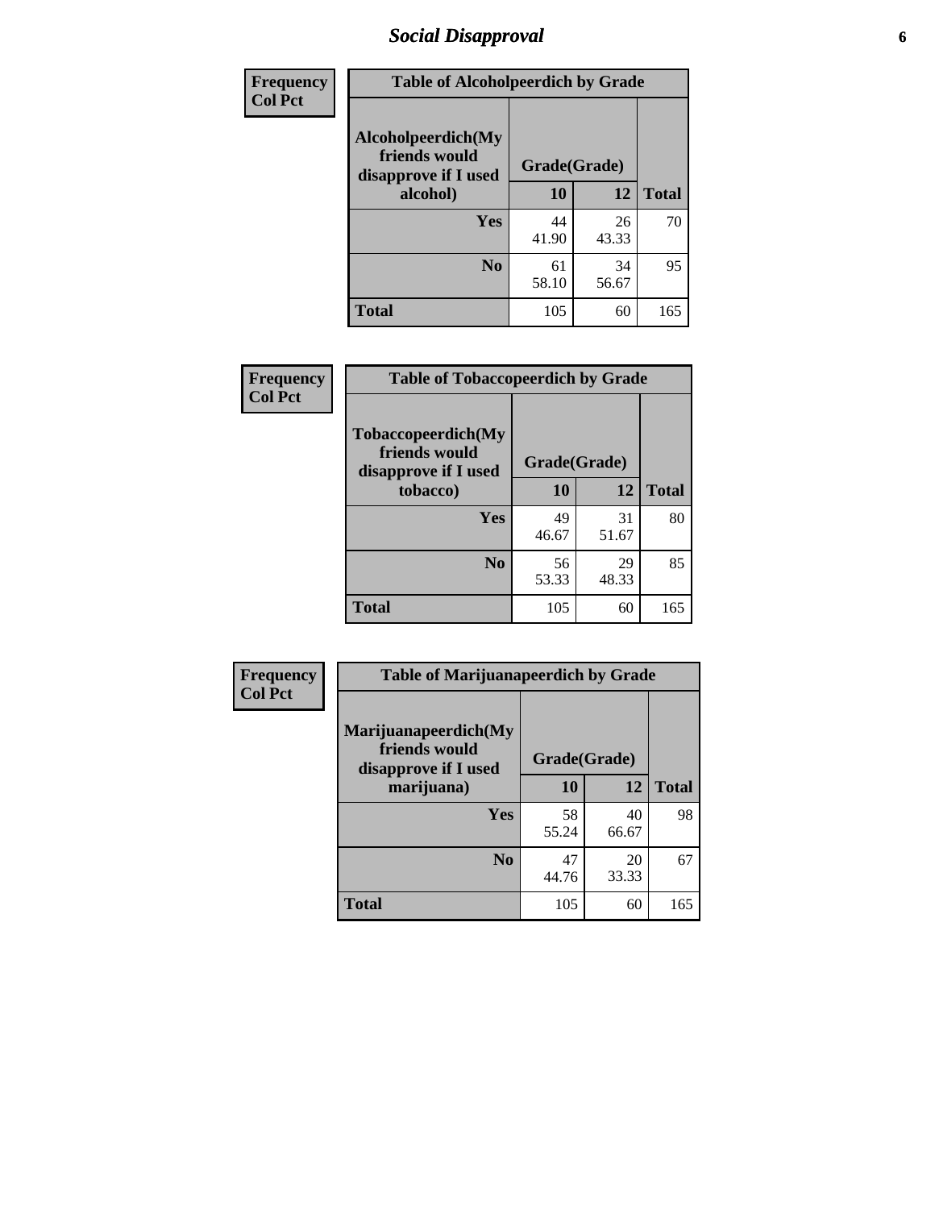# Social Disapproval

| Frequency<br>Col Pct |
|---|

**Table of Alcoholpeerdich by Grade**

| Alcoholpeerdich(My friends would disapprove if I used alcohol) | Grade(Grade) | | |
|---|---|---|---|
| | 10 | 12 | Total |
| Yes | 44<br>41.90 | 26<br>43.33 | 70 |
| No | 61<br>58.10 | 34<br>56.67 | 95 |
| Total | 105 | 60 | 165 |

| Frequency<br>Col Pct |
|---|

**Table of Tobaccopeerdich by Grade**

| Tobaccopeerdich(My friends would disapprove if I used tobacco) | Grade(Grade) | | |
|---|---|---|---|
| | 10 | 12 | Total |
| Yes | 49<br>46.67 | 31<br>51.67 | 80 |
| No | 56<br>53.33 | 29<br>48.33 | 85 |
| Total | 105 | 60 | 165 |

| Frequency<br>Col Pct |
|---|

**Table of Marijuanapeerdich by Grade**

| Marijuanapeerdich(My friends would disapprove if I used marijuana) | Grade(Grade) | | |
|---|---|---|---|
| | 10 | 12 | Total |
| Yes | 58<br>55.24 | 40<br>66.67 | 98 |
| No | 47<br>44.76 | 20<br>33.33 | 67 |
| Total | 105 | 60 | 165 |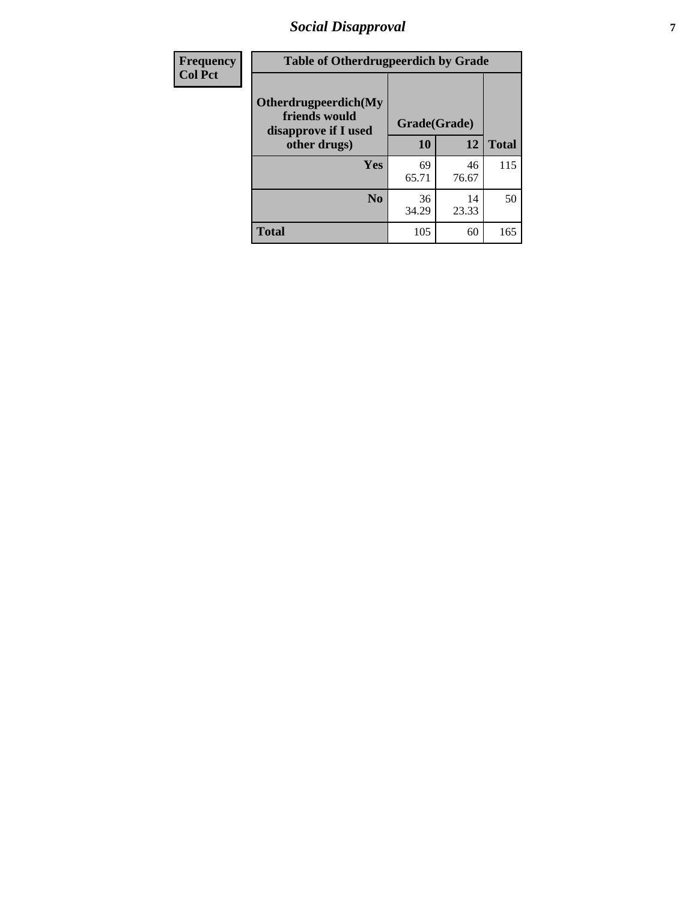| Frequency<br>Col Pct | Table of Otherdrugpeerdich by Grade | | | |
|---|---|---|---|---|
| | Otherdrugpeerdich(My friends would disapprove if I used other drugs) | Grade(Grade) | | |
| | | 10 | 12 | Total |
| | Yes | 69<br>65.71 | 46<br>76.67 | 115 |
| | No | 36<br>34.29 | 14<br>23.33 | 50 |
| | Total | 105 | 60 | 165 |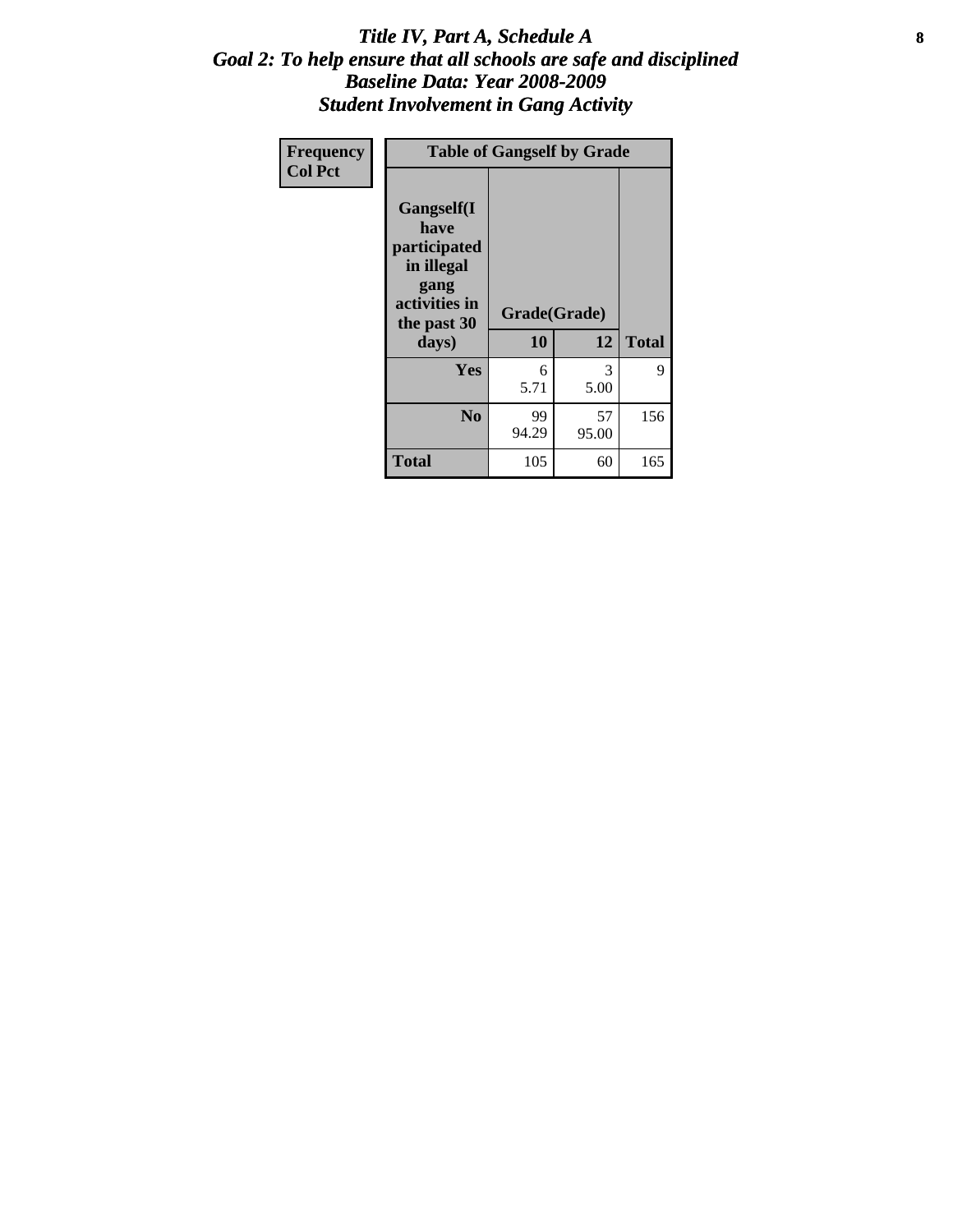# *Title IV, Part A, Schedule A*
## *Goal 2: To help ensure that all schools are safe and disciplined*
## *Baseline Data: Year 2008-2009*
## *Student Involvement in Gang Activity*

| Frequency Col Pct | Table of Gangself by Grade | | |
|---|---|---|---|
| **Gangself(I have participated in illegal gang activities in the past 30 days)** | **Grade(Grade)** | | |
| | **10** | **12** | **Total** |
| **Yes** | 6<br>5.71 | 3<br>5.00 | 9 |
| **No** | 99<br>94.29 | 57<br>95.00 | 156 |
| **Total** | 105 | 60 | 165 |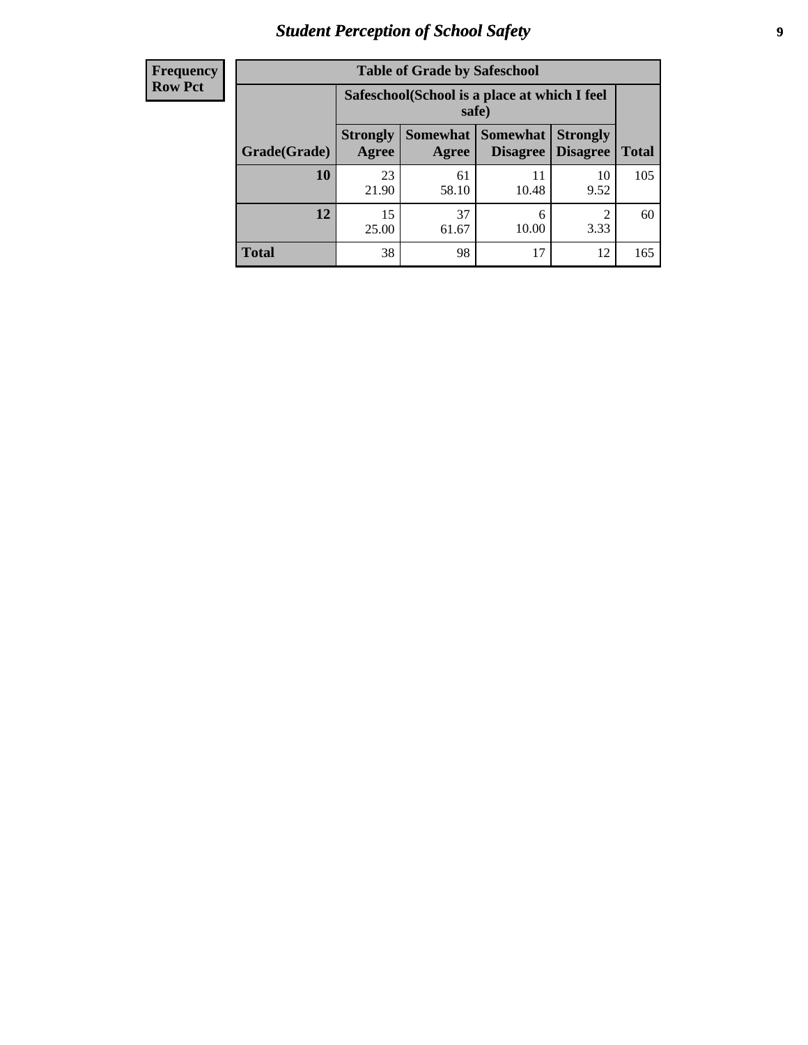| Frequency Row Pct | Table of Grade by Safeschool | | | | |
|---|---|---|---|---|---|
| | Safeschool(School is a place at which I feel safe) | | | | |
| Grade(Grade) | Strongly Agree | Somewhat Agree | Somewhat Disagree | Strongly Disagree | Total |
| 10 | 23<br>21.90 | 61<br>58.10 | 11<br>10.48 | 10<br>9.52 | 105 |
| 12 | 15<br>25.00 | 37<br>61.67 | 6<br>10.00 | 2<br>3.33 | 60 |
| Total | 38 | 98 | 17 | 12 | 165 |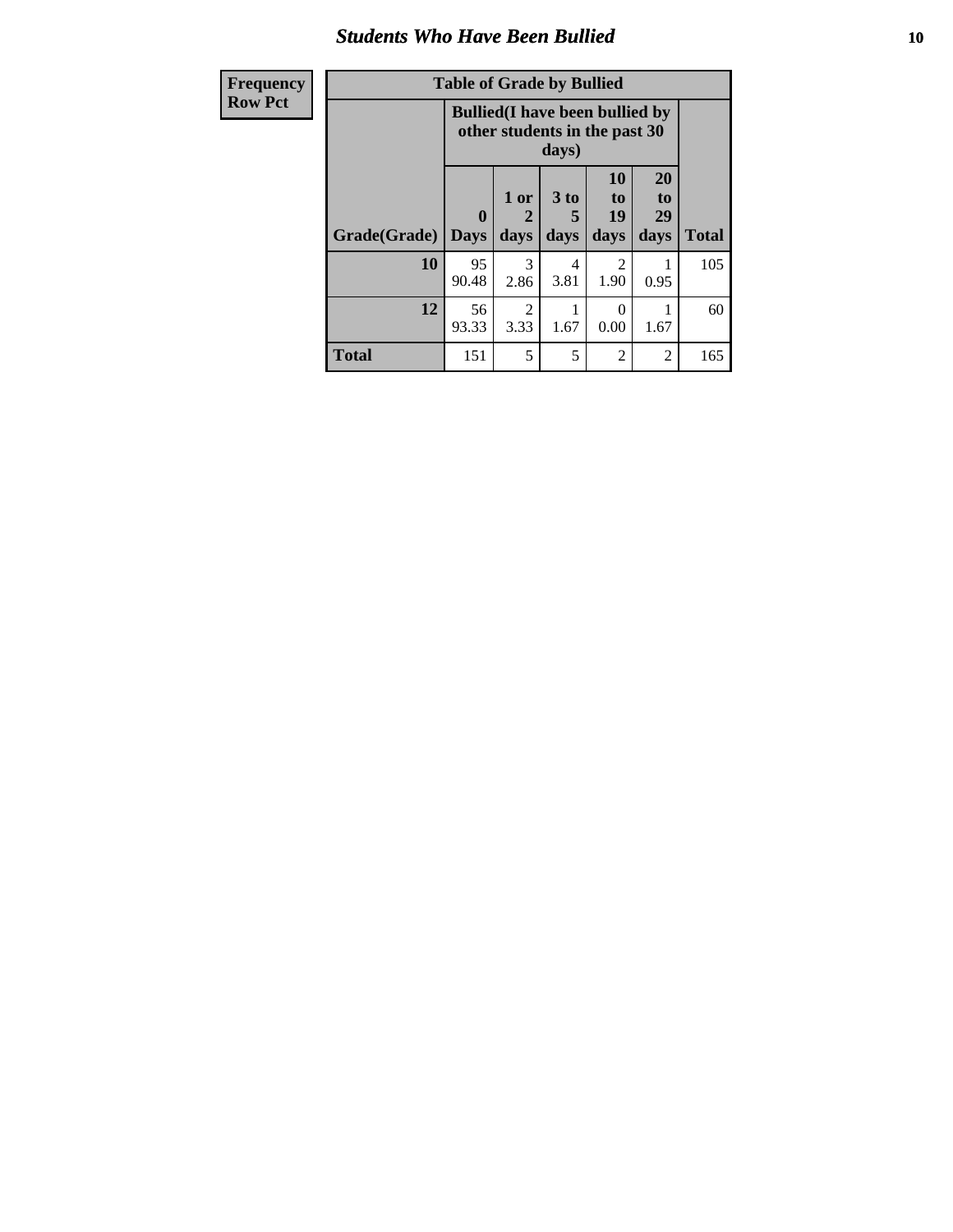## Students Who Have Been Bullied

| Frequency<br>Row Pct |
|---|

**Table of Grade by Bullied**

| Grade(Grade) | Bullied(I have been bullied by other students in the past 30 days) | | | | | Total |
|---|---|---|---|---|---|---|
| | 0 Days | 1 or 2 days | 3 to 5 days | 10 to 19 days | 20 to 29 days | |
| **10** | 95<br>90.48 | 3<br>2.86 | 4<br>3.81 | 2<br>1.90 | 1<br>0.95 | 105 |
| **12** | 56<br>93.33 | 2<br>3.33 | 1<br>1.67 | 0<br>0.00 | 1<br>1.67 | 60 |
| **Total** | 151 | 5 | 5 | 2 | 2 | 165 |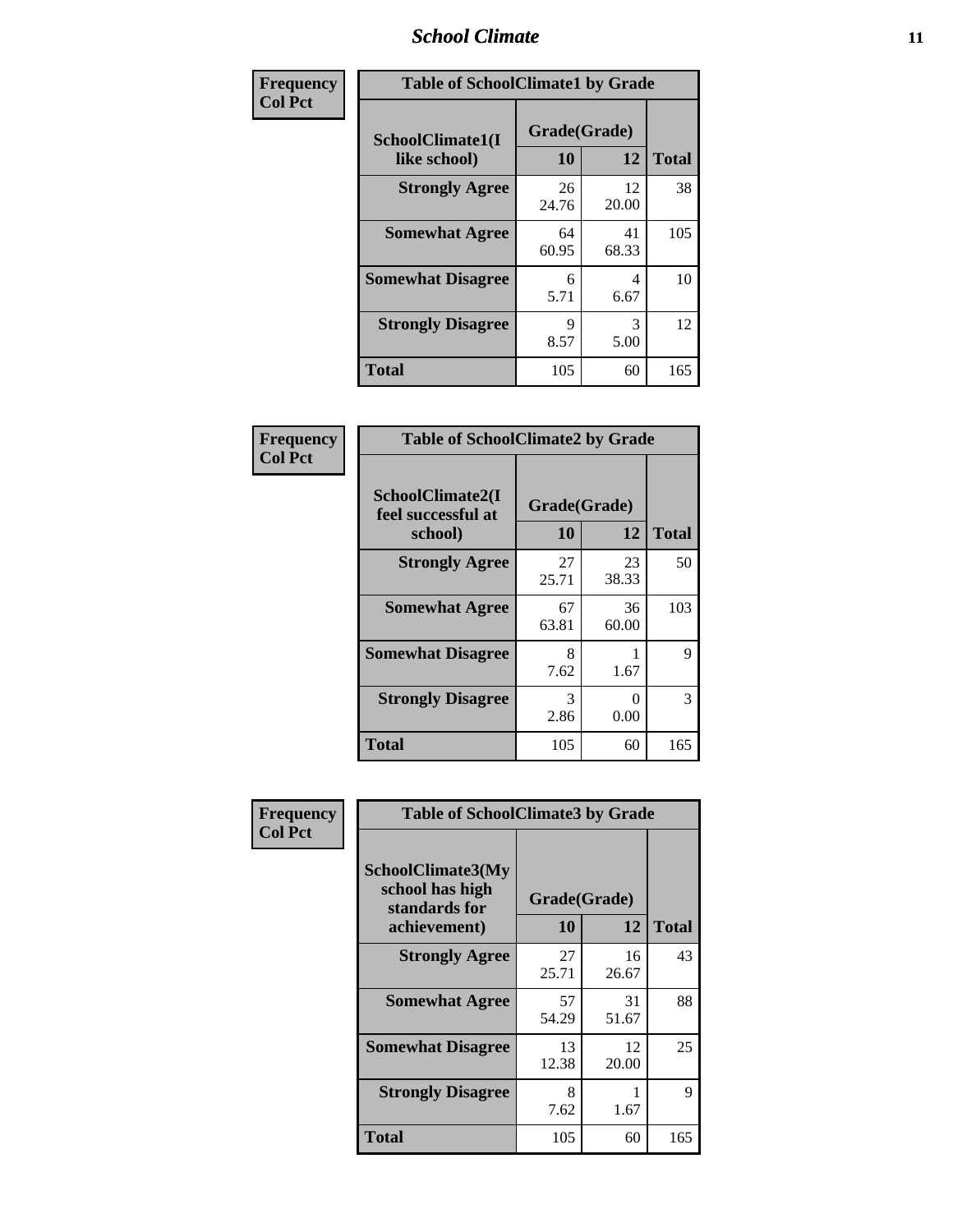| Frequency<br>Col Pct | | | |
|---|---|---|---|
| **Table of SchoolClimate1 by Grade** | | | |
| **SchoolClimate1(I like school)** | **Grade(Grade)** | | **Total** |
| | **10** | **12** | |
| **Strongly Agree** | 26<br>24.76 | 12<br>20.00 | 38 |
| **Somewhat Agree** | 64<br>60.95 | 41<br>68.33 | 105 |
| **Somewhat Disagree** | 6<br>5.71 | 4<br>6.67 | 10 |
| **Strongly Disagree** | 9<br>8.57 | 3<br>5.00 | 12 |
| **Total** | 105 | 60 | 165 |

| Frequency<br>Col Pct | | | |
|---|---|---|---|
| **Table of SchoolClimate2 by Grade** | | | |
| **SchoolClimate2(I feel successful at school)** | **Grade(Grade)** | | **Total** |
| | **10** | **12** | |
| **Strongly Agree** | 27<br>25.71 | 23<br>38.33 | 50 |
| **Somewhat Agree** | 67<br>63.81 | 36<br>60.00 | 103 |
| **Somewhat Disagree** | 8<br>7.62 | 1<br>1.67 | 9 |
| **Strongly Disagree** | 3<br>2.86 | 0<br>0.00 | 3 |
| **Total** | 105 | 60 | 165 |

| Frequency<br>Col Pct | | | |
|---|---|---|---|
| **Table of SchoolClimate3 by Grade** | | | |
| **SchoolClimate3(My school has high standards for achievement)** | **Grade(Grade)** | | **Total** |
| | **10** | **12** | |
| **Strongly Agree** | 27<br>25.71 | 16<br>26.67 | 43 |
| **Somewhat Agree** | 57<br>54.29 | 31<br>51.67 | 88 |
| **Somewhat Disagree** | 13<br>12.38 | 12<br>20.00 | 25 |
| **Strongly Disagree** | 8<br>7.62 | 1<br>1.67 | 9 |
| **Total** | 105 | 60 | 165 |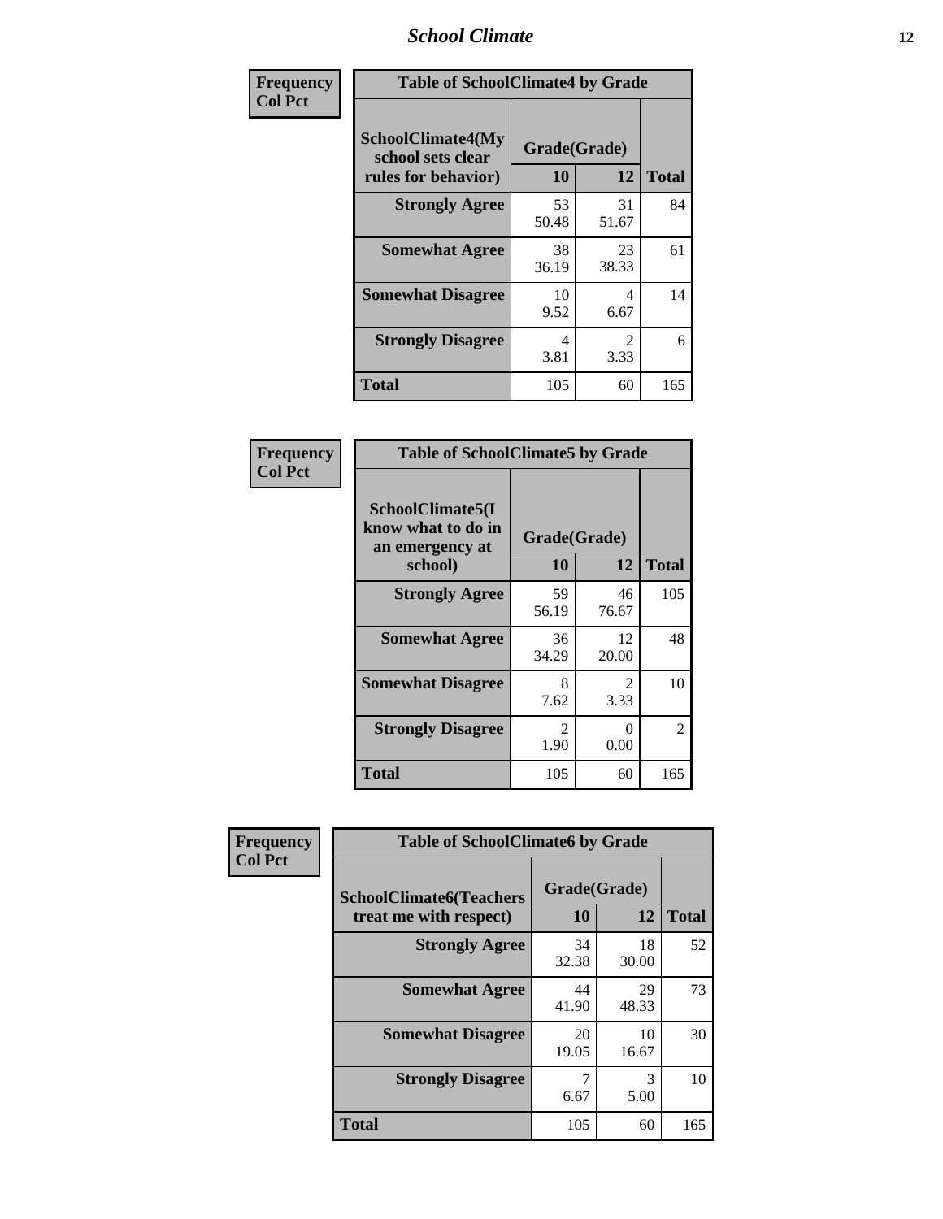## School Climate

**Frequency**
**Col Pct**

| Table of SchoolClimate4 by Grade | | | |
|---|---|---|---|
| SchoolClimate4(My school sets clear rules for behavior) | Grade(Grade) | | |
| | 10 | 12 | Total |
| Strongly Agree | 53<br>50.48 | 31<br>51.67 | 84 |
| Somewhat Agree | 38<br>36.19 | 23<br>38.33 | 61 |
| Somewhat Disagree | 10<br>9.52 | 4<br>6.67 | 14 |
| Strongly Disagree | 4<br>3.81 | 2<br>3.33 | 6 |
| Total | 105 | 60 | 165 |

**Frequency**
**Col Pct**

| Table of SchoolClimate5 by Grade | | | |
|---|---|---|---|
| SchoolClimate5(I know what to do in an emergency at school) | Grade(Grade) | | |
| | 10 | 12 | Total |
| Strongly Agree | 59<br>56.19 | 46<br>76.67 | 105 |
| Somewhat Agree | 36<br>34.29 | 12<br>20.00 | 48 |
| Somewhat Disagree | 8<br>7.62 | 2<br>3.33 | 10 |
| Strongly Disagree | 2<br>1.90 | 0<br>0.00 | 2 |
| Total | 105 | 60 | 165 |

**Frequency**
**Col Pct**

| Table of SchoolClimate6 by Grade | | | |
|---|---|---|---|
| SchoolClimate6(Teachers treat me with respect) | Grade(Grade) | | |
| | 10 | 12 | Total |
| Strongly Agree | 34<br>32.38 | 18<br>30.00 | 52 |
| Somewhat Agree | 44<br>41.90 | 29<br>48.33 | 73 |
| Somewhat Disagree | 20<br>19.05 | 10<br>16.67 | 30 |
| Strongly Disagree | 7<br>6.67 | 3<br>5.00 | 10 |
| Total | 105 | 60 | 165 |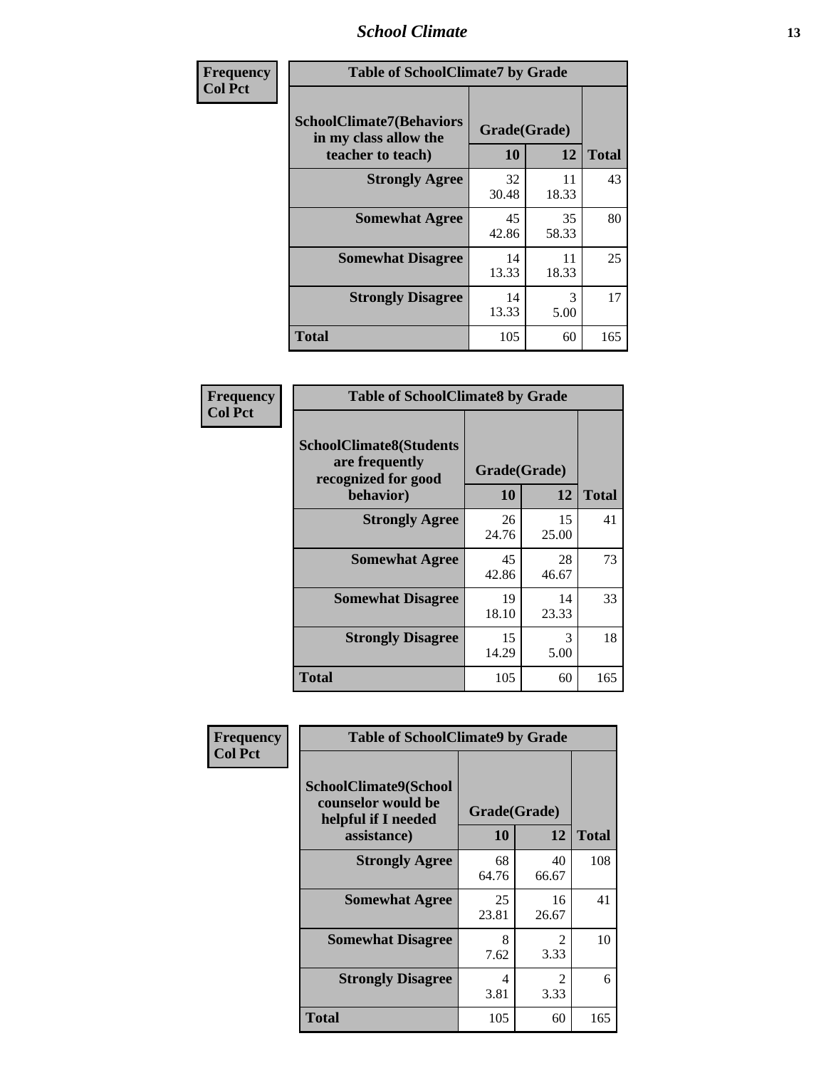| Frequency<br>Col Pct | | | |
|---|---|---|---|

**Table of SchoolClimate7 by Grade**

| SchoolClimate7(Behaviors in my class allow the teacher to teach) | Grade(Grade) | | Total |
|---|---|---|---|
| | 10 | 12 | |
| Strongly Agree | 32<br>30.48 | 11<br>18.33 | 43 |
| Somewhat Agree | 45<br>42.86 | 35<br>58.33 | 80 |
| Somewhat Disagree | 14<br>13.33 | 11<br>18.33 | 25 |
| Strongly Disagree | 14<br>13.33 | 3<br>5.00 | 17 |
| Total | 105 | 60 | 165 |

| Frequency<br>Col Pct | | | |
|---|---|---|---|

**Table of SchoolClimate8 by Grade**

| SchoolClimate8(Students are frequently recognized for good behavior) | Grade(Grade) | | Total |
|---|---|---|---|
| | 10 | 12 | |
| Strongly Agree | 26<br>24.76 | 15<br>25.00 | 41 |
| Somewhat Agree | 45<br>42.86 | 28<br>46.67 | 73 |
| Somewhat Disagree | 19<br>18.10 | 14<br>23.33 | 33 |
| Strongly Disagree | 15<br>14.29 | 3<br>5.00 | 18 |
| Total | 105 | 60 | 165 |

| Frequency<br>Col Pct | | | |
|---|---|---|---|

**Table of SchoolClimate9 by Grade**

| SchoolClimate9(School counselor would be helpful if I needed assistance) | Grade(Grade) | | Total |
|---|---|---|---|
| | 10 | 12 | |
| Strongly Agree | 68<br>64.76 | 40<br>66.67 | 108 |
| Somewhat Agree | 25<br>23.81 | 16<br>26.67 | 41 |
| Somewhat Disagree | 8<br>7.62 | 2<br>3.33 | 10 |
| Strongly Disagree | 4<br>3.81 | 2<br>3.33 | 6 |
| Total | 105 | 60 | 165 |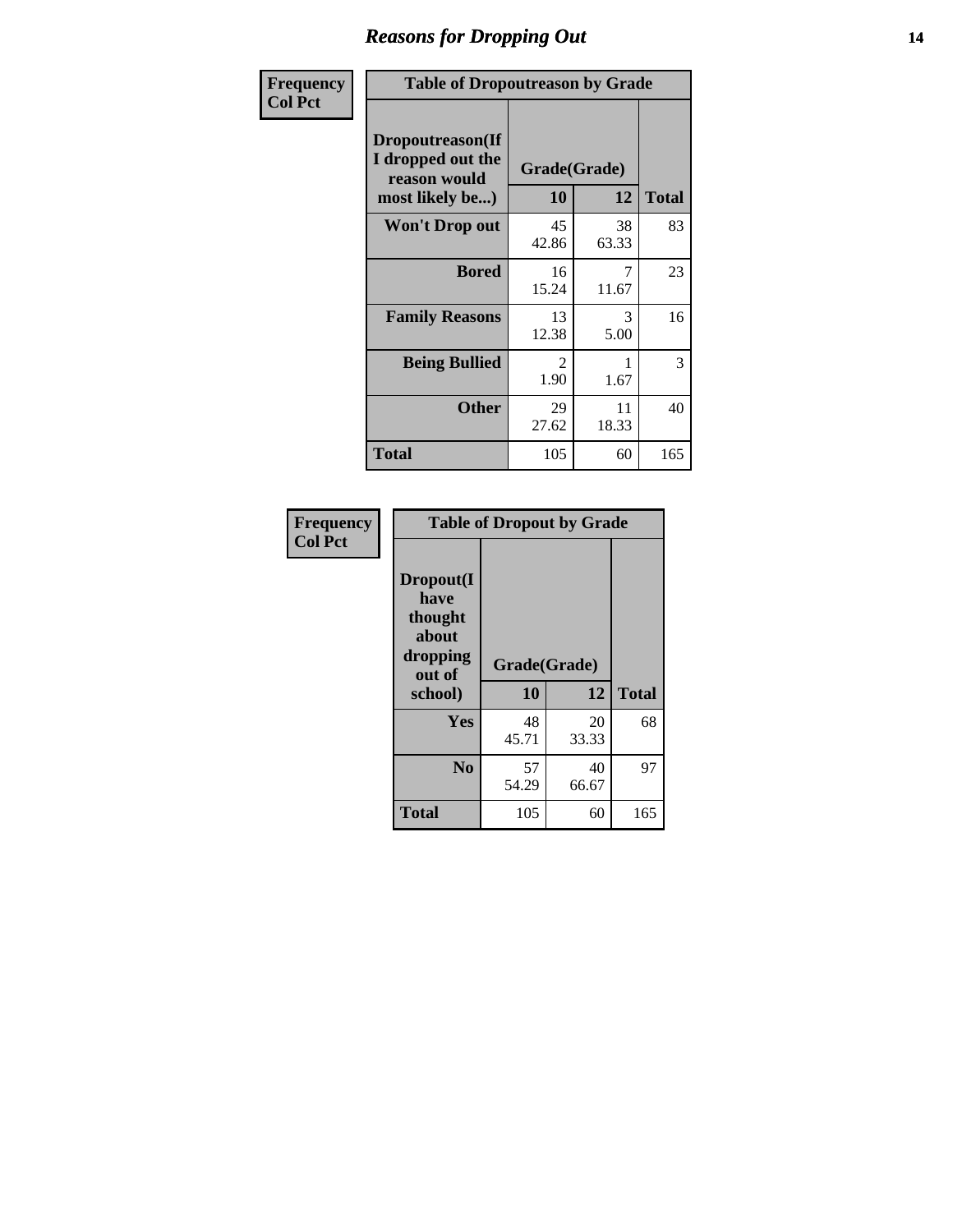# Reasons for Dropping Out

**Frequency**
**Col Pct**

| Table of Dropoutreason by Grade | | | |
|---|---|---|---|
| Dropoutreason(If I dropped out the reason would most likely be...) | Grade(Grade) | | |
| | 10 | 12 | Total |
| Won't Drop out | 45<br>42.86 | 38<br>63.33 | 83 |
| Bored | 16<br>15.24 | 7<br>11.67 | 23 |
| Family Reasons | 13<br>12.38 | 3<br>5.00 | 16 |
| Being Bullied | 2<br>1.90 | 1<br>1.67 | 3 |
| Other | 29<br>27.62 | 11<br>18.33 | 40 |
| Total | 105 | 60 | 165 |

**Frequency**
**Col Pct**

| Table of Dropout by Grade | | | |
|---|---|---|---|
| Dropout(I have thought about dropping out of school) | Grade(Grade) | | |
| | 10 | 12 | Total |
| Yes | 48<br>45.71 | 20<br>33.33 | 68 |
| No | 57<br>54.29 | 40<br>66.67 | 97 |
| Total | 105 | 60 | 165 |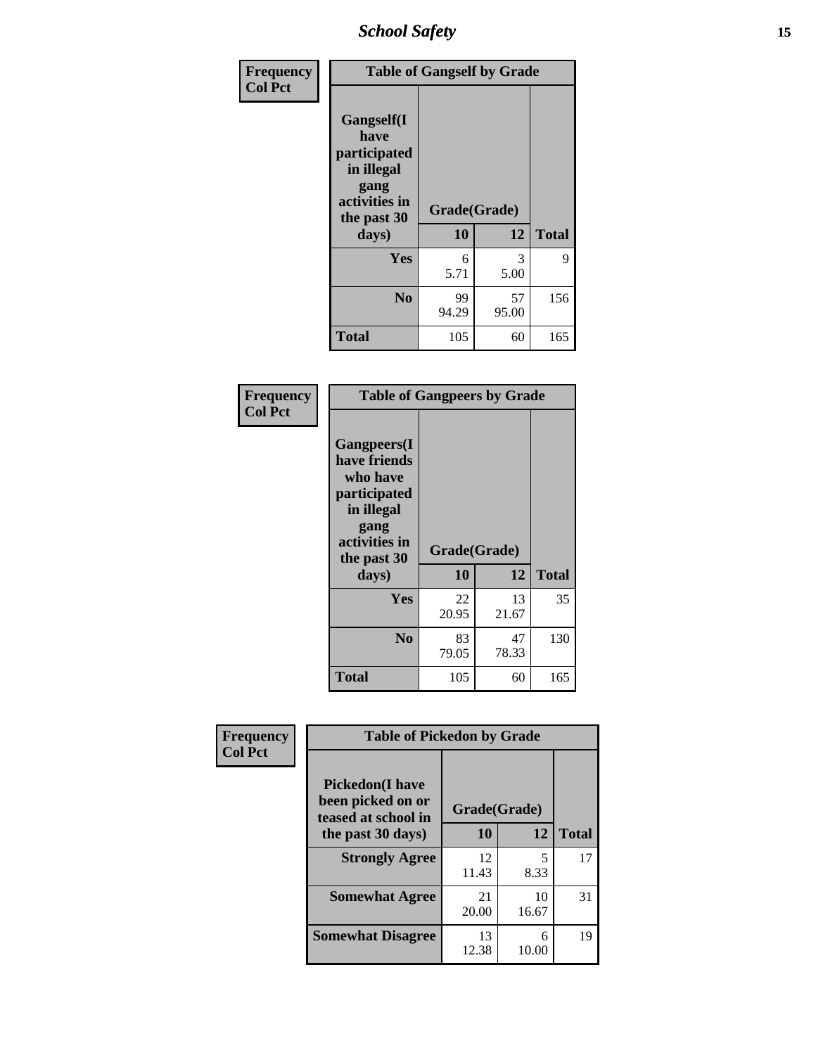| Frequency<br>Col Pct | Table of Gangself by Grade | | |
|---|---|---|---|
| Gangself(I have participated in illegal gang activities in the past 30 days) | Grade(Grade) | | |
| | 10 | 12 | Total |
| Yes | 6<br>5.71 | 3<br>5.00 | 9 |
| No | 99<br>94.29 | 57<br>95.00 | 156 |
| Total | 105 | 60 | 165 |

| Frequency<br>Col Pct | Table of Gangpeers by Grade | | |
|---|---|---|---|
| Gangpeers(I have friends who have participated in illegal gang activities in the past 30 days) | Grade(Grade) | | |
| | 10 | 12 | Total |
| Yes | 22<br>20.95 | 13<br>21.67 | 35 |
| No | 83<br>79.05 | 47<br>78.33 | 130 |
| Total | 105 | 60 | 165 |

| Frequency<br>Col Pct | Table of Pickedon by Grade | | |
|---|---|---|---|
| Pickedon(I have been picked on or teased at school in the past 30 days) | Grade(Grade) | | |
| | 10 | 12 | Total |
| Strongly Agree | 12<br>11.43 | 5<br>8.33 | 17 |
| Somewhat Agree | 21<br>20.00 | 10<br>16.67 | 31 |
| Somewhat Disagree | 13<br>12.38 | 6<br>10.00 | 19 |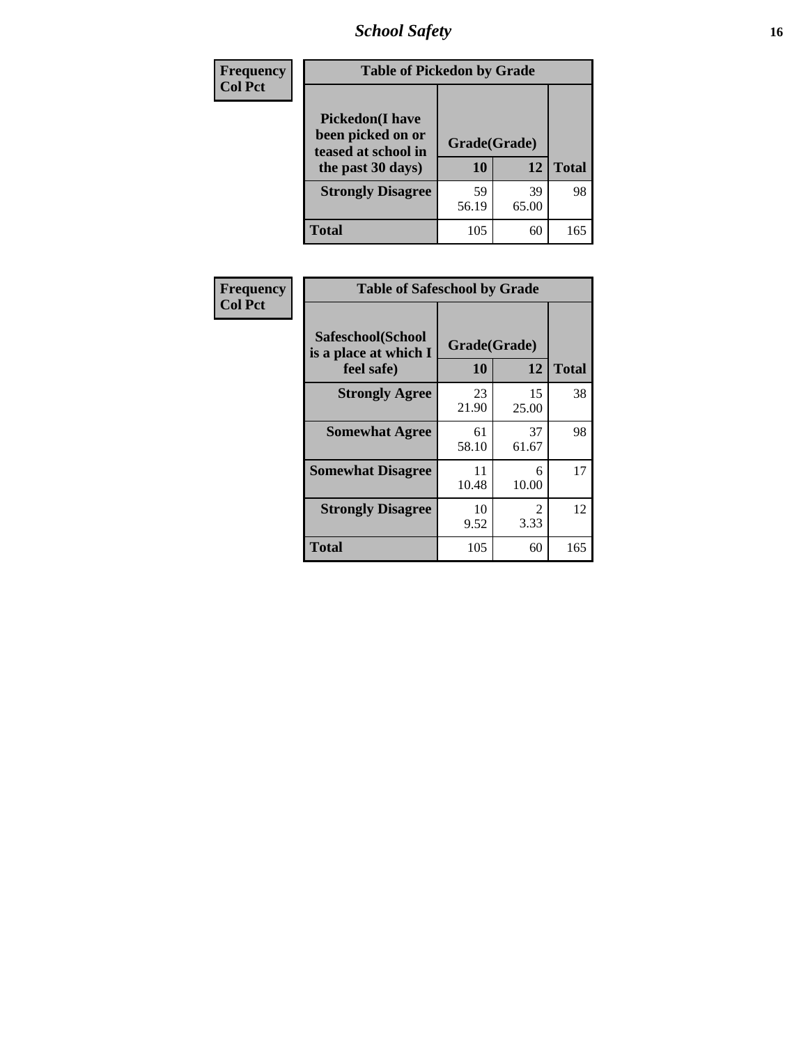| Frequency Col Pct | Table of Pickedon by Grade | | | |
|---|---|---|---|---|
| | Pickedon(I have been picked on or teased at school in the past 30 days) | Grade(Grade) | | |
| | | 10 | 12 | Total |
| | Strongly Disagree | 59<br>56.19 | 39<br>65.00 | 98 |
| | Total | 105 | 60 | 165 |

| Frequency Col Pct | Table of Safeschool by Grade | | | |
|---|---|---|---|---|
| | Safeschool(School is a place at which I feel safe) | Grade(Grade) | | |
| | | 10 | 12 | Total |
| | Strongly Agree | 23<br>21.90 | 15<br>25.00 | 38 |
| | Somewhat Agree | 61<br>58.10 | 37<br>61.67 | 98 |
| | Somewhat Disagree | 11<br>10.48 | 6<br>10.00 | 17 |
| | Strongly Disagree | 10<br>9.52 | 2<br>3.33 | 12 |
| | Total | 105 | 60 | 165 |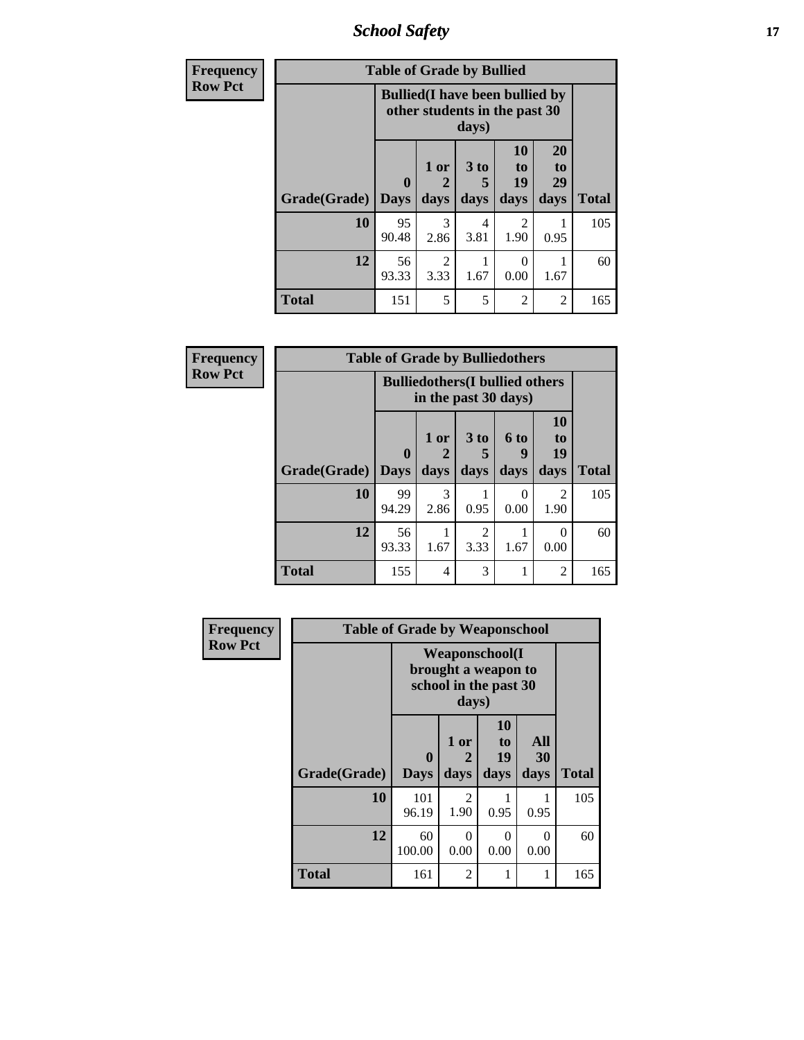| Frequency<br>Row Pct | Table of Grade by Bullied | | | | | |
|---|---|---|---|---|---|---|
| | Bullied(I have been bullied by other students in the past 30 days) | | | | | |
| Grade(Grade) | 0 Days | 1 or 2 days | 3 to 5 days | 10 to 19 days | 20 to 29 days | Total |
| 10 | 95<br>90.48 | 3<br>2.86 | 4<br>3.81 | 2<br>1.90 | 1<br>0.95 | 105 |
| 12 | 56<br>93.33 | 2<br>3.33 | 1<br>1.67 | 0<br>0.00 | 1<br>1.67 | 60 |
| Total | 151 | 5 | 5 | 2 | 2 | 165 |

| Frequency<br>Row Pct | Table of Grade by Bulliedothers | | | | | |
|---|---|---|---|---|---|---|
| | Bulliedothers(I bullied others in the past 30 days) | | | | | |
| Grade(Grade) | 0 Days | 1 or 2 days | 3 to 5 days | 6 to 9 days | 10 to 19 days | Total |
| 10 | 99<br>94.29 | 3<br>2.86 | 1<br>0.95 | 0<br>0.00 | 2<br>1.90 | 105 |
| 12 | 56<br>93.33 | 1<br>1.67 | 2<br>3.33 | 1<br>1.67 | 0<br>0.00 | 60 |
| Total | 155 | 4 | 3 | 1 | 2 | 165 |

| Frequency<br>Row Pct | Table of Grade by Weaponschool | | | | |
|---|---|---|---|---|---|
| | Weaponschool(I brought a weapon to school in the past 30 days) | | | | |
| Grade(Grade) | 0 Days | 1 or 2 days | 10 to 19 days | All 30 days | Total |
| 10 | 101<br>96.19 | 2<br>1.90 | 1<br>0.95 | 1<br>0.95 | 105 |
| 12 | 60<br>100.00 | 0<br>0.00 | 0<br>0.00 | 0<br>0.00 | 60 |
| Total | 161 | 2 | 1 | 1 | 165 |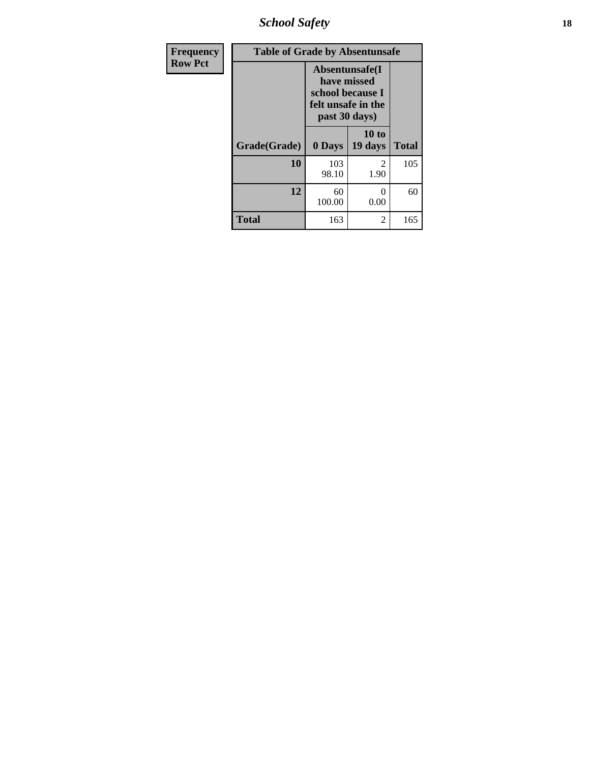| Frequency<br>Row Pct |
| --- |

**Table of Grade by Absentunsafe**

| Grade(Grade) | Absentunsafe(I have missed school because I felt unsafe in the past 30 days) 0 Days | 10 to 19 days | Total |
| --- | --- | --- | --- |
| **10** | 103<br>98.10 | 2<br>1.90 | 105 |
| **12** | 60<br>100.00 | 0<br>0.00 | 60 |
| **Total** | 163 | 2 | 165 |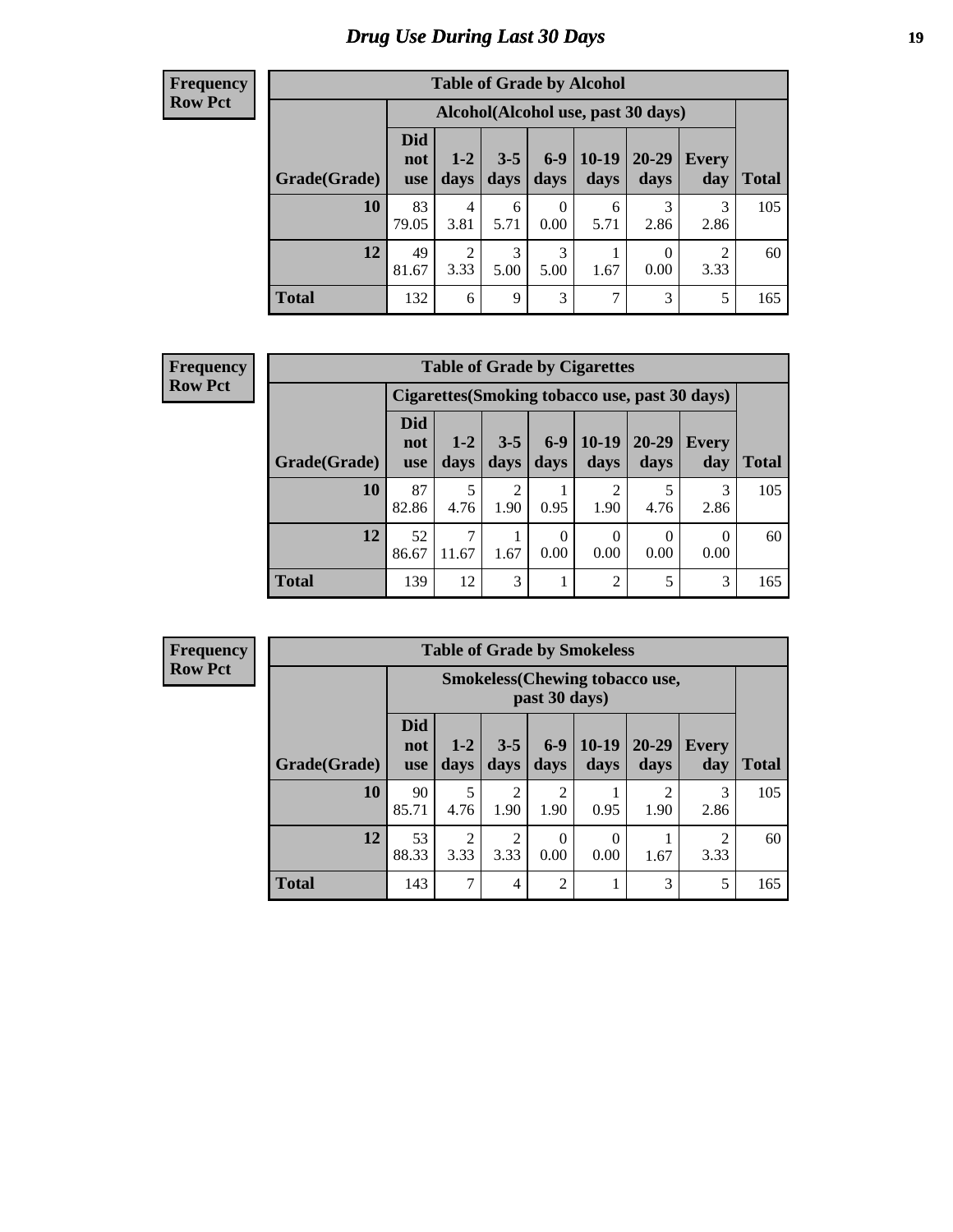# Drug Use During Last 30 Days

**Frequency**
**Row Pct**

| Table of Grade by Alcohol | | | | | | | | |
|---|---|---|---|---|---|---|---|---|
| | Alcohol(Alcohol use, past 30 days) | | | | | | | |
| Grade(Grade) | Did not use | 1-2 days | 3-5 days | 6-9 days | 10-19 days | 20-29 days | Every day | Total |
| **10** | 83<br>79.05 | 4<br>3.81 | 6<br>5.71 | 0<br>0.00 | 6<br>5.71 | 3<br>2.86 | 3<br>2.86 | 105 |
| **12** | 49<br>81.67 | 2<br>3.33 | 3<br>5.00 | 3<br>5.00 | 1<br>1.67 | 0<br>0.00 | 2<br>3.33 | 60 |
| **Total** | 132 | 6 | 9 | 3 | 7 | 3 | 5 | 165 |

**Frequency**
**Row Pct**

| Table of Grade by Cigarettes | | | | | | | | |
|---|---|---|---|---|---|---|---|---|
| | Cigarettes(Smoking tobacco use, past 30 days) | | | | | | | |
| Grade(Grade) | Did not use | 1-2 days | 3-5 days | 6-9 days | 10-19 days | 20-29 days | Every day | Total |
| **10** | 87<br>82.86 | 5<br>4.76 | 2<br>1.90 | 1<br>0.95 | 2<br>1.90 | 5<br>4.76 | 3<br>2.86 | 105 |
| **12** | 52<br>86.67 | 7<br>11.67 | 1<br>1.67 | 0<br>0.00 | 0<br>0.00 | 0<br>0.00 | 0<br>0.00 | 60 |
| **Total** | 139 | 12 | 3 | 1 | 2 | 5 | 3 | 165 |

**Frequency**
**Row Pct**

| Table of Grade by Smokeless | | | | | | | | |
|---|---|---|---|---|---|---|---|---|
| | Smokeless(Chewing tobacco use, past 30 days) | | | | | | | |
| Grade(Grade) | Did not use | 1-2 days | 3-5 days | 6-9 days | 10-19 days | 20-29 days | Every day | Total |
| **10** | 90<br>85.71 | 5<br>4.76 | 2<br>1.90 | 2<br>1.90 | 1<br>0.95 | 2<br>1.90 | 3<br>2.86 | 105 |
| **12** | 53<br>88.33 | 2<br>3.33 | 2<br>3.33 | 0<br>0.00 | 0<br>0.00 | 1<br>1.67 | 2<br>3.33 | 60 |
| **Total** | 143 | 7 | 4 | 2 | 1 | 3 | 5 | 165 |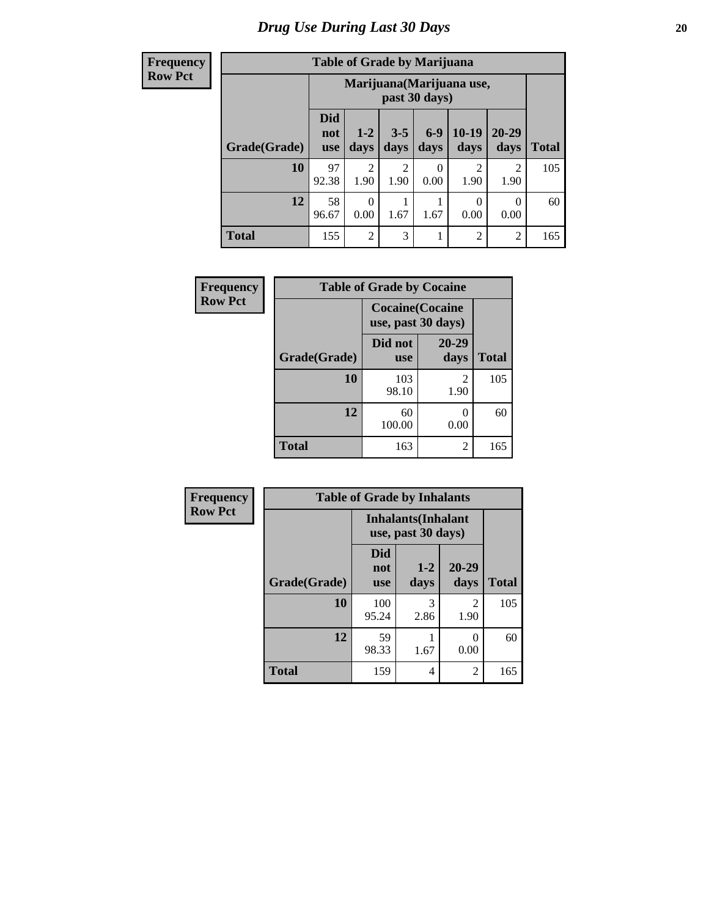# Drug Use During Last 30 Days

| Frequency Row Pct |
|---|

| Table of Grade by Marijuana | | | | | | | |
|---|---|---|---|---|---|---|---|
| | Marijuana(Marijuana use, past 30 days) | | | | | | |
| Grade(Grade) | Did not use | 1-2 days | 3-5 days | 6-9 days | 10-19 days | 20-29 days | Total |
| 10 | 97<br>92.38 | 2<br>1.90 | 2<br>1.90 | 0<br>0.00 | 2<br>1.90 | 2<br>1.90 | 105 |
| 12 | 58<br>96.67 | 0<br>0.00 | 1<br>1.67 | 1<br>1.67 | 0<br>0.00 | 0<br>0.00 | 60 |
| Total | 155 | 2 | 3 | 1 | 2 | 2 | 165 |

| Frequency Row Pct |
|---|

| Table of Grade by Cocaine | | | |
|---|---|---|---|
| | Cocaine(Cocaine use, past 30 days) | | |
| Grade(Grade) | Did not use | 20-29 days | Total |
| 10 | 103<br>98.10 | 2<br>1.90 | 105 |
| 12 | 60<br>100.00 | 0<br>0.00 | 60 |
| Total | 163 | 2 | 165 |

| Frequency Row Pct |
|---|

| Table of Grade by Inhalants | | | | |
|---|---|---|---|---|
| | Inhalants(Inhalant use, past 30 days) | | | |
| Grade(Grade) | Did not use | 1-2 days | 20-29 days | Total |
| 10 | 100<br>95.24 | 3<br>2.86 | 2<br>1.90 | 105 |
| 12 | 59<br>98.33 | 1<br>1.67 | 0<br>0.00 | 60 |
| Total | 159 | 4 | 2 | 165 |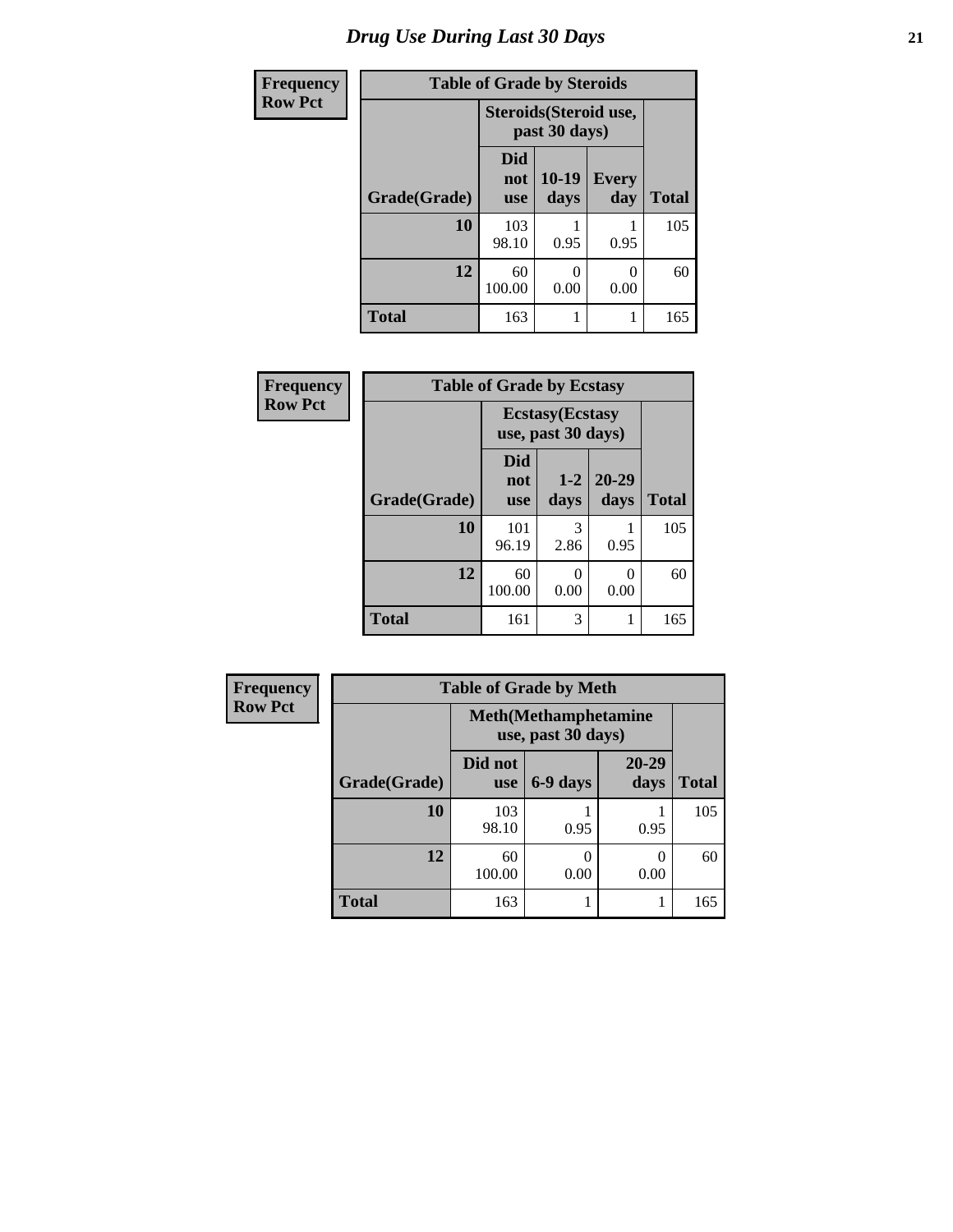# Drug Use During Last 30 Days

| Frequency Row Pct |
|---|

**Table of Grade by Steroids**

| Grade(Grade) | Steroids(Steroid use, past 30 days) | | | Total |
|---|---|---|---|---|
| | Did not use | 10-19 days | Every day | |
| 10 | 103<br>98.10 | 1<br>0.95 | 1<br>0.95 | 105 |
| 12 | 60<br>100.00 | 0<br>0.00 | 0<br>0.00 | 60 |
| Total | 163 | 1 | 1 | 165 |

| Frequency Row Pct |
|---|

**Table of Grade by Ecstasy**

| Grade(Grade) | Ecstasy(Ecstasy use, past 30 days) | | | Total |
|---|---|---|---|---|
| | Did not use | 1-2 days | 20-29 days | |
| 10 | 101<br>96.19 | 3<br>2.86 | 1<br>0.95 | 105 |
| 12 | 60<br>100.00 | 0<br>0.00 | 0<br>0.00 | 60 |
| Total | 161 | 3 | 1 | 165 |

| Frequency Row Pct |
|---|

**Table of Grade by Meth**

| Grade(Grade) | Meth(Methamphetamine use, past 30 days) | | | Total |
|---|---|---|---|---|
| | Did not use | 6-9 days | 20-29 days | |
| 10 | 103<br>98.10 | 1<br>0.95 | 1<br>0.95 | 105 |
| 12 | 60<br>100.00 | 0<br>0.00 | 0<br>0.00 | 60 |
| Total | 163 | 1 | 1 | 165 |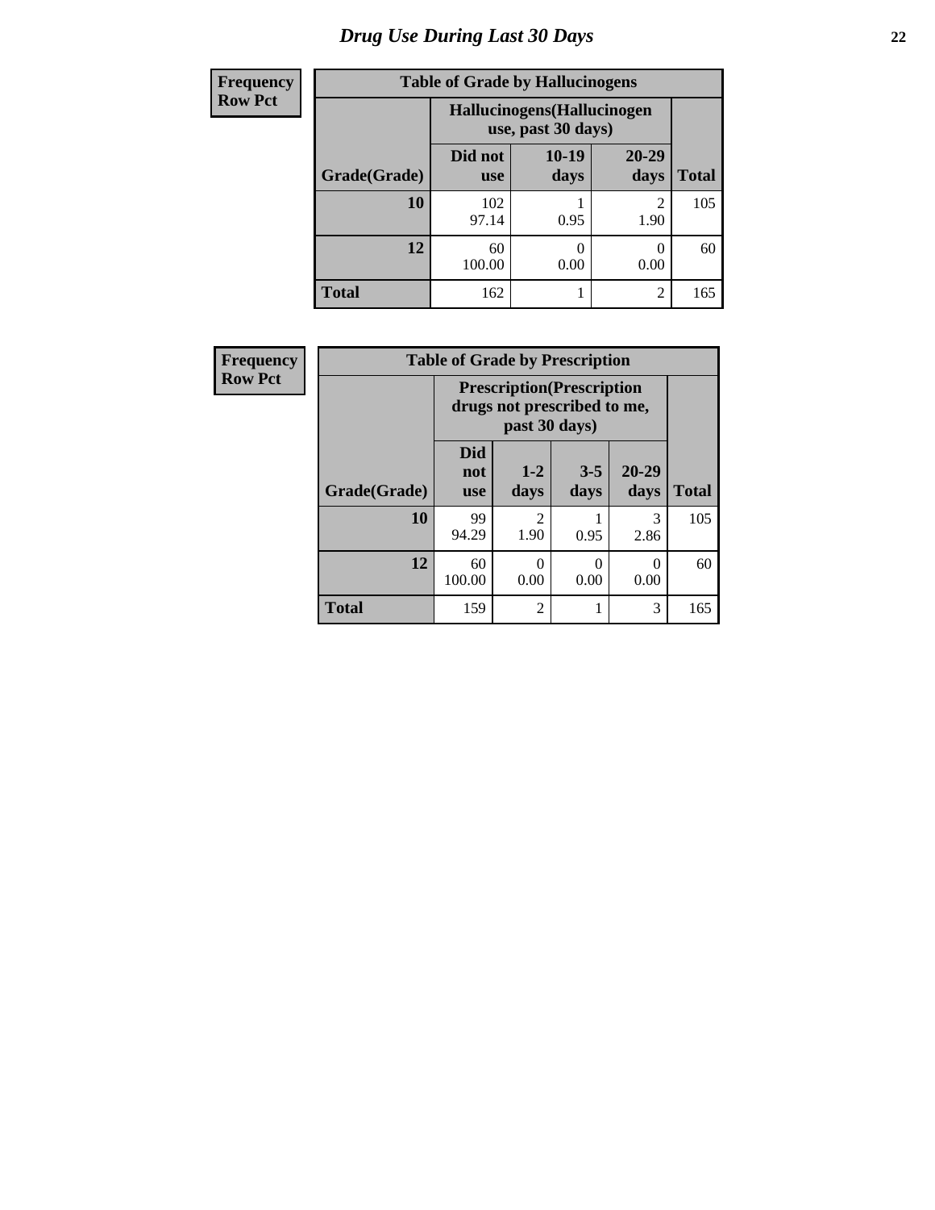# Drug Use During Last 30 Days

**Frequency**
**Row Pct**

**Table of Grade by Hallucinogens**

| Grade(Grade) | Hallucinogens(Hallucinogen use, past 30 days) | | | Total |
|---|---|---|---|---|
| | Did not use | 10-19 days | 20-29 days | |
| **10** | 102<br>97.14 | 1<br>0.95 | 2<br>1.90 | 105 |
| **12** | 60<br>100.00 | 0<br>0.00 | 0<br>0.00 | 60 |
| **Total** | 162 | 1 | 2 | 165 |

**Frequency**
**Row Pct**

**Table of Grade by Prescription**

| Grade(Grade) | Prescription(Prescription drugs not prescribed to me, past 30 days) | | | | Total |
|---|---|---|---|---|---|
| | Did not use | 1-2 days | 3-5 days | 20-29 days | |
| **10** | 99<br>94.29 | 2<br>1.90 | 1<br>0.95 | 3<br>2.86 | 105 |
| **12** | 60<br>100.00 | 0<br>0.00 | 0<br>0.00 | 0<br>0.00 | 60 |
| **Total** | 159 | 2 | 1 | 3 | 165 |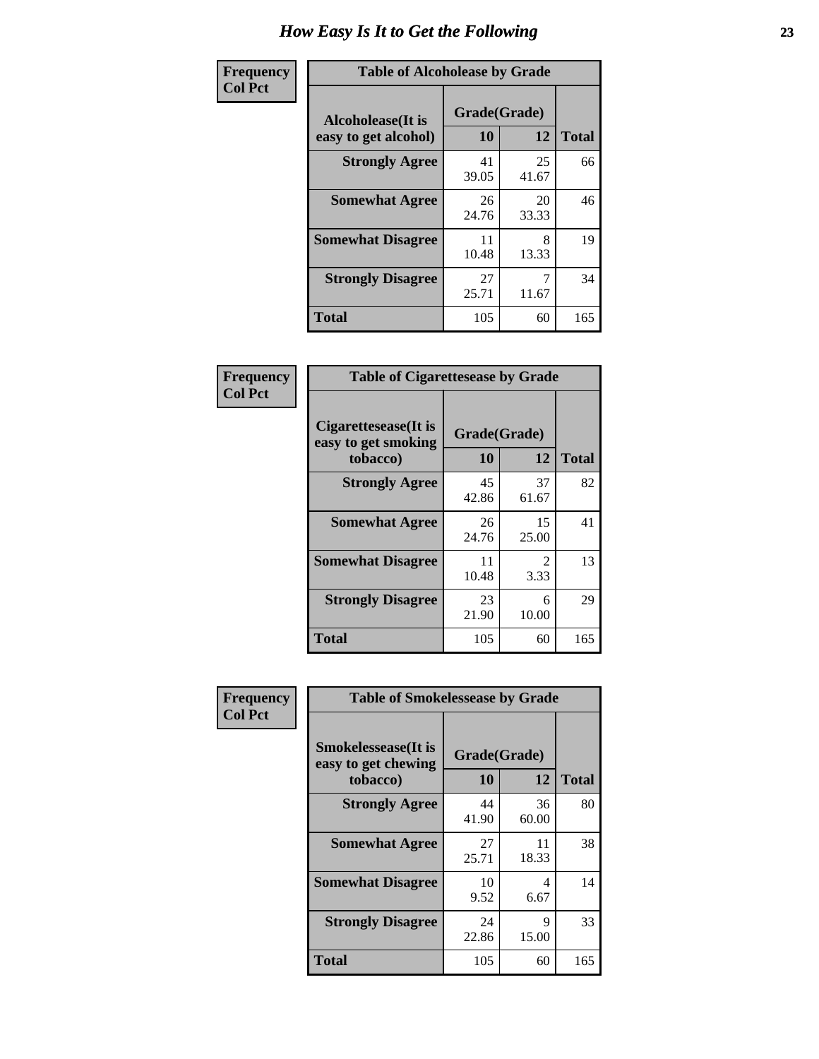# How Easy Is It to Get the Following

**Frequency**
**Col Pct**

| Table of Alcoholease by Grade | | | |
|---|---|---|---|
| Alcoholease(It is easy to get alcohol) | Grade(Grade) | | Total |
| | 10 | 12 | |
| **Strongly Agree** | 41<br>39.05 | 25<br>41.67 | 66 |
| **Somewhat Agree** | 26<br>24.76 | 20<br>33.33 | 46 |
| **Somewhat Disagree** | 11<br>10.48 | 8<br>13.33 | 19 |
| **Strongly Disagree** | 27<br>25.71 | 7<br>11.67 | 34 |
| **Total** | 105 | 60 | 165 |

**Frequency**
**Col Pct**

| Table of Cigarettesease by Grade | | | |
|---|---|---|---|
| Cigarettesease(It is easy to get smoking tobacco) | Grade(Grade) | | Total |
| | 10 | 12 | |
| **Strongly Agree** | 45<br>42.86 | 37<br>61.67 | 82 |
| **Somewhat Agree** | 26<br>24.76 | 15<br>25.00 | 41 |
| **Somewhat Disagree** | 11<br>10.48 | 2<br>3.33 | 13 |
| **Strongly Disagree** | 23<br>21.90 | 6<br>10.00 | 29 |
| **Total** | 105 | 60 | 165 |

**Frequency**
**Col Pct**

| Table of Smokelessease by Grade | | | |
|---|---|---|---|
| Smokelessease(It is easy to get chewing tobacco) | Grade(Grade) | | Total |
| | 10 | 12 | |
| **Strongly Agree** | 44<br>41.90 | 36<br>60.00 | 80 |
| **Somewhat Agree** | 27<br>25.71 | 11<br>18.33 | 38 |
| **Somewhat Disagree** | 10<br>9.52 | 4<br>6.67 | 14 |
| **Strongly Disagree** | 24<br>22.86 | 9<br>15.00 | 33 |
| **Total** | 105 | 60 | 165 |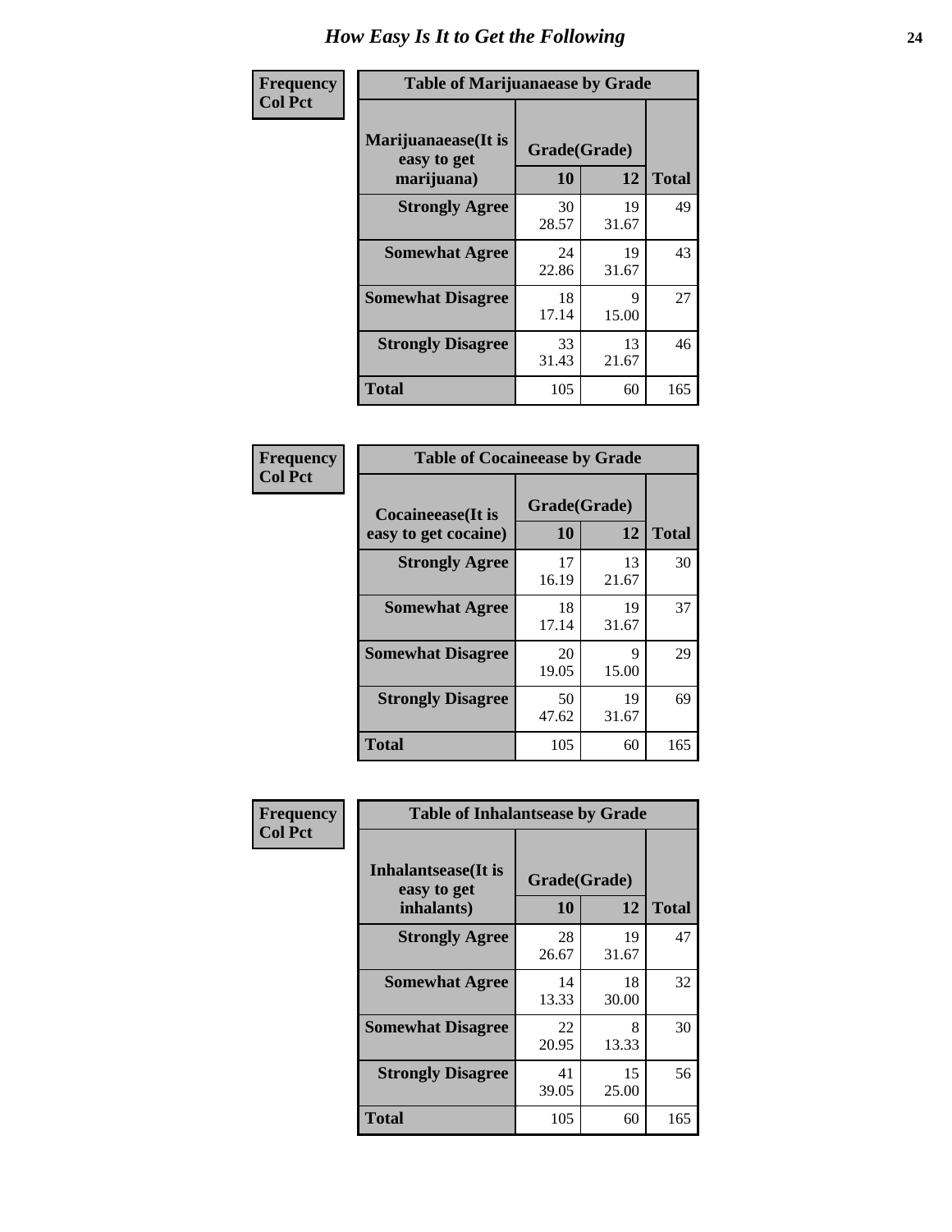# How Easy Is It to Get the Following

**Frequency**
**Col Pct**

| Table of Marijuanaease by Grade | | | |
|---|---|---|---|
| Marijuanaease(It is easy to get marijuana) | Grade(Grade) | | |
| | 10 | 12 | Total |
| Strongly Agree | 30<br>28.57 | 19<br>31.67 | 49 |
| Somewhat Agree | 24<br>22.86 | 19<br>31.67 | 43 |
| Somewhat Disagree | 18<br>17.14 | 9<br>15.00 | 27 |
| Strongly Disagree | 33<br>31.43 | 13<br>21.67 | 46 |
| Total | 105 | 60 | 165 |

**Frequency**
**Col Pct**

| Table of Cocaineease by Grade | | | |
|---|---|---|---|
| Cocaineease(It is easy to get cocaine) | Grade(Grade) | | |
| | 10 | 12 | Total |
| Strongly Agree | 17<br>16.19 | 13<br>21.67 | 30 |
| Somewhat Agree | 18<br>17.14 | 19<br>31.67 | 37 |
| Somewhat Disagree | 20<br>19.05 | 9<br>15.00 | 29 |
| Strongly Disagree | 50<br>47.62 | 19<br>31.67 | 69 |
| Total | 105 | 60 | 165 |

**Frequency**
**Col Pct**

| Table of Inhalantsease by Grade | | | |
|---|---|---|---|
| Inhalantsease(It is easy to get inhalants) | Grade(Grade) | | |
| | 10 | 12 | Total |
| Strongly Agree | 28<br>26.67 | 19<br>31.67 | 47 |
| Somewhat Agree | 14<br>13.33 | 18<br>30.00 | 32 |
| Somewhat Disagree | 22<br>20.95 | 8<br>13.33 | 30 |
| Strongly Disagree | 41<br>39.05 | 15<br>25.00 | 56 |
| Total | 105 | 60 | 165 |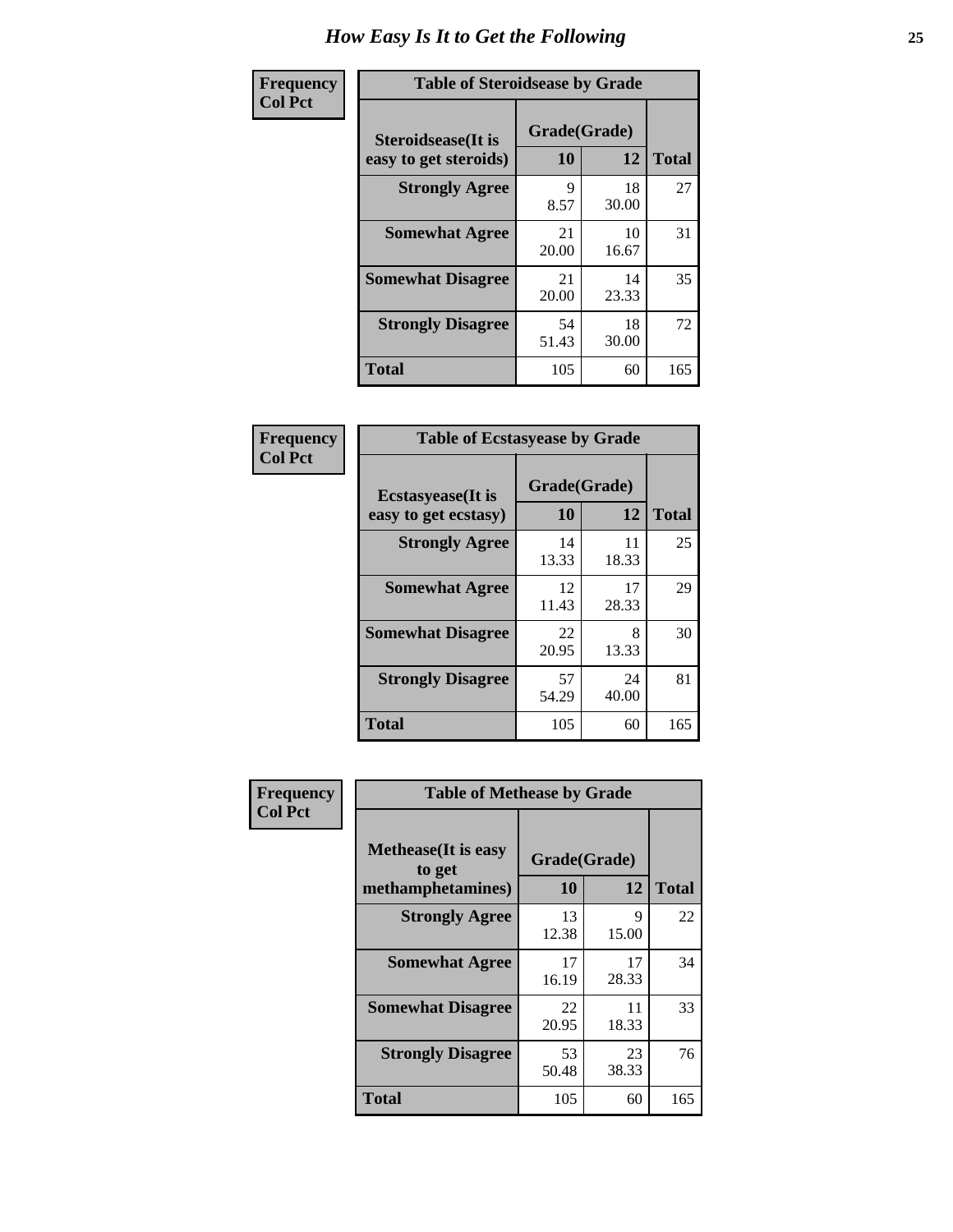# How Easy Is It to Get the Following

**Frequency**
**Col Pct**

| Table of Steroidsease by Grade | | | |
|---|---|---|---|
| **Steroidsease(It is easy to get steroids)** | **Grade(Grade)** | | **Total** |
| | **10** | **12** | |
| **Strongly Agree** | 9<br>8.57 | 18<br>30.00 | 27 |
| **Somewhat Agree** | 21<br>20.00 | 10<br>16.67 | 31 |
| **Somewhat Disagree** | 21<br>20.00 | 14<br>23.33 | 35 |
| **Strongly Disagree** | 54<br>51.43 | 18<br>30.00 | 72 |
| **Total** | 105 | 60 | 165 |

**Frequency**
**Col Pct**

| Table of Ecstasyease by Grade | | | |
|---|---|---|---|
| **Ecstasyease(It is easy to get ecstasy)** | **Grade(Grade)** | | **Total** |
| | **10** | **12** | |
| **Strongly Agree** | 14<br>13.33 | 11<br>18.33 | 25 |
| **Somewhat Agree** | 12<br>11.43 | 17<br>28.33 | 29 |
| **Somewhat Disagree** | 22<br>20.95 | 8<br>13.33 | 30 |
| **Strongly Disagree** | 57<br>54.29 | 24<br>40.00 | 81 |
| **Total** | 105 | 60 | 165 |

**Frequency**
**Col Pct**

| Table of Methease by Grade | | | |
|---|---|---|---|
| **Methease(It is easy to get methamphetamines)** | **Grade(Grade)** | | **Total** |
| | **10** | **12** | |
| **Strongly Agree** | 13<br>12.38 | 9<br>15.00 | 22 |
| **Somewhat Agree** | 17<br>16.19 | 17<br>28.33 | 34 |
| **Somewhat Disagree** | 22<br>20.95 | 11<br>18.33 | 33 |
| **Strongly Disagree** | 53<br>50.48 | 23<br>38.33 | 76 |
| **Total** | 105 | 60 | 165 |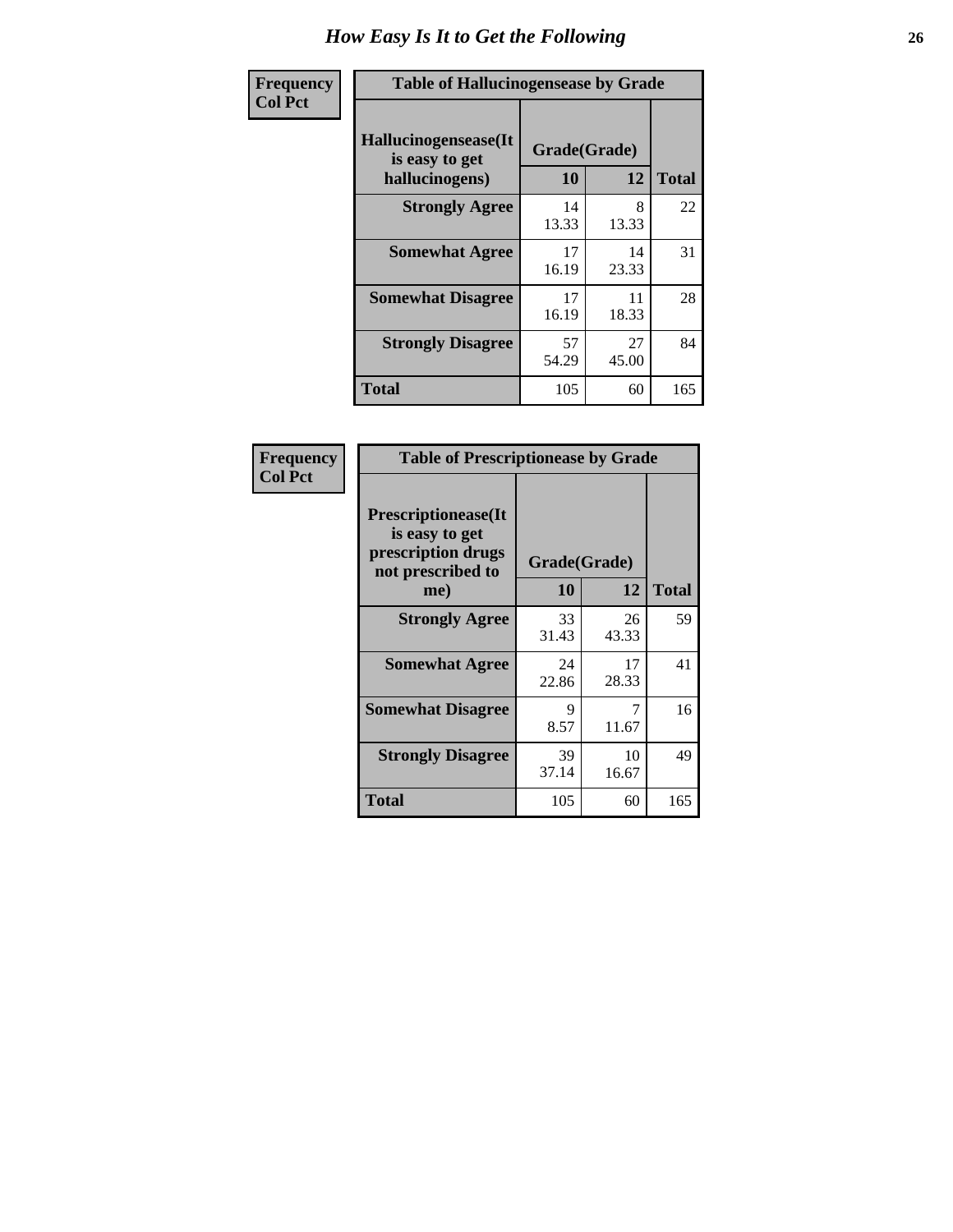# How Easy Is It to Get the Following

**Frequency / Col Pct**

**Table of Hallucinogensease by Grade**

| Hallucinogensease(It is easy to get hallucinogens) | Grade(Grade) 10 | 12 | Total |
|---|---|---|---|
| **Strongly Agree** | 14<br>13.33 | 8<br>13.33 | 22 |
| **Somewhat Agree** | 17<br>16.19 | 14<br>23.33 | 31 |
| **Somewhat Disagree** | 17<br>16.19 | 11<br>18.33 | 28 |
| **Strongly Disagree** | 57<br>54.29 | 27<br>45.00 | 84 |
| **Total** | 105 | 60 | 165 |

**Frequency / Col Pct**

**Table of Prescriptionease by Grade**

| Prescriptionease(It is easy to get prescription drugs not prescribed to me) | Grade(Grade) 10 | 12 | Total |
|---|---|---|---|
| **Strongly Agree** | 33<br>31.43 | 26<br>43.33 | 59 |
| **Somewhat Agree** | 24<br>22.86 | 17<br>28.33 | 41 |
| **Somewhat Disagree** | 9<br>8.57 | 7<br>11.67 | 16 |
| **Strongly Disagree** | 39<br>37.14 | 10<br>16.67 | 49 |
| **Total** | 105 | 60 | 165 |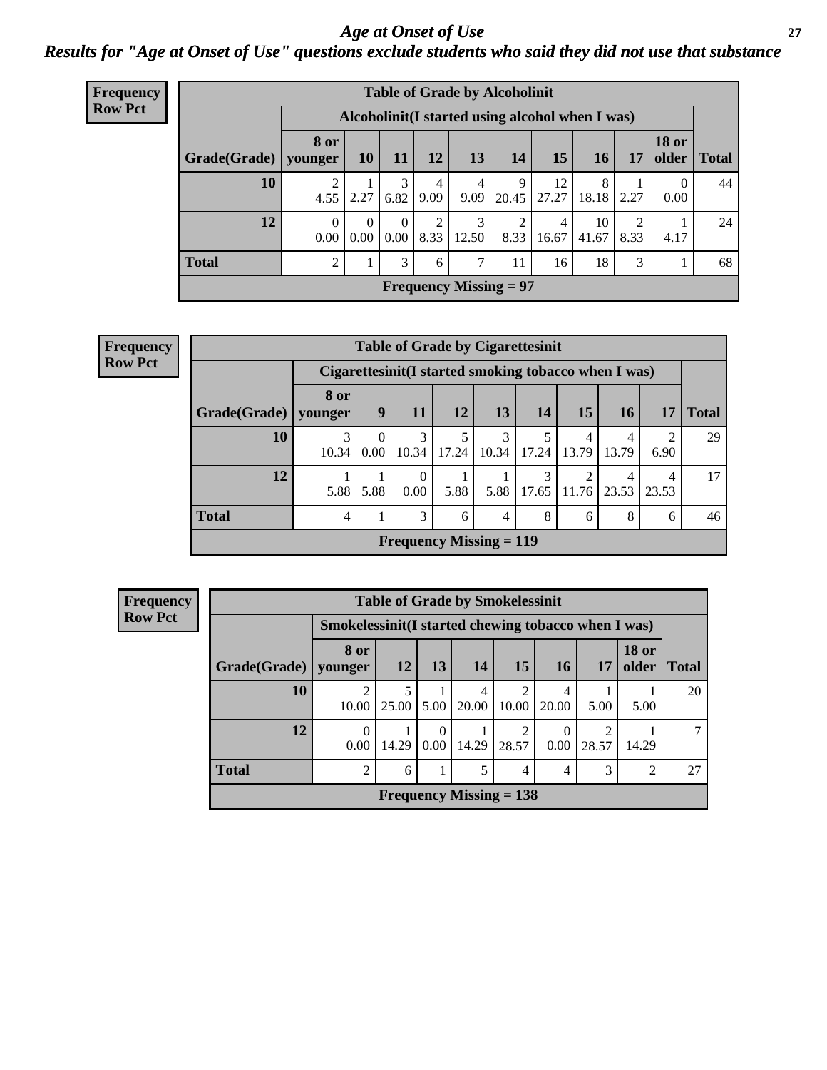# *Age at Onset of Use*

## *Results for "Age at Onset of Use" questions exclude students who said they did not use that substance*

**Frequency**
**Row Pct**

| Table of Grade by Alcoholinit | | | | | | | | | | | |
|---|---|---|---|---|---|---|---|---|---|---|---|
| | Alcoholinit(I started using alcohol when I was) | | | | | | | | | | |
| Grade(Grade) | 8 or younger | 10 | 11 | 12 | 13 | 14 | 15 | 16 | 17 | 18 or older | Total |
| 10 | 2<br>4.55 | 1<br>2.27 | 3<br>6.82 | 4<br>9.09 | 4<br>9.09 | 9<br>20.45 | 12<br>27.27 | 8<br>18.18 | 1<br>2.27 | 0<br>0.00 | 44 |
| 12 | 0<br>0.00 | 0<br>0.00 | 0<br>0.00 | 2<br>8.33 | 3<br>12.50 | 2<br>8.33 | 4<br>16.67 | 10<br>41.67 | 2<br>8.33 | 1<br>4.17 | 24 |
| Total | 2 | 1 | 3 | 6 | 7 | 11 | 16 | 18 | 3 | 1 | 68 |
| Frequency Missing = 97 | | | | | | | | | | | |

**Frequency**
**Row Pct**

| Table of Grade by Cigarettesinit | | | | | | | | | | |
|---|---|---|---|---|---|---|---|---|---|---|
| | Cigarettesinit(I started smoking tobacco when I was) | | | | | | | | | |
| Grade(Grade) | 8 or younger | 9 | 11 | 12 | 13 | 14 | 15 | 16 | 17 | Total |
| 10 | 3<br>10.34 | 0<br>0.00 | 3<br>10.34 | 5<br>17.24 | 3<br>10.34 | 5<br>17.24 | 4<br>13.79 | 4<br>13.79 | 2<br>6.90 | 29 |
| 12 | 1<br>5.88 | 1<br>5.88 | 0<br>0.00 | 1<br>5.88 | 1<br>5.88 | 3<br>17.65 | 2<br>11.76 | 4<br>23.53 | 4<br>23.53 | 17 |
| Total | 4 | 1 | 3 | 6 | 4 | 8 | 6 | 8 | 6 | 46 |
| Frequency Missing = 119 | | | | | | | | | | |

**Frequency**
**Row Pct**

| Table of Grade by Smokelessinit | | | | | | | | | |
|---|---|---|---|---|---|---|---|---|---|
| | Smokelessinit(I started chewing tobacco when I was) | | | | | | | | |
| Grade(Grade) | 8 or younger | 12 | 13 | 14 | 15 | 16 | 17 | 18 or older | Total |
| 10 | 2<br>10.00 | 5<br>25.00 | 1<br>5.00 | 4<br>20.00 | 2<br>10.00 | 4<br>20.00 | 1<br>5.00 | 1<br>5.00 | 20 |
| 12 | 0<br>0.00 | 1<br>14.29 | 0<br>0.00 | 1<br>14.29 | 2<br>28.57 | 0<br>0.00 | 2<br>28.57 | 1<br>14.29 | 7 |
| Total | 2 | 6 | 1 | 5 | 4 | 4 | 3 | 2 | 27 |
| Frequency Missing = 138 | | | | | | | | | |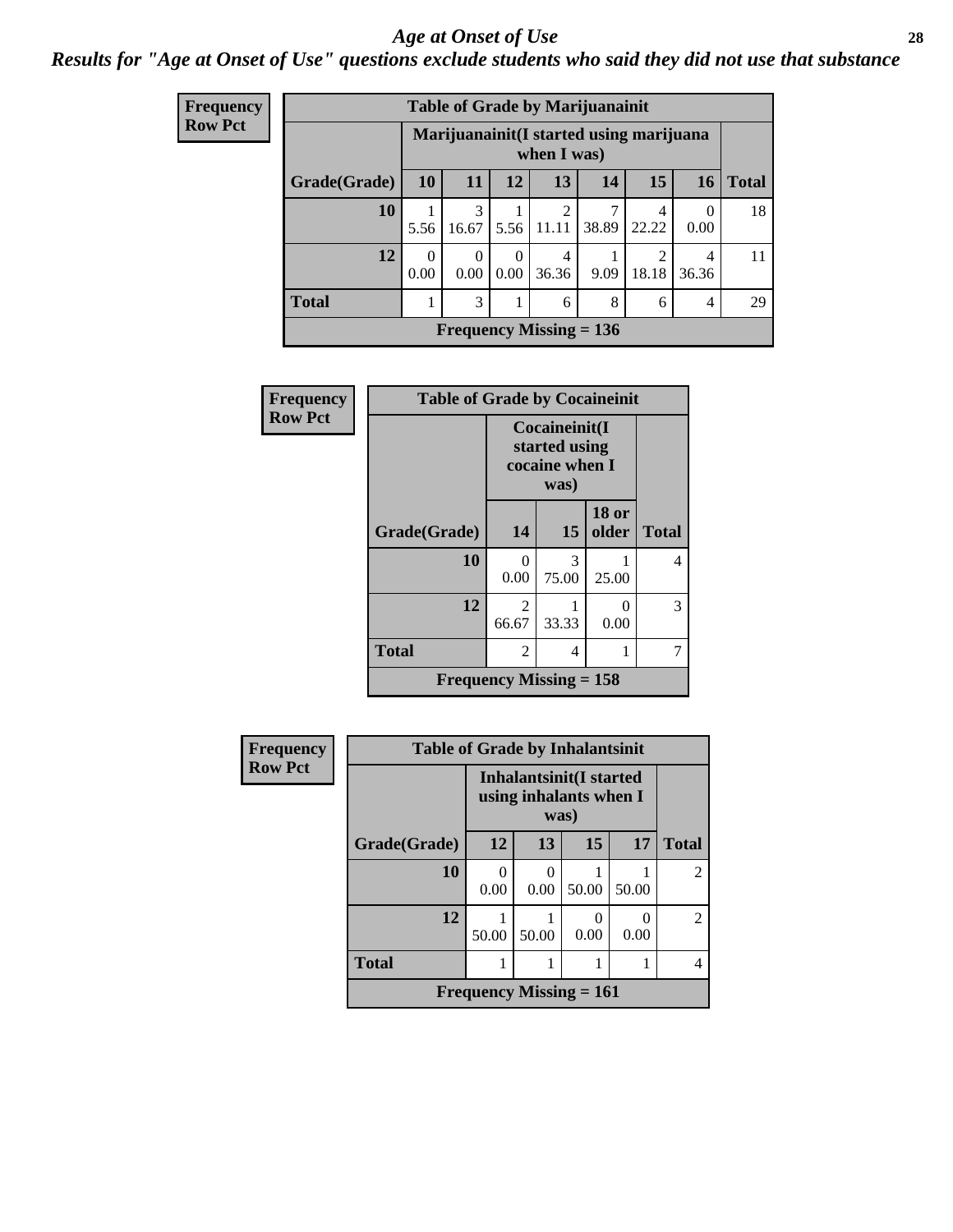*Age at Onset of Use*

***Results for "Age at Onset of Use" questions exclude students who said they did not use that substance***

**Frequency**
**Row Pct**

| Table of Grade by Marijuanainit | | | | | | | | |
|---|---|---|---|---|---|---|---|---|
| | Marijuanainit(I started using marijuana when I was) | | | | | | | |
| Grade(Grade) | 10 | 11 | 12 | 13 | 14 | 15 | 16 | Total |
| 10 | 1<br>5.56 | 3<br>16.67 | 1<br>5.56 | 2<br>11.11 | 7<br>38.89 | 4<br>22.22 | 0<br>0.00 | 18 |
| 12 | 0<br>0.00 | 0<br>0.00 | 0<br>0.00 | 4<br>36.36 | 1<br>9.09 | 2<br>18.18 | 4<br>36.36 | 11 |
| Total | 1 | 3 | 1 | 6 | 8 | 6 | 4 | 29 |
| Frequency Missing = 136 | | | | | | | | |

**Frequency**
**Row Pct**

| Table of Grade by Cocaineinit | | | | |
|---|---|---|---|---|
| | Cocaineinit(I started using cocaine when I was) | | | |
| Grade(Grade) | 14 | 15 | 18 or older | Total |
| 10 | 0<br>0.00 | 3<br>75.00 | 1<br>25.00 | 4 |
| 12 | 2<br>66.67 | 1<br>33.33 | 0<br>0.00 | 3 |
| Total | 2 | 4 | 1 | 7 |
| Frequency Missing = 158 | | | | |

**Frequency**
**Row Pct**

| Table of Grade by Inhalantsinit | | | | | |
|---|---|---|---|---|---|
| | Inhalantsinit(I started using inhalants when I was) | | | | |
| Grade(Grade) | 12 | 13 | 15 | 17 | Total |
| 10 | 0<br>0.00 | 0<br>0.00 | 1<br>50.00 | 1<br>50.00 | 2 |
| 12 | 1<br>50.00 | 1<br>50.00 | 0<br>0.00 | 0<br>0.00 | 2 |
| Total | 1 | 1 | 1 | 1 | 4 |
| Frequency Missing = 161 | | | | | |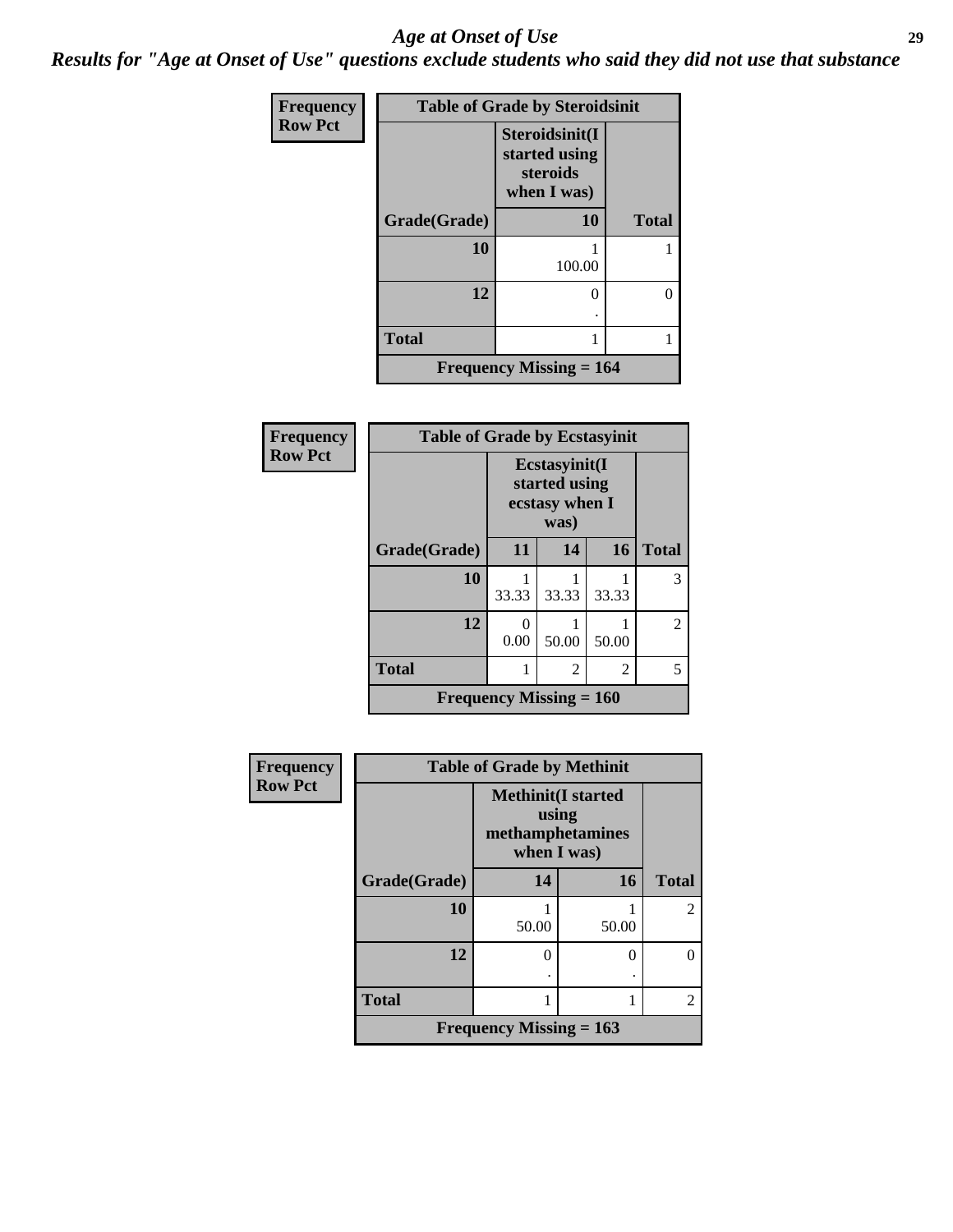## *Age at Onset of Use*

### *Results for "Age at Onset of Use" questions exclude students who said they did not use that substance*

**Frequency**
**Row Pct**

**Table of Grade by Steroidsinit**

| Grade(Grade) | Steroidsinit(I started using steroids when I was) 10 | Total |
|---|---|---|
| **10** | 1<br>100.00 | 1 |
| **12** | 0<br>. | 0 |
| **Total** | 1 | 1 |

**Frequency Missing = 164**

**Frequency**
**Row Pct**

**Table of Grade by Ecstasyinit**

| Grade(Grade) | Ecstasyinit(I started using ecstasy when I was) 11 | 14 | 16 | Total |
|---|---|---|---|---|
| **10** | 1<br>33.33 | 1<br>33.33 | 1<br>33.33 | 3 |
| **12** | 0<br>0.00 | 1<br>50.00 | 1<br>50.00 | 2 |
| **Total** | 1 | 2 | 2 | 5 |

**Frequency Missing = 160**

**Frequency**
**Row Pct**

**Table of Grade by Methinit**

| Grade(Grade) | Methinit(I started using methamphetamines when I was) 14 | 16 | Total |
|---|---|---|---|
| **10** | 1<br>50.00 | 1<br>50.00 | 2 |
| **12** | 0<br>. | 0<br>. | 0 |
| **Total** | 1 | 1 | 2 |

**Frequency Missing = 163**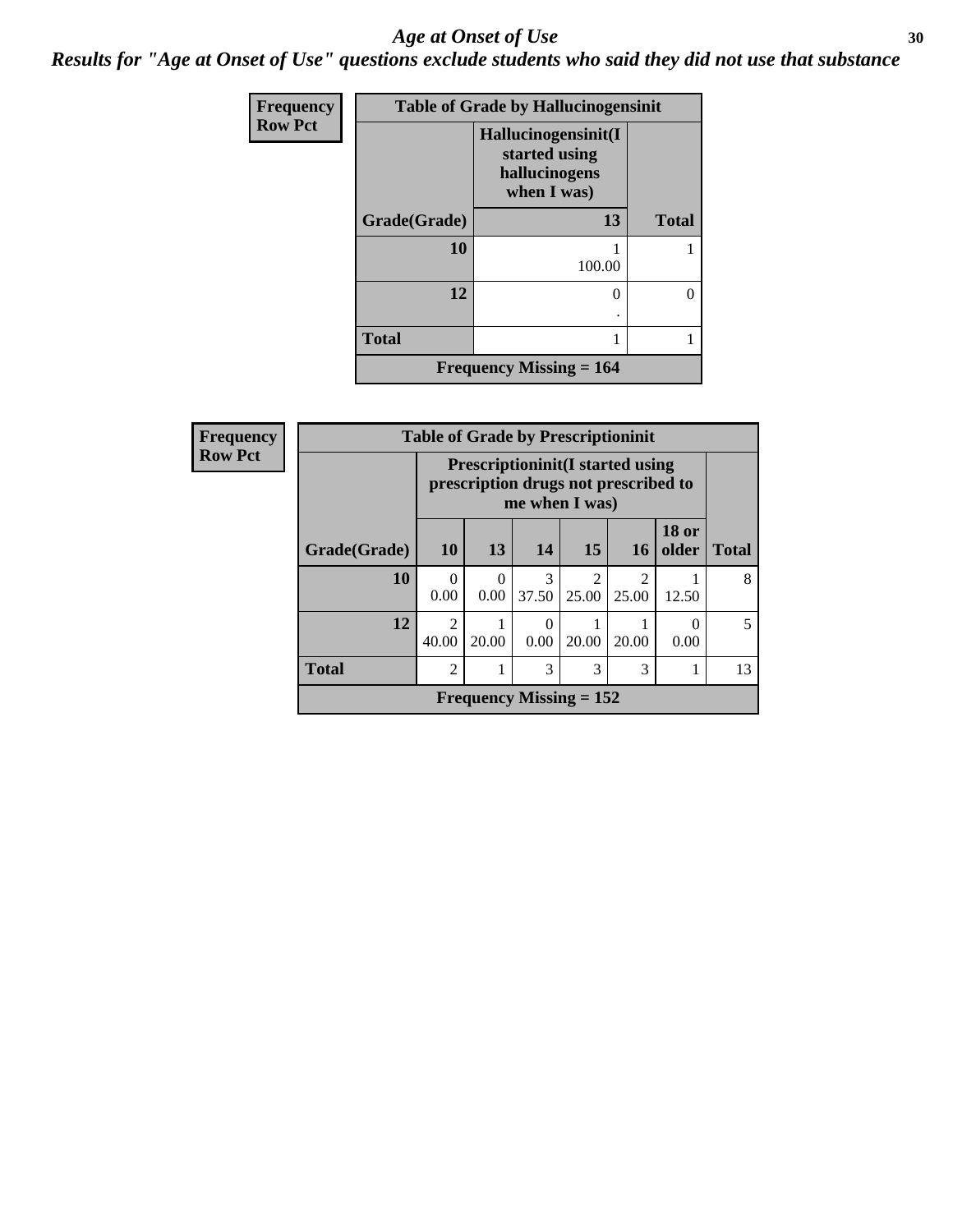# Age at Onset of Use

## Results for "Age at Onset of Use" questions exclude students who said they did not use that substance

**Frequency**
**Row Pct**

| Table of Grade by Hallucinogensinit | | |
|---|---|---|
| | **Hallucinogensinit(I started using hallucinogens when I was)** | |
| **Grade(Grade)** | **13** | **Total** |
| **10** | 1<br>100.00 | 1 |
| **12** | 0<br>. | 0 |
| **Total** | 1 | 1 |
| **Frequency Missing = 164** | | |

**Frequency**
**Row Pct**

| Table of Grade by Prescriptioninit | | | | | | | |
|---|---|---|---|---|---|---|---|
| | **Prescriptioninit(I started using prescription drugs not prescribed to me when I was)** | | | | | | |
| **Grade(Grade)** | **10** | **13** | **14** | **15** | **16** | **18 or older** | **Total** |
| **10** | 0<br>0.00 | 0<br>0.00 | 3<br>37.50 | 2<br>25.00 | 2<br>25.00 | 1<br>12.50 | 8 |
| **12** | 2<br>40.00 | 1<br>20.00 | 0<br>0.00 | 1<br>20.00 | 1<br>20.00 | 0<br>0.00 | 5 |
| **Total** | 2 | 1 | 3 | 3 | 3 | 1 | 13 |
| **Frequency Missing = 152** | | | | | | | |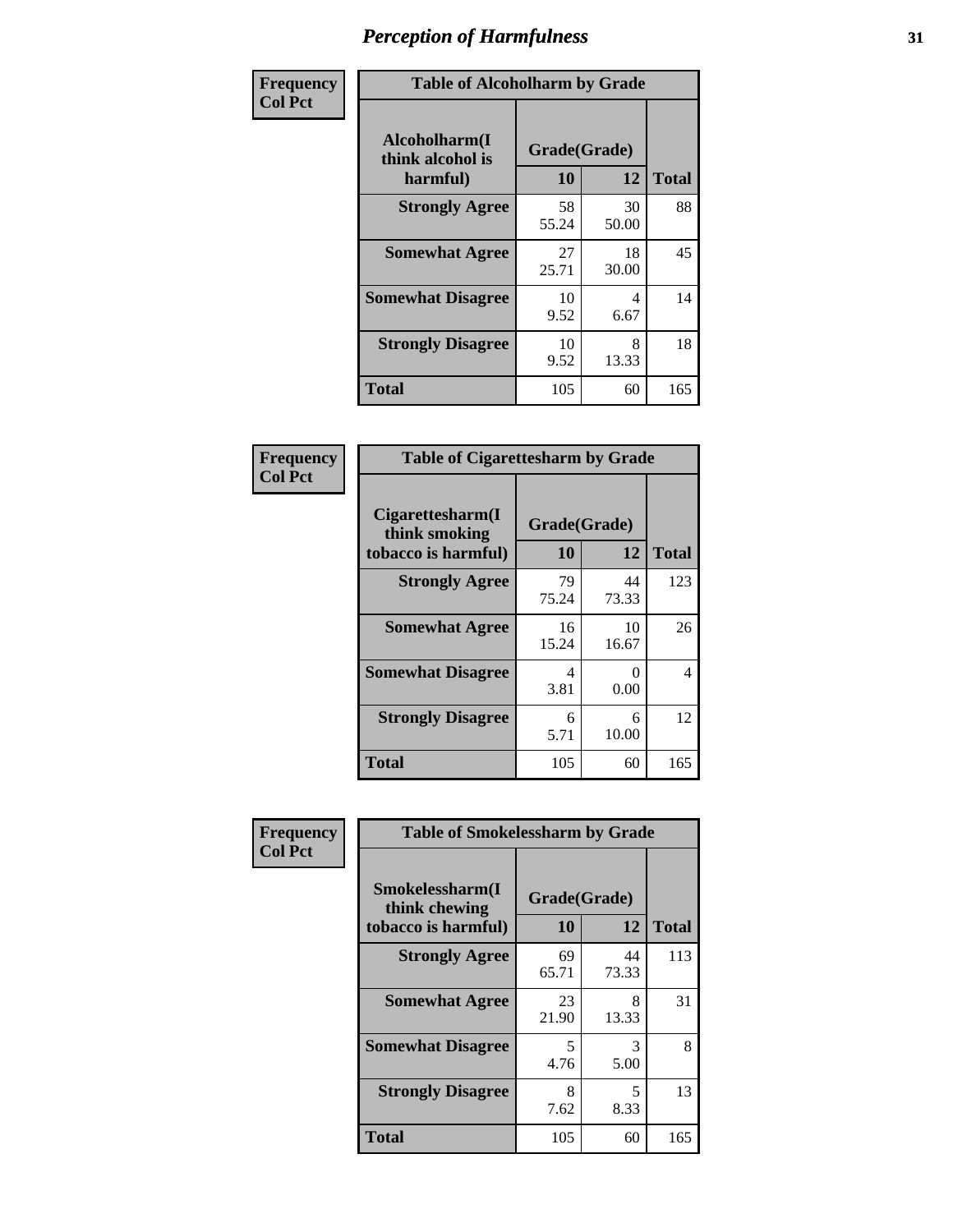# Perception of Harmfulness

| Frequency<br>Col Pct | Table of Alcoholharm by Grade | | |
|---|---|---|---|
| Alcoholharm(I think alcohol is harmful) | Grade(Grade) | | |
| | 10 | 12 | Total |
| Strongly Agree | 58<br>55.24 | 30<br>50.00 | 88 |
| Somewhat Agree | 27<br>25.71 | 18<br>30.00 | 45 |
| Somewhat Disagree | 10<br>9.52 | 4<br>6.67 | 14 |
| Strongly Disagree | 10<br>9.52 | 8<br>13.33 | 18 |
| Total | 105 | 60 | 165 |

| Frequency<br>Col Pct | Table of Cigarettesharm by Grade | | |
|---|---|---|---|
| Cigarettesharm(I think smoking tobacco is harmful) | Grade(Grade) | | |
| | 10 | 12 | Total |
| Strongly Agree | 79<br>75.24 | 44<br>73.33 | 123 |
| Somewhat Agree | 16<br>15.24 | 10<br>16.67 | 26 |
| Somewhat Disagree | 4<br>3.81 | 0<br>0.00 | 4 |
| Strongly Disagree | 6<br>5.71 | 6<br>10.00 | 12 |
| Total | 105 | 60 | 165 |

| Frequency<br>Col Pct | Table of Smokelessharm by Grade | | |
|---|---|---|---|
| Smokelessharm(I think chewing tobacco is harmful) | Grade(Grade) | | |
| | 10 | 12 | Total |
| Strongly Agree | 69<br>65.71 | 44<br>73.33 | 113 |
| Somewhat Agree | 23<br>21.90 | 8<br>13.33 | 31 |
| Somewhat Disagree | 5<br>4.76 | 3<br>5.00 | 8 |
| Strongly Disagree | 8<br>7.62 | 5<br>8.33 | 13 |
| Total | 105 | 60 | 165 |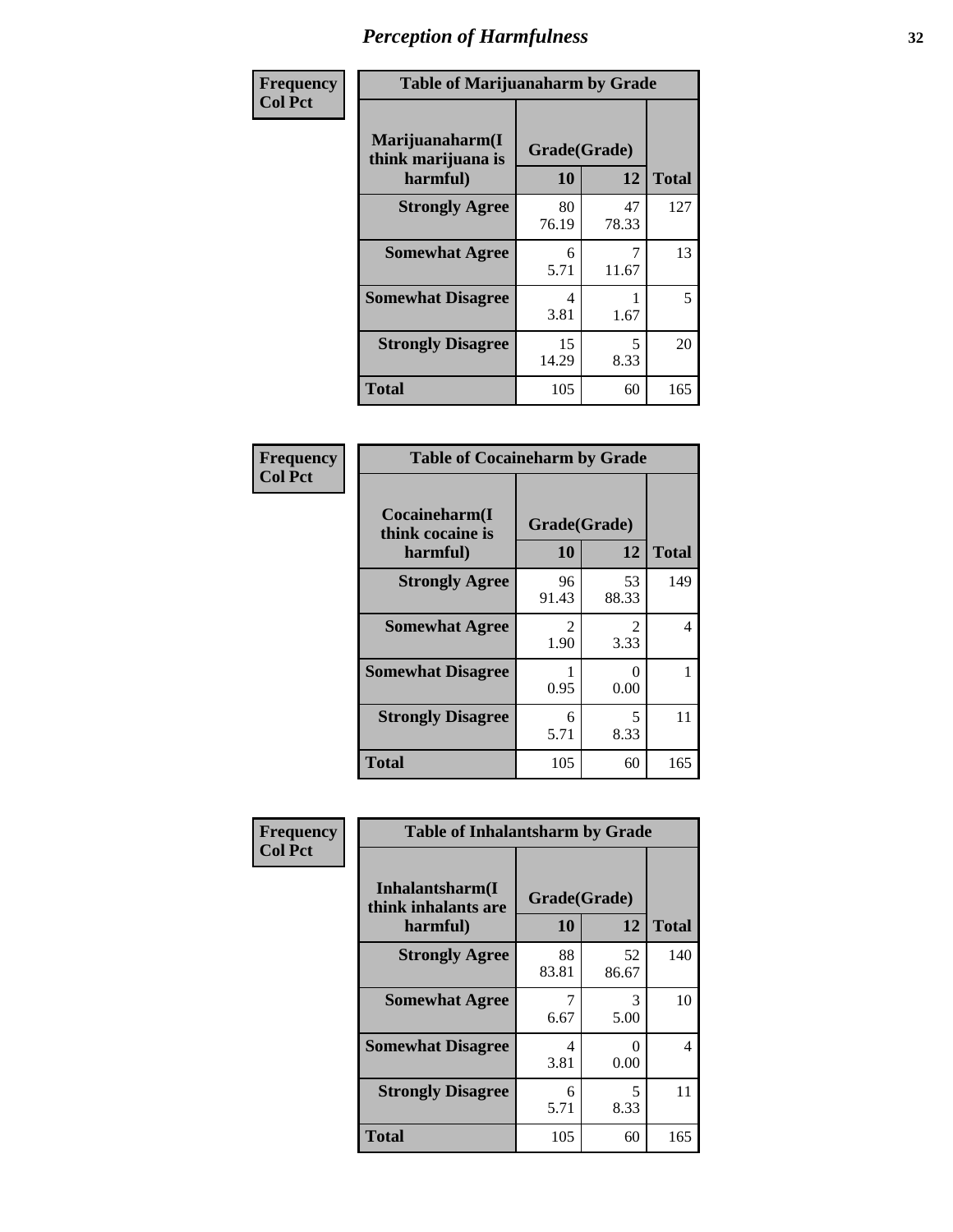# Perception of Harmfulness

**Frequency**
**Col Pct**

| Table of Marijuanaharm by Grade | | | |
|---|---|---|---|
| Marijuanaharm(I think marijuana is harmful) | Grade(Grade) | | |
| | 10 | 12 | Total |
| Strongly Agree | 80<br>76.19 | 47<br>78.33 | 127 |
| Somewhat Agree | 6<br>5.71 | 7<br>11.67 | 13 |
| Somewhat Disagree | 4<br>3.81 | 1<br>1.67 | 5 |
| Strongly Disagree | 15<br>14.29 | 5<br>8.33 | 20 |
| Total | 105 | 60 | 165 |

**Frequency**
**Col Pct**

| Table of Cocaineharm by Grade | | | |
|---|---|---|---|
| Cocaineharm(I think cocaine is harmful) | Grade(Grade) | | |
| | 10 | 12 | Total |
| Strongly Agree | 96<br>91.43 | 53<br>88.33 | 149 |
| Somewhat Agree | 2<br>1.90 | 2<br>3.33 | 4 |
| Somewhat Disagree | 1<br>0.95 | 0<br>0.00 | 1 |
| Strongly Disagree | 6<br>5.71 | 5<br>8.33 | 11 |
| Total | 105 | 60 | 165 |

**Frequency**
**Col Pct**

| Table of Inhalantsharm by Grade | | | |
|---|---|---|---|
| Inhalantsharm(I think inhalants are harmful) | Grade(Grade) | | |
| | 10 | 12 | Total |
| Strongly Agree | 88<br>83.81 | 52<br>86.67 | 140 |
| Somewhat Agree | 7<br>6.67 | 3<br>5.00 | 10 |
| Somewhat Disagree | 4<br>3.81 | 0<br>0.00 | 4 |
| Strongly Disagree | 6<br>5.71 | 5<br>8.33 | 11 |
| Total | 105 | 60 | 165 |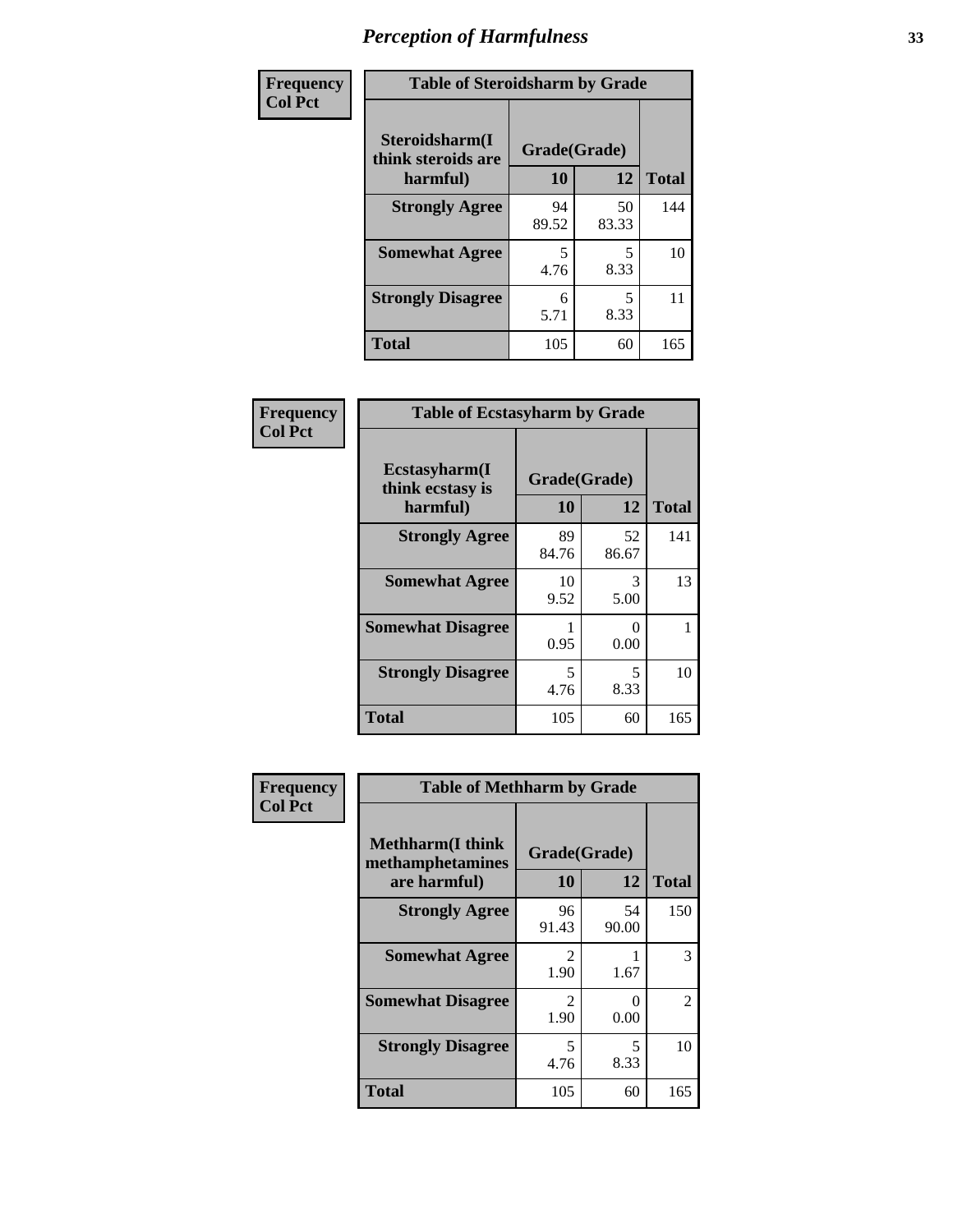# Perception of Harmfulness

Frequency
Col Pct

| Table of Steroidsharm by Grade | | | |
|---|---|---|---|
| Steroidsharm(I think steroids are harmful) | Grade(Grade) | | Total |
| | 10 | 12 | |
| **Strongly Agree** | 94<br>89.52 | 50<br>83.33 | 144 |
| **Somewhat Agree** | 5<br>4.76 | 5<br>8.33 | 10 |
| **Strongly Disagree** | 6<br>5.71 | 5<br>8.33 | 11 |
| **Total** | 105 | 60 | 165 |

Frequency
Col Pct

| Table of Ecstasyharm by Grade | | | |
|---|---|---|---|
| Ecstasyharm(I think ecstasy is harmful) | Grade(Grade) | | Total |
| | 10 | 12 | |
| **Strongly Agree** | 89<br>84.76 | 52<br>86.67 | 141 |
| **Somewhat Agree** | 10<br>9.52 | 3<br>5.00 | 13 |
| **Somewhat Disagree** | 1<br>0.95 | 0<br>0.00 | 1 |
| **Strongly Disagree** | 5<br>4.76 | 5<br>8.33 | 10 |
| **Total** | 105 | 60 | 165 |

Frequency
Col Pct

| Table of Methharm by Grade | | | |
|---|---|---|---|
| Methharm(I think methamphetamines are harmful) | Grade(Grade) | | Total |
| | 10 | 12 | |
| **Strongly Agree** | 96<br>91.43 | 54<br>90.00 | 150 |
| **Somewhat Agree** | 2<br>1.90 | 1<br>1.67 | 3 |
| **Somewhat Disagree** | 2<br>1.90 | 0<br>0.00 | 2 |
| **Strongly Disagree** | 5<br>4.76 | 5<br>8.33 | 10 |
| **Total** | 105 | 60 | 165 |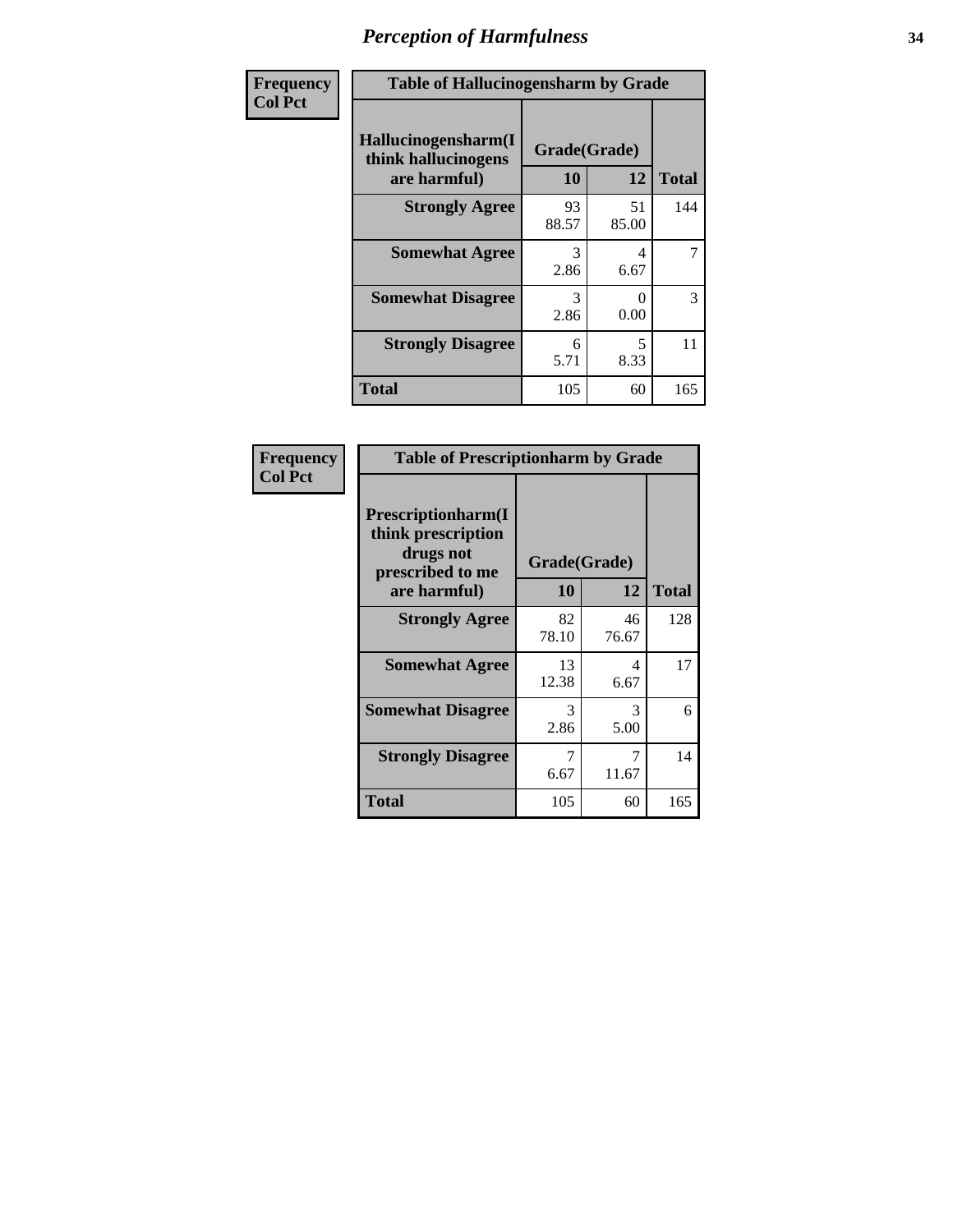# Perception of Harmfulness

| Frequency<br>Col Pct | Table of Hallucinogensharm by Grade | | |
|---|---|---|---|
| Hallucinogensharm(I think hallucinogens are harmful) | Grade(Grade) | | |
| | 10 | 12 | Total |
| Strongly Agree | 93<br>88.57 | 51<br>85.00 | 144 |
| Somewhat Agree | 3<br>2.86 | 4<br>6.67 | 7 |
| Somewhat Disagree | 3<br>2.86 | 0<br>0.00 | 3 |
| Strongly Disagree | 6<br>5.71 | 5<br>8.33 | 11 |
| Total | 105 | 60 | 165 |

| Frequency<br>Col Pct | Table of Prescriptionharm by Grade | | |
|---|---|---|---|
| Prescriptionharm(I think prescription drugs not prescribed to me are harmful) | Grade(Grade) | | |
| | 10 | 12 | Total |
| Strongly Agree | 82<br>78.10 | 46<br>76.67 | 128 |
| Somewhat Agree | 13<br>12.38 | 4<br>6.67 | 17 |
| Somewhat Disagree | 3<br>2.86 | 3<br>5.00 | 6 |
| Strongly Disagree | 7<br>6.67 | 7<br>11.67 | 14 |
| Total | 105 | 60 | 165 |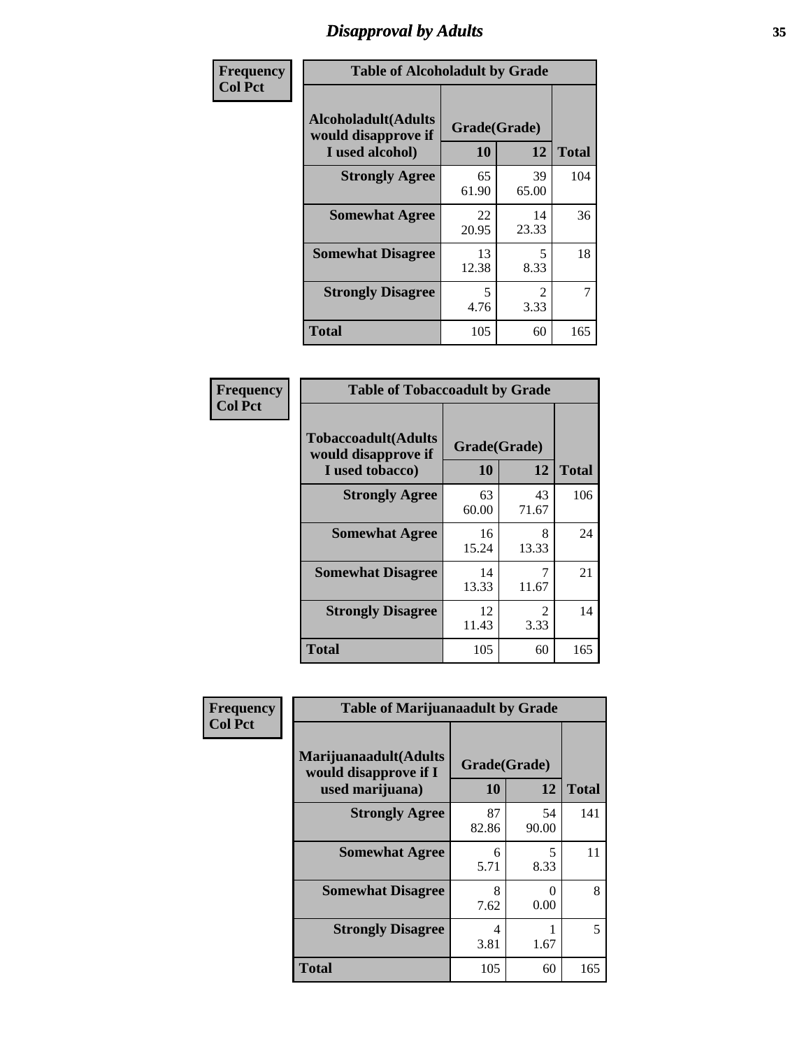# Disapproval by Adults

| Frequency Col Pct | Table of Alcoholadult by Grade | | |
|---|---|---|---|
| Alcoholadult(Adults would disapprove if I used alcohol) | Grade(Grade) | | |
| | 10 | 12 | Total |
| Strongly Agree | 65<br>61.90 | 39<br>65.00 | 104 |
| Somewhat Agree | 22<br>20.95 | 14<br>23.33 | 36 |
| Somewhat Disagree | 13<br>12.38 | 5<br>8.33 | 18 |
| Strongly Disagree | 5<br>4.76 | 2<br>3.33 | 7 |
| Total | 105 | 60 | 165 |

| Frequency Col Pct | Table of Tobaccoadult by Grade | | |
|---|---|---|---|
| Tobaccoadult(Adults would disapprove if I used tobacco) | Grade(Grade) | | |
| | 10 | 12 | Total |
| Strongly Agree | 63<br>60.00 | 43<br>71.67 | 106 |
| Somewhat Agree | 16<br>15.24 | 8<br>13.33 | 24 |
| Somewhat Disagree | 14<br>13.33 | 7<br>11.67 | 21 |
| Strongly Disagree | 12<br>11.43 | 2<br>3.33 | 14 |
| Total | 105 | 60 | 165 |

| Frequency Col Pct | Table of Marijuanaadult by Grade | | |
|---|---|---|---|
| Marijuanaadult(Adults would disapprove if I used marijuana) | Grade(Grade) | | |
| | 10 | 12 | Total |
| Strongly Agree | 87<br>82.86 | 54<br>90.00 | 141 |
| Somewhat Agree | 6<br>5.71 | 5<br>8.33 | 11 |
| Somewhat Disagree | 8<br>7.62 | 0<br>0.00 | 8 |
| Strongly Disagree | 4<br>3.81 | 1<br>1.67 | 5 |
| Total | 105 | 60 | 165 |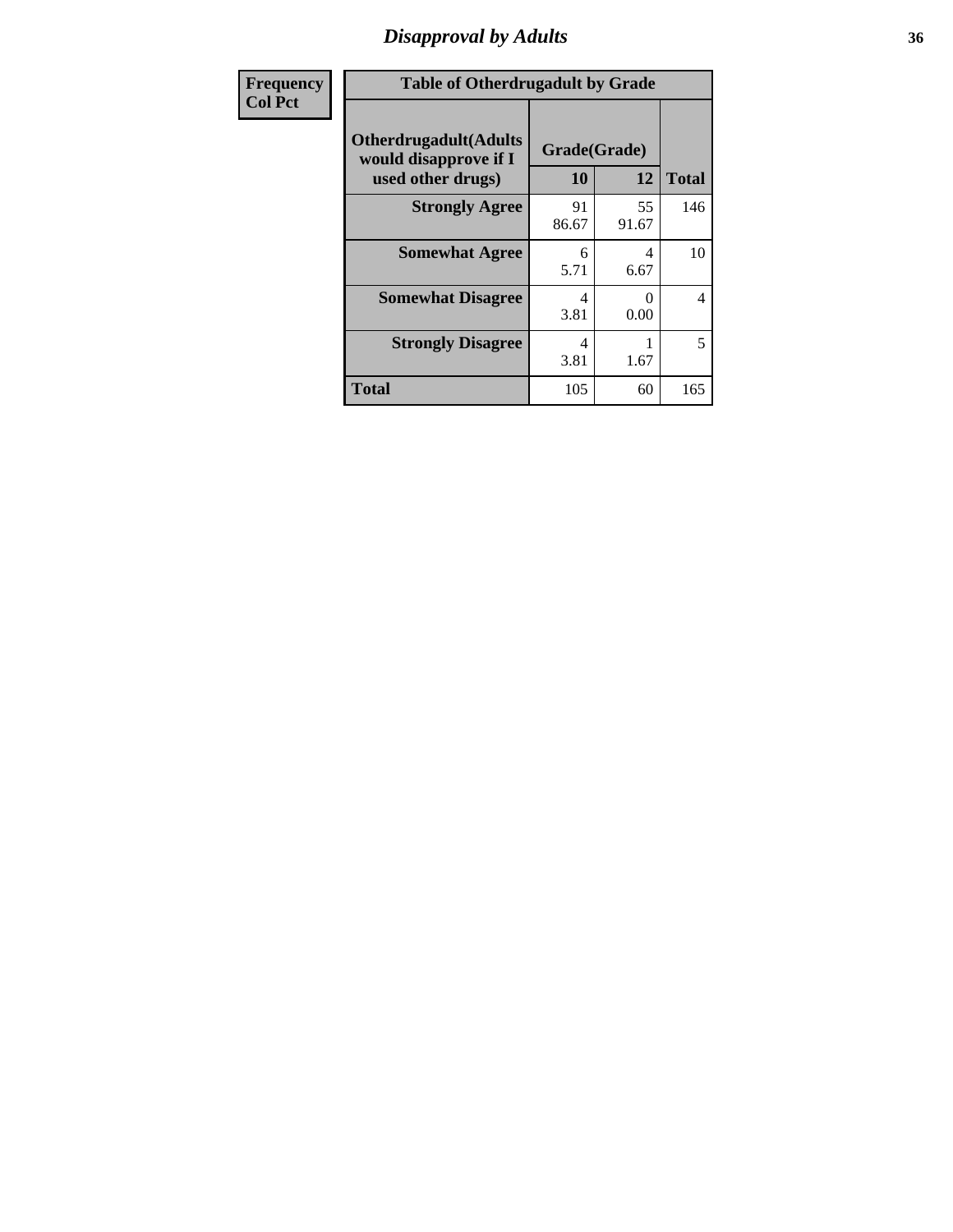# Disapproval by Adults

| Frequency<br>Col Pct | | | |
|---|---|---|---|
| **Table of Otherdrugadult by Grade** | | | |
| **Otherdrugadult(Adults would disapprove if I used other drugs)** | **Grade(Grade)** | | |
| | **10** | **12** | **Total** |
| **Strongly Agree** | 91<br>86.67 | 55<br>91.67 | 146 |
| **Somewhat Agree** | 6<br>5.71 | 4<br>6.67 | 10 |
| **Somewhat Disagree** | 4<br>3.81 | 0<br>0.00 | 4 |
| **Strongly Disagree** | 4<br>3.81 | 1<br>1.67 | 5 |
| **Total** | 105 | 60 | 165 |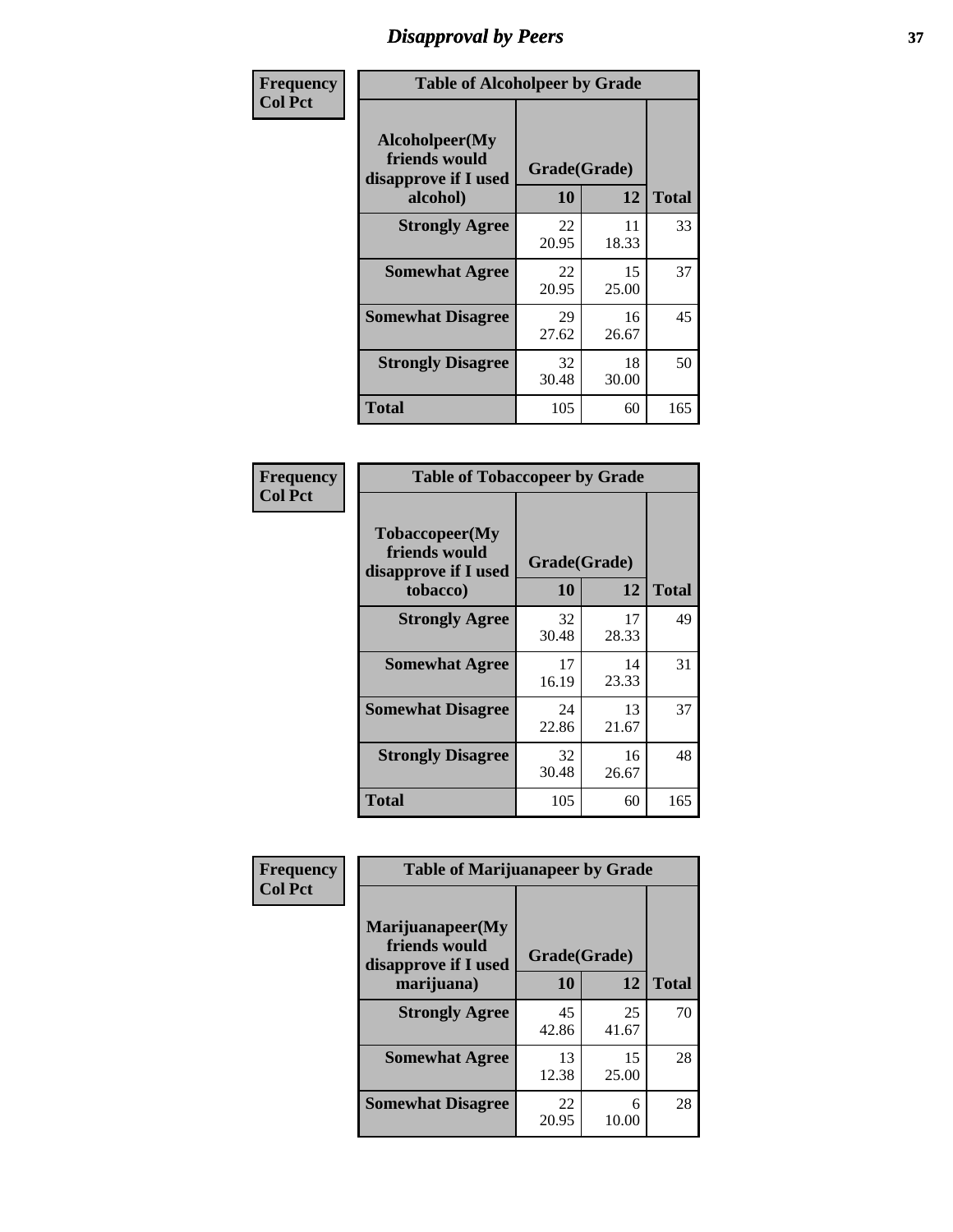# Disapproval by Peers

**Frequency**
**Col Pct**

| Table of Alcoholpeer by Grade | | | |
|---|---|---|---|
| Alcoholpeer(My friends would disapprove if I used alcohol) | Grade(Grade) | | |
| | 10 | 12 | Total |
| **Strongly Agree** | 22<br>20.95 | 11<br>18.33 | 33 |
| **Somewhat Agree** | 22<br>20.95 | 15<br>25.00 | 37 |
| **Somewhat Disagree** | 29<br>27.62 | 16<br>26.67 | 45 |
| **Strongly Disagree** | 32<br>30.48 | 18<br>30.00 | 50 |
| **Total** | 105 | 60 | 165 |

**Frequency**
**Col Pct**

| Table of Tobaccopeer by Grade | | | |
|---|---|---|---|
| Tobaccopeer(My friends would disapprove if I used tobacco) | Grade(Grade) | | |
| | 10 | 12 | Total |
| **Strongly Agree** | 32<br>30.48 | 17<br>28.33 | 49 |
| **Somewhat Agree** | 17<br>16.19 | 14<br>23.33 | 31 |
| **Somewhat Disagree** | 24<br>22.86 | 13<br>21.67 | 37 |
| **Strongly Disagree** | 32<br>30.48 | 16<br>26.67 | 48 |
| **Total** | 105 | 60 | 165 |

**Frequency**
**Col Pct**

| Table of Marijuanapeer by Grade | | | |
|---|---|---|---|
| Marijuanapeer(My friends would disapprove if I used marijuana) | Grade(Grade) | | |
| | 10 | 12 | Total |
| **Strongly Agree** | 45<br>42.86 | 25<br>41.67 | 70 |
| **Somewhat Agree** | 13<br>12.38 | 15<br>25.00 | 28 |
| **Somewhat Disagree** | 22<br>20.95 | 6<br>10.00 | 28 |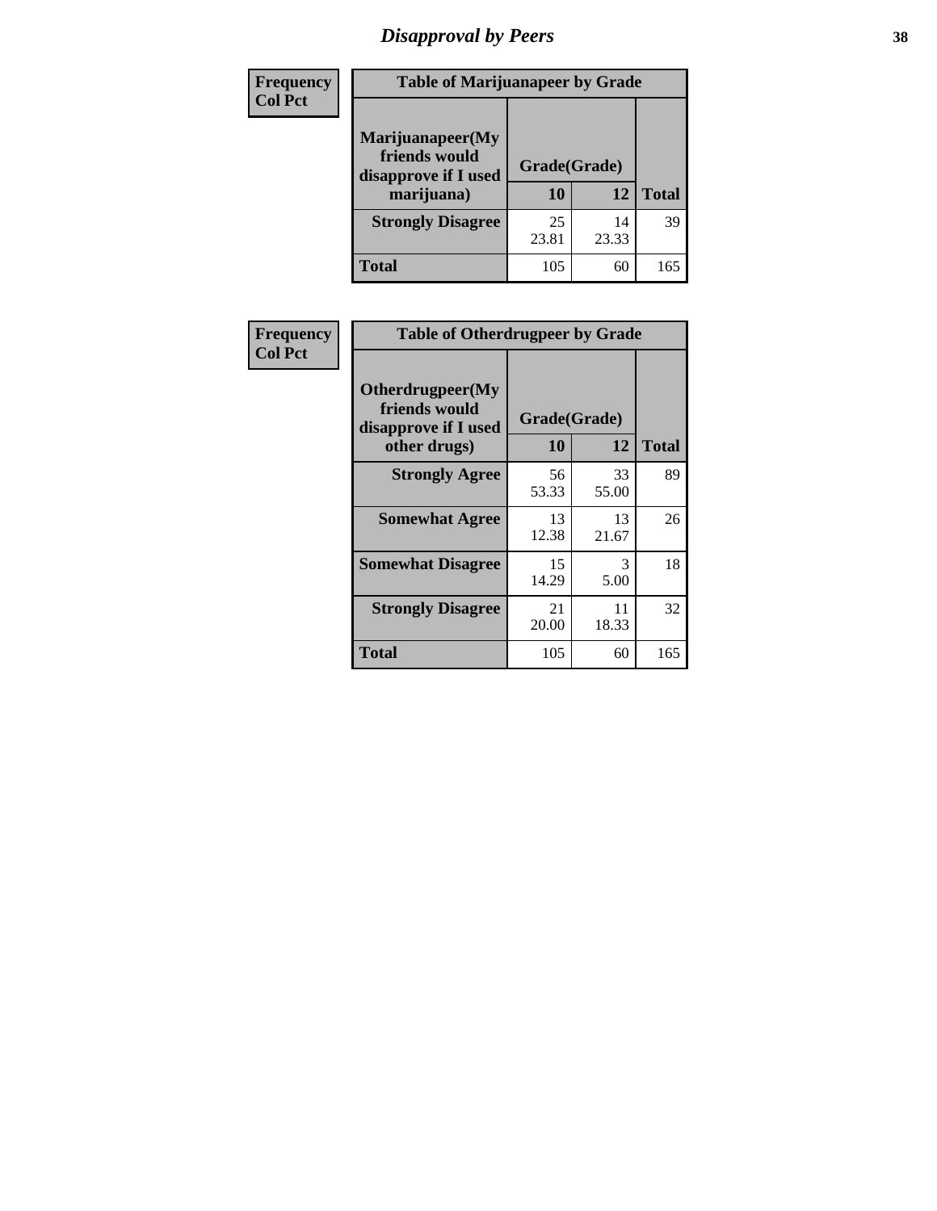# *Disapproval by Peers*

| Frequency<br>Col Pct | Table of Marijuanapeer by Grade | | |
|---|---|---|---|
| Marijuanapeer(My friends would disapprove if I used marijuana) | Grade(Grade) | | |
| | 10 | 12 | Total |
| Strongly Disagree | 25<br>23.81 | 14<br>23.33 | 39 |
| Total | 105 | 60 | 165 |

| Frequency<br>Col Pct | Table of Otherdrugpeer by Grade | | |
|---|---|---|---|
| Otherdrugpeer(My friends would disapprove if I used other drugs) | Grade(Grade) | | |
| | 10 | 12 | Total |
| Strongly Agree | 56<br>53.33 | 33<br>55.00 | 89 |
| Somewhat Agree | 13<br>12.38 | 13<br>21.67 | 26 |
| Somewhat Disagree | 15<br>14.29 | 3<br>5.00 | 18 |
| Strongly Disagree | 21<br>20.00 | 11<br>18.33 | 32 |
| Total | 105 | 60 | 165 |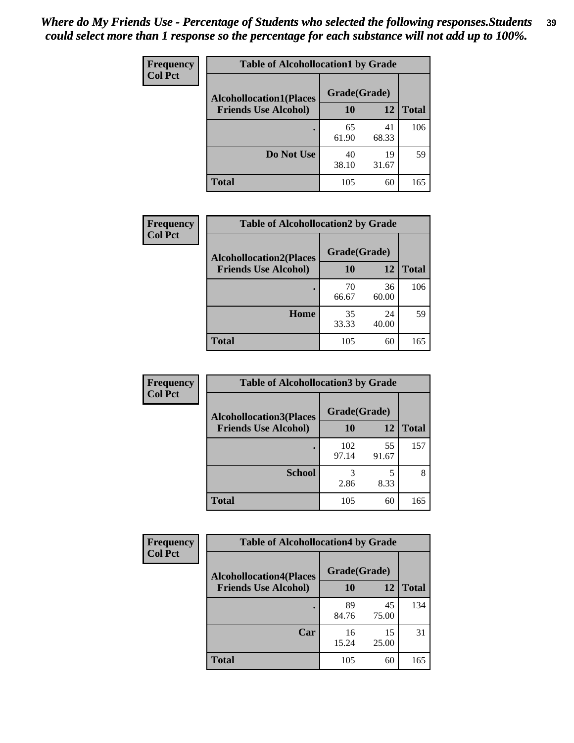*Where do My Friends Use - Percentage of Students who selected the following responses.Students could select more than 1 response so the percentage for each substance will not add up to 100%.*

**Frequency**
**Col Pct**

| Table of Alcohollocation1 by Grade | | | |
|---|---|---|---|
| **Alcohollocation1(Places Friends Use Alcohol)** | **Grade(Grade)** | | **Total** |
| | **10** | **12** | |
| **.** | 65<br>61.90 | 41<br>68.33 | 106 |
| **Do Not Use** | 40<br>38.10 | 19<br>31.67 | 59 |
| **Total** | 105 | 60 | 165 |

**Frequency**
**Col Pct**

| Table of Alcohollocation2 by Grade | | | |
|---|---|---|---|
| **Alcohollocation2(Places Friends Use Alcohol)** | **Grade(Grade)** | | **Total** |
| | **10** | **12** | |
| **.** | 70<br>66.67 | 36<br>60.00 | 106 |
| **Home** | 35<br>33.33 | 24<br>40.00 | 59 |
| **Total** | 105 | 60 | 165 |

**Frequency**
**Col Pct**

| Table of Alcohollocation3 by Grade | | | |
|---|---|---|---|
| **Alcohollocation3(Places Friends Use Alcohol)** | **Grade(Grade)** | | **Total** |
| | **10** | **12** | |
| **.** | 102<br>97.14 | 55<br>91.67 | 157 |
| **School** | 3<br>2.86 | 5<br>8.33 | 8 |
| **Total** | 105 | 60 | 165 |

**Frequency**
**Col Pct**

| Table of Alcohollocation4 by Grade | | | |
|---|---|---|---|
| **Alcohollocation4(Places Friends Use Alcohol)** | **Grade(Grade)** | | **Total** |
| | **10** | **12** | |
| **.** | 89<br>84.76 | 45<br>75.00 | 134 |
| **Car** | 16<br>15.24 | 15<br>25.00 | 31 |
| **Total** | 105 | 60 | 165 |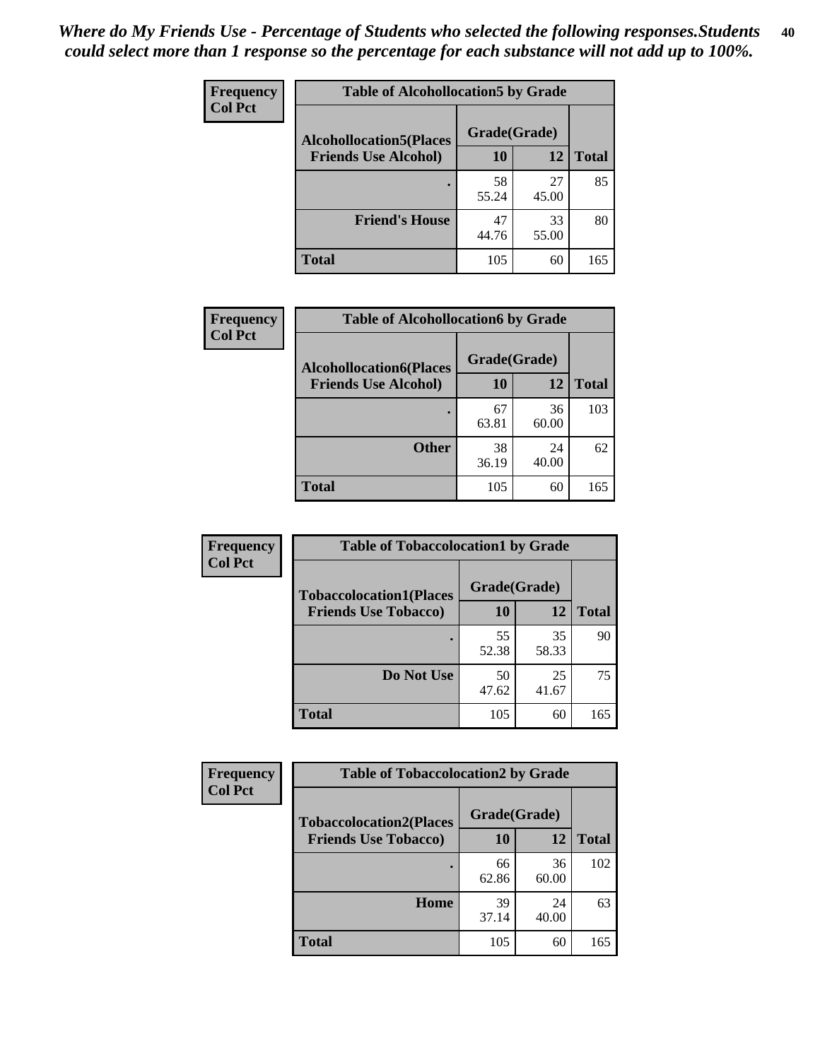*Where do My Friends Use - Percentage of Students who selected the following responses.Students could select more than 1 response so the percentage for each substance will not add up to 100%.*

**Frequency**
**Col Pct**

| Table of Alcohollocation5 by Grade | | | |
|---|---|---|---|
| **Alcohollocation5(Places Friends Use Alcohol)** | **Grade(Grade)** | | **Total** |
| | **10** | **12** | |
| **.** | 58<br>55.24 | 27<br>45.00 | 85 |
| **Friend's House** | 47<br>44.76 | 33<br>55.00 | 80 |
| **Total** | 105 | 60 | 165 |

**Frequency**
**Col Pct**

| Table of Alcohollocation6 by Grade | | | |
|---|---|---|---|
| **Alcohollocation6(Places Friends Use Alcohol)** | **Grade(Grade)** | | **Total** |
| | **10** | **12** | |
| **.** | 67<br>63.81 | 36<br>60.00 | 103 |
| **Other** | 38<br>36.19 | 24<br>40.00 | 62 |
| **Total** | 105 | 60 | 165 |

**Frequency**
**Col Pct**

| Table of Tobaccolocation1 by Grade | | | |
|---|---|---|---|
| **Tobaccolocation1(Places Friends Use Tobacco)** | **Grade(Grade)** | | **Total** |
| | **10** | **12** | |
| **.** | 55<br>52.38 | 35<br>58.33 | 90 |
| **Do Not Use** | 50<br>47.62 | 25<br>41.67 | 75 |
| **Total** | 105 | 60 | 165 |

**Frequency**
**Col Pct**

| Table of Tobaccolocation2 by Grade | | | |
|---|---|---|---|
| **Tobaccolocation2(Places Friends Use Tobacco)** | **Grade(Grade)** | | **Total** |
| | **10** | **12** | |
| **.** | 66<br>62.86 | 36<br>60.00 | 102 |
| **Home** | 39<br>37.14 | 24<br>40.00 | 63 |
| **Total** | 105 | 60 | 165 |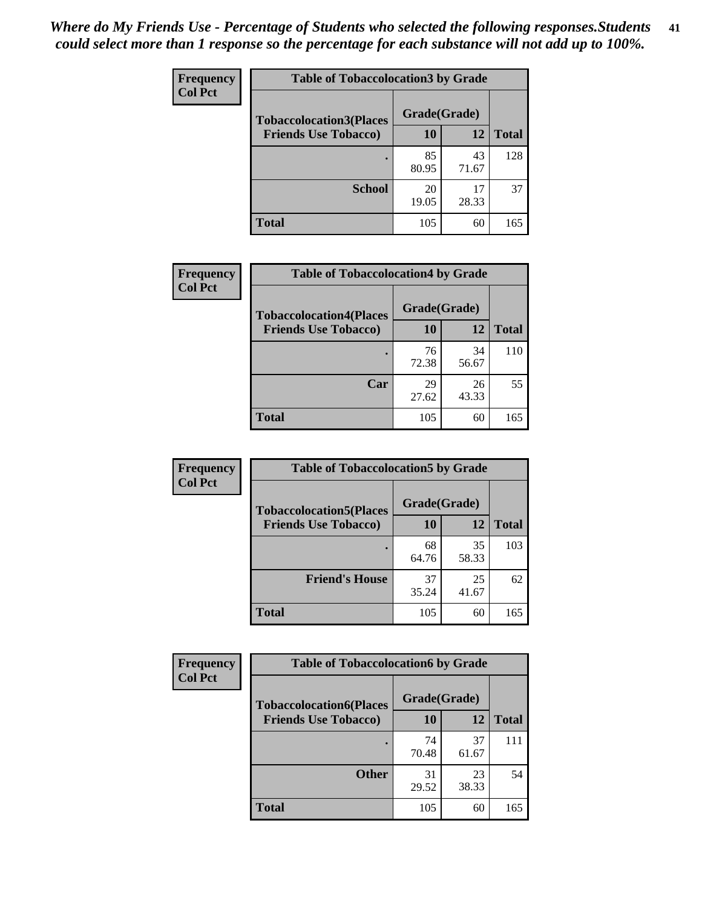*Where do My Friends Use - Percentage of Students who selected the following responses.Students could select more than 1 response so the percentage for each substance will not add up to 100%.*

**Frequency**
**Col Pct**

| Table of Tobaccolocation3 by Grade | | | |
|---|---|---|---|
| **Tobaccolocation3(Places Friends Use Tobacco)** | **Grade(Grade)** | | **Total** |
| | **10** | **12** | |
| **.** | 85<br>80.95 | 43<br>71.67 | 128 |
| **School** | 20<br>19.05 | 17<br>28.33 | 37 |
| **Total** | 105 | 60 | 165 |

**Frequency**
**Col Pct**

| Table of Tobaccolocation4 by Grade | | | |
|---|---|---|---|
| **Tobaccolocation4(Places Friends Use Tobacco)** | **Grade(Grade)** | | **Total** |
| | **10** | **12** | |
| **.** | 76<br>72.38 | 34<br>56.67 | 110 |
| **Car** | 29<br>27.62 | 26<br>43.33 | 55 |
| **Total** | 105 | 60 | 165 |

**Frequency**
**Col Pct**

| Table of Tobaccolocation5 by Grade | | | |
|---|---|---|---|
| **Tobaccolocation5(Places Friends Use Tobacco)** | **Grade(Grade)** | | **Total** |
| | **10** | **12** | |
| **.** | 68<br>64.76 | 35<br>58.33 | 103 |
| **Friend's House** | 37<br>35.24 | 25<br>41.67 | 62 |
| **Total** | 105 | 60 | 165 |

**Frequency**
**Col Pct**

| Table of Tobaccolocation6 by Grade | | | |
|---|---|---|---|
| **Tobaccolocation6(Places Friends Use Tobacco)** | **Grade(Grade)** | | **Total** |
| | **10** | **12** | |
| **.** | 74<br>70.48 | 37<br>61.67 | 111 |
| **Other** | 31<br>29.52 | 23<br>38.33 | 54 |
| **Total** | 105 | 60 | 165 |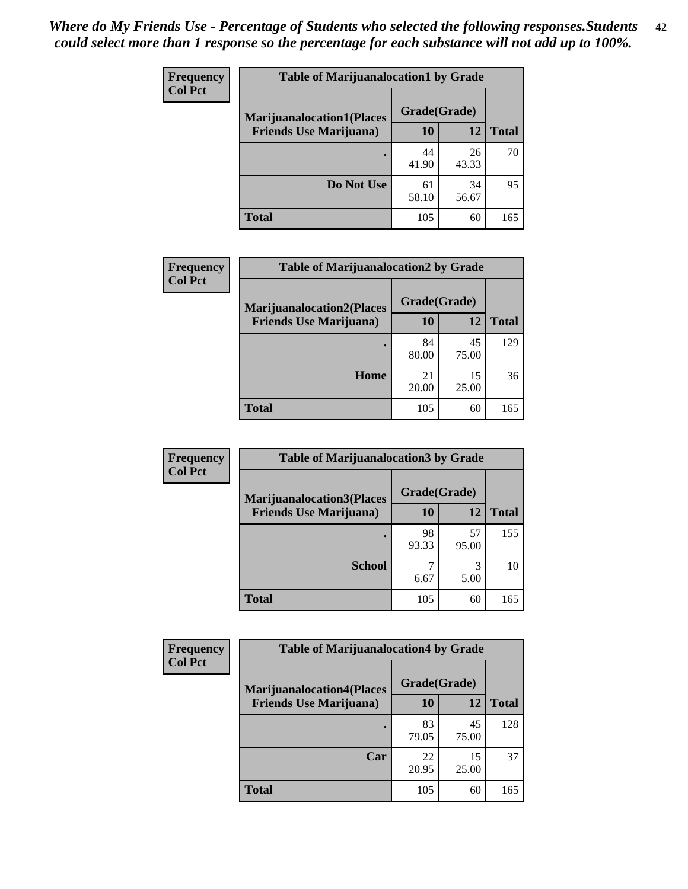*Where do My Friends Use - Percentage of Students who selected the following responses.Students could select more than 1 response so the percentage for each substance will not add up to 100%.*

| Frequency Col Pct | Table of Marijuanalocation1 by Grade | | |
|---|---|---|---|
| **Marijuanalocation1(Places Friends Use Marijuana)** | **Grade(Grade)** | | |
| | **10** | **12** | **Total** |
| **.** | 44<br>41.90 | 26<br>43.33 | 70 |
| **Do Not Use** | 61<br>58.10 | 34<br>56.67 | 95 |
| **Total** | 105 | 60 | 165 |

| Frequency Col Pct | Table of Marijuanalocation2 by Grade | | |
|---|---|---|---|
| **Marijuanalocation2(Places Friends Use Marijuana)** | **Grade(Grade)** | | |
| | **10** | **12** | **Total** |
| **.** | 84<br>80.00 | 45<br>75.00 | 129 |
| **Home** | 21<br>20.00 | 15<br>25.00 | 36 |
| **Total** | 105 | 60 | 165 |

| Frequency Col Pct | Table of Marijuanalocation3 by Grade | | |
|---|---|---|---|
| **Marijuanalocation3(Places Friends Use Marijuana)** | **Grade(Grade)** | | |
| | **10** | **12** | **Total** |
| **.** | 98<br>93.33 | 57<br>95.00 | 155 |
| **School** | 7<br>6.67 | 3<br>5.00 | 10 |
| **Total** | 105 | 60 | 165 |

| Frequency Col Pct | Table of Marijuanalocation4 by Grade | | |
|---|---|---|---|
| **Marijuanalocation4(Places Friends Use Marijuana)** | **Grade(Grade)** | | |
| | **10** | **12** | **Total** |
| **.** | 83<br>79.05 | 45<br>75.00 | 128 |
| **Car** | 22<br>20.95 | 15<br>25.00 | 37 |
| **Total** | 105 | 60 | 165 |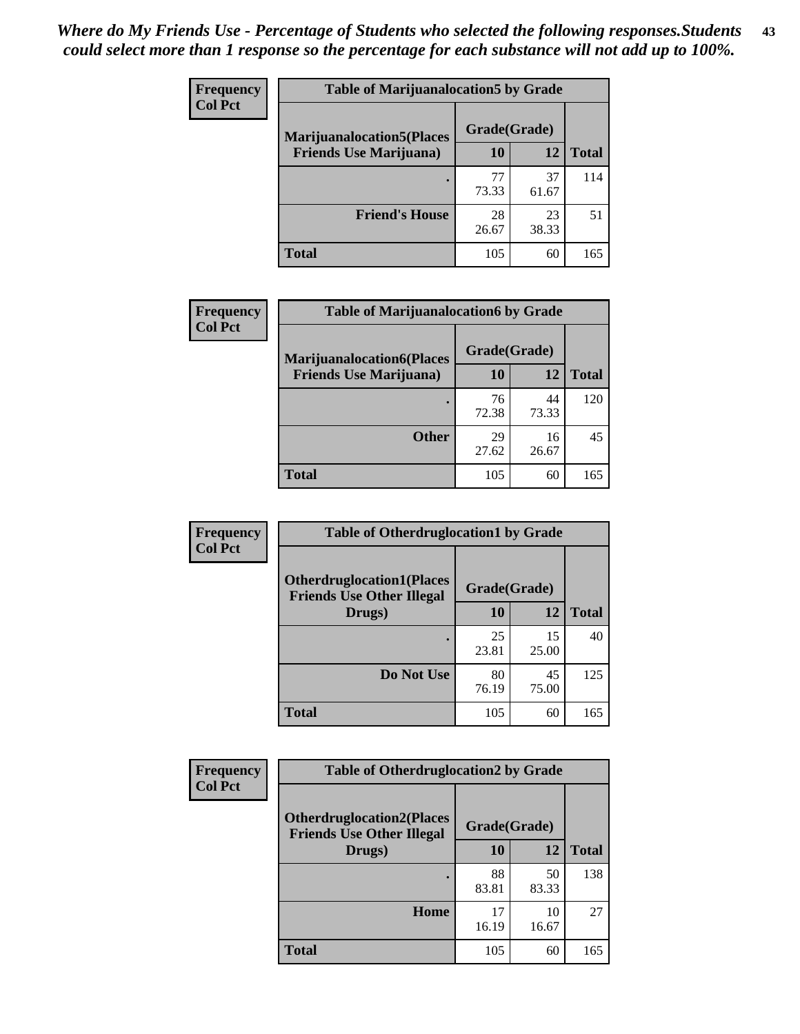*Where do My Friends Use - Percentage of Students who selected the following responses.Students could select more than 1 response so the percentage for each substance will not add up to 100%.*

**Frequency / Col Pct**

| Table of Marijuanalocation5 by Grade | | | |
|---|---|---|---|
| **Marijuanalocation5(Places Friends Use Marijuana)** | **Grade(Grade)** | | **Total** |
| | **10** | **12** | |
| **.** | 77<br>73.33 | 37<br>61.67 | 114 |
| **Friend's House** | 28<br>26.67 | 23<br>38.33 | 51 |
| **Total** | 105 | 60 | 165 |

**Frequency / Col Pct**

| Table of Marijuanalocation6 by Grade | | | |
|---|---|---|---|
| **Marijuanalocation6(Places Friends Use Marijuana)** | **Grade(Grade)** | | **Total** |
| | **10** | **12** | |
| **.** | 76<br>72.38 | 44<br>73.33 | 120 |
| **Other** | 29<br>27.62 | 16<br>26.67 | 45 |
| **Total** | 105 | 60 | 165 |

**Frequency / Col Pct**

| Table of Otherdruglocation1 by Grade | | | |
|---|---|---|---|
| **Otherdruglocation1(Places Friends Use Other Illegal Drugs)** | **Grade(Grade)** | | **Total** |
| | **10** | **12** | |
| **.** | 25<br>23.81 | 15<br>25.00 | 40 |
| **Do Not Use** | 80<br>76.19 | 45<br>75.00 | 125 |
| **Total** | 105 | 60 | 165 |

**Frequency / Col Pct**

| Table of Otherdruglocation2 by Grade | | | |
|---|---|---|---|
| **Otherdruglocation2(Places Friends Use Other Illegal Drugs)** | **Grade(Grade)** | | **Total** |
| | **10** | **12** | |
| **.** | 88<br>83.81 | 50<br>83.33 | 138 |
| **Home** | 17<br>16.19 | 10<br>16.67 | 27 |
| **Total** | 105 | 60 | 165 |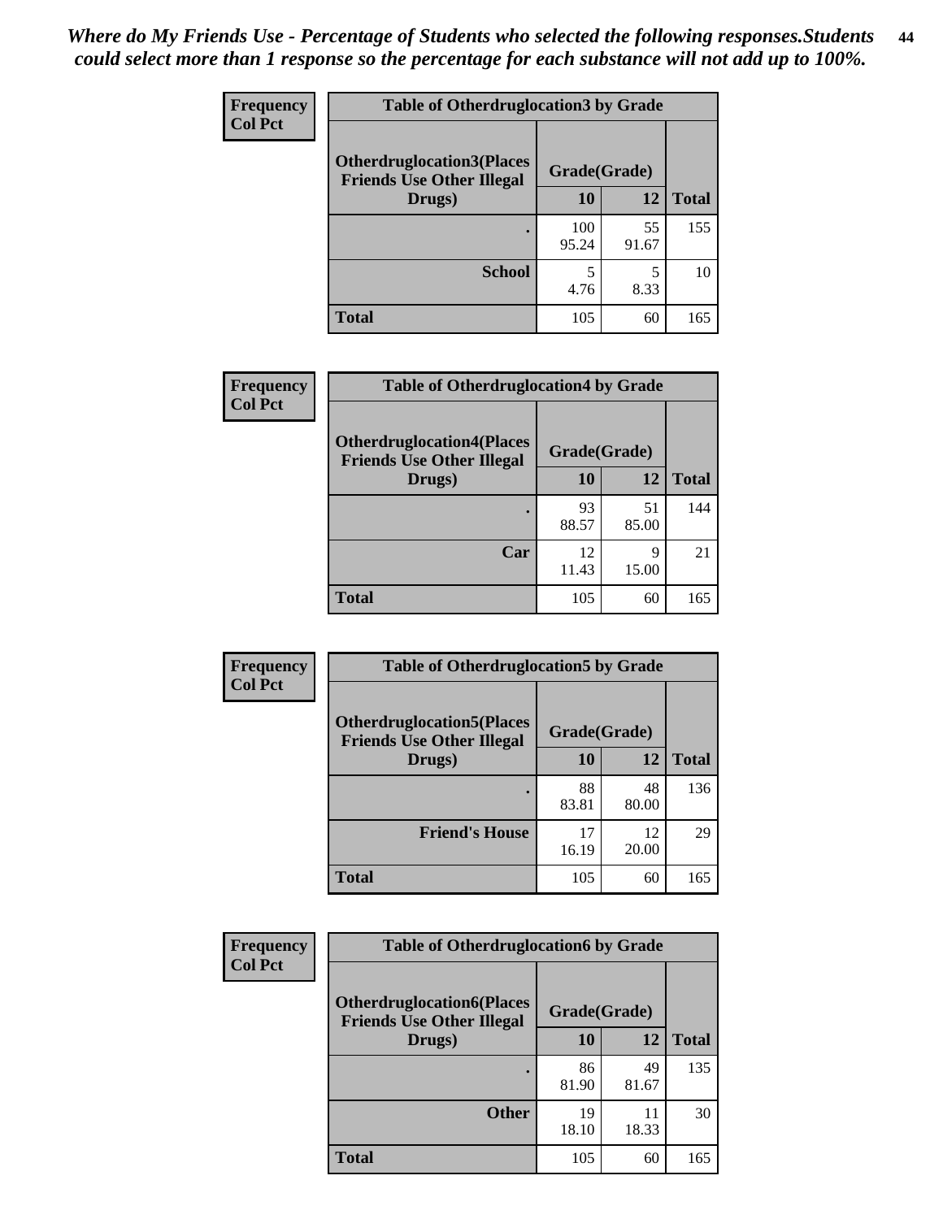*Where do My Friends Use - Percentage of Students who selected the following responses.Students could select more than 1 response so the percentage for each substance will not add up to 100%.*

| Frequency Col Pct | Table of Otherdruglocation3 by Grade | | |
|---|---|---|---|
| Otherdruglocation3(Places Friends Use Other Illegal Drugs) | Grade(Grade) | | |
| | 10 | 12 | Total |
| . | 100<br>95.24 | 55<br>91.67 | 155 |
| School | 5<br>4.76 | 5<br>8.33 | 10 |
| Total | 105 | 60 | 165 |

| Frequency Col Pct | Table of Otherdruglocation4 by Grade | | |
|---|---|---|---|
| Otherdruglocation4(Places Friends Use Other Illegal Drugs) | Grade(Grade) | | |
| | 10 | 12 | Total |
| . | 93<br>88.57 | 51<br>85.00 | 144 |
| Car | 12<br>11.43 | 9<br>15.00 | 21 |
| Total | 105 | 60 | 165 |

| Frequency Col Pct | Table of Otherdruglocation5 by Grade | | |
|---|---|---|---|
| Otherdruglocation5(Places Friends Use Other Illegal Drugs) | Grade(Grade) | | |
| | 10 | 12 | Total |
| . | 88<br>83.81 | 48<br>80.00 | 136 |
| Friend's House | 17<br>16.19 | 12<br>20.00 | 29 |
| Total | 105 | 60 | 165 |

| Frequency Col Pct | Table of Otherdruglocation6 by Grade | | |
|---|---|---|---|
| Otherdruglocation6(Places Friends Use Other Illegal Drugs) | Grade(Grade) | | |
| | 10 | 12 | Total |
| . | 86<br>81.90 | 49<br>81.67 | 135 |
| Other | 19<br>18.10 | 11<br>18.33 | 30 |
| Total | 105 | 60 | 165 |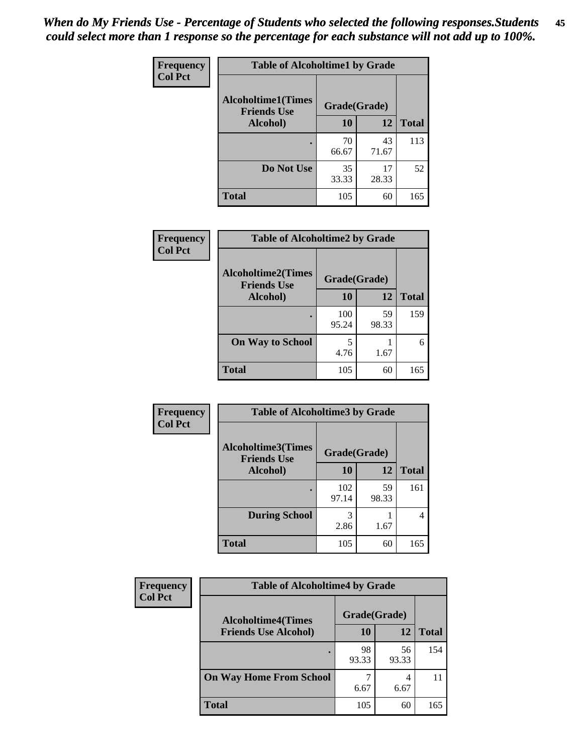*When do My Friends Use - Percentage of Students who selected the following responses.Students could select more than 1 response so the percentage for each substance will not add up to 100%.*

**Frequency**
**Col Pct**

| Table of Alcoholtime1 by Grade | | | |
|---|---|---|---|
| **Alcoholtime1(Times Friends Use Alcohol)** | **Grade(Grade)** | | |
| | **10** | **12** | **Total** |
| **.** | 70<br>66.67 | 43<br>71.67 | 113 |
| **Do Not Use** | 35<br>33.33 | 17<br>28.33 | 52 |
| **Total** | 105 | 60 | 165 |

**Frequency**
**Col Pct**

| Table of Alcoholtime2 by Grade | | | |
|---|---|---|---|
| **Alcoholtime2(Times Friends Use Alcohol)** | **Grade(Grade)** | | |
| | **10** | **12** | **Total** |
| **.** | 100<br>95.24 | 59<br>98.33 | 159 |
| **On Way to School** | 5<br>4.76 | 1<br>1.67 | 6 |
| **Total** | 105 | 60 | 165 |

**Frequency**
**Col Pct**

| Table of Alcoholtime3 by Grade | | | |
|---|---|---|---|
| **Alcoholtime3(Times Friends Use Alcohol)** | **Grade(Grade)** | | |
| | **10** | **12** | **Total** |
| **.** | 102<br>97.14 | 59<br>98.33 | 161 |
| **During School** | 3<br>2.86 | 1<br>1.67 | 4 |
| **Total** | 105 | 60 | 165 |

**Frequency**
**Col Pct**

| Table of Alcoholtime4 by Grade | | | |
|---|---|---|---|
| **Alcoholtime4(Times Friends Use Alcohol)** | **Grade(Grade)** | | |
| | **10** | **12** | **Total** |
| **.** | 98<br>93.33 | 56<br>93.33 | 154 |
| **On Way Home From School** | 7<br>6.67 | 4<br>6.67 | 11 |
| **Total** | 105 | 60 | 165 |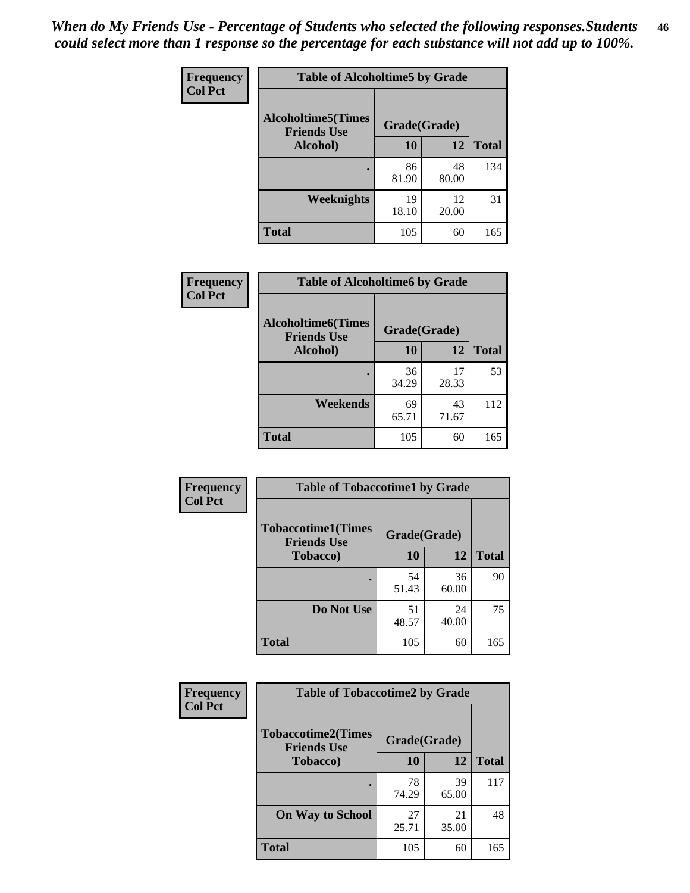*When do My Friends Use - Percentage of Students who selected the following responses.Students could select more than 1 response so the percentage for each substance will not add up to 100%.*

**Frequency**
**Col Pct**

| Table of Alcoholtime5 by Grade | | | |
|---|---|---|---|
| **Alcoholtime5(Times Friends Use Alcohol)** | **Grade(Grade)** | | **Total** |
| | **10** | **12** | |
| **.** | 86<br>81.90 | 48<br>80.00 | 134 |
| **Weeknights** | 19<br>18.10 | 12<br>20.00 | 31 |
| **Total** | 105 | 60 | 165 |

**Frequency**
**Col Pct**

| Table of Alcoholtime6 by Grade | | | |
|---|---|---|---|
| **Alcoholtime6(Times Friends Use Alcohol)** | **Grade(Grade)** | | **Total** |
| | **10** | **12** | |
| **.** | 36<br>34.29 | 17<br>28.33 | 53 |
| **Weekends** | 69<br>65.71 | 43<br>71.67 | 112 |
| **Total** | 105 | 60 | 165 |

**Frequency**
**Col Pct**

| Table of Tobaccotime1 by Grade | | | |
|---|---|---|---|
| **Tobaccotime1(Times Friends Use Tobacco)** | **Grade(Grade)** | | **Total** |
| | **10** | **12** | |
| **.** | 54<br>51.43 | 36<br>60.00 | 90 |
| **Do Not Use** | 51<br>48.57 | 24<br>40.00 | 75 |
| **Total** | 105 | 60 | 165 |

**Frequency**
**Col Pct**

| Table of Tobaccotime2 by Grade | | | |
|---|---|---|---|
| **Tobaccotime2(Times Friends Use Tobacco)** | **Grade(Grade)** | | **Total** |
| | **10** | **12** | |
| **.** | 78<br>74.29 | 39<br>65.00 | 117 |
| **On Way to School** | 27<br>25.71 | 21<br>35.00 | 48 |
| **Total** | 105 | 60 | 165 |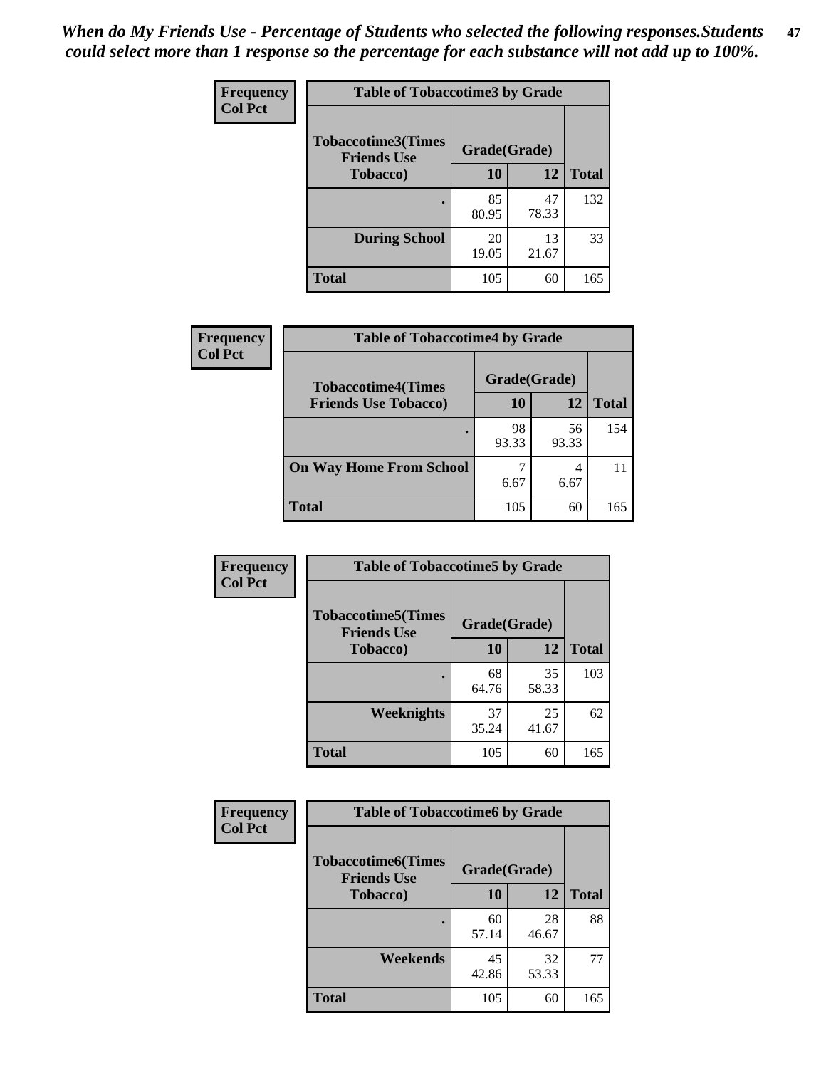*When do My Friends Use - Percentage of Students who selected the following responses.Students could select more than 1 response so the percentage for each substance will not add up to 100%.*

| Frequency Col Pct | Table of Tobaccotime3 by Grade | | |
|---|---|---|---|
| Tobaccotime3(Times Friends Use Tobacco) | Grade(Grade) | | Total |
| | 10 | 12 | |
| . | 85<br>80.95 | 47<br>78.33 | 132 |
| During School | 20<br>19.05 | 13<br>21.67 | 33 |
| Total | 105 | 60 | 165 |

| Frequency Col Pct | Table of Tobaccotime4 by Grade | | |
|---|---|---|---|
| Tobaccotime4(Times Friends Use Tobacco) | Grade(Grade) | | Total |
| | 10 | 12 | |
| . | 98<br>93.33 | 56<br>93.33 | 154 |
| On Way Home From School | 7<br>6.67 | 4<br>6.67 | 11 |
| Total | 105 | 60 | 165 |

| Frequency Col Pct | Table of Tobaccotime5 by Grade | | |
|---|---|---|---|
| Tobaccotime5(Times Friends Use Tobacco) | Grade(Grade) | | Total |
| | 10 | 12 | |
| . | 68<br>64.76 | 35<br>58.33 | 103 |
| Weeknights | 37<br>35.24 | 25<br>41.67 | 62 |
| Total | 105 | 60 | 165 |

| Frequency Col Pct | Table of Tobaccotime6 by Grade | | |
|---|---|---|---|
| Tobaccotime6(Times Friends Use Tobacco) | Grade(Grade) | | Total |
| | 10 | 12 | |
| . | 60<br>57.14 | 28<br>46.67 | 88 |
| Weekends | 45<br>42.86 | 32<br>53.33 | 77 |
| Total | 105 | 60 | 165 |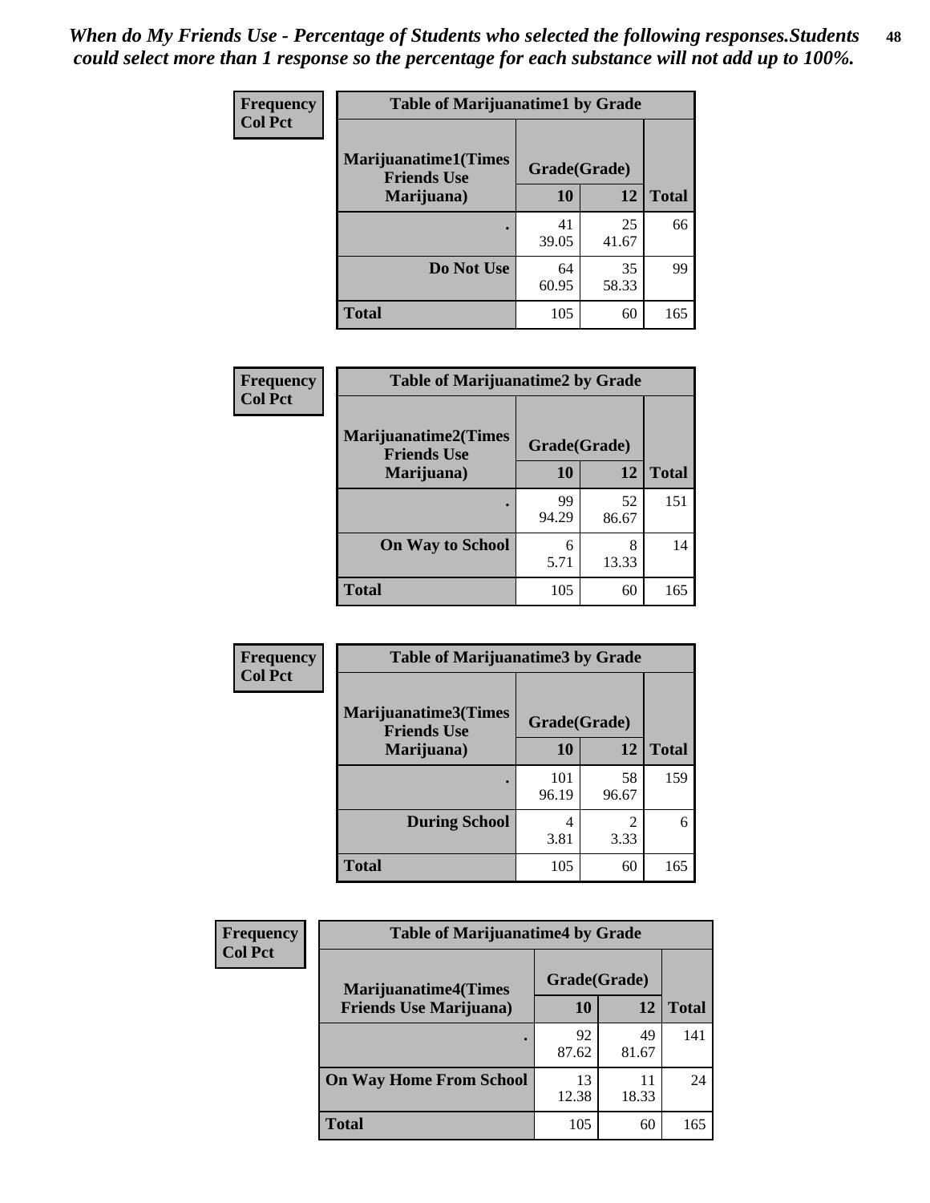*When do My Friends Use - Percentage of Students who selected the following responses.Students could select more than 1 response so the percentage for each substance will not add up to 100%.*

**Frequency**
**Col Pct**

| Table of Marijuanatime1 by Grade | | | |
|---|---|---|---|
| **Marijuanatime1(Times Friends Use Marijuana)** | **Grade(Grade)** | | |
| | **10** | **12** | **Total** |
| **.** | 41<br>39.05 | 25<br>41.67 | 66 |
| **Do Not Use** | 64<br>60.95 | 35<br>58.33 | 99 |
| **Total** | 105 | 60 | 165 |

**Frequency**
**Col Pct**

| Table of Marijuanatime2 by Grade | | | |
|---|---|---|---|
| **Marijuanatime2(Times Friends Use Marijuana)** | **Grade(Grade)** | | |
| | **10** | **12** | **Total** |
| **.** | 99<br>94.29 | 52<br>86.67 | 151 |
| **On Way to School** | 6<br>5.71 | 8<br>13.33 | 14 |
| **Total** | 105 | 60 | 165 |

**Frequency**
**Col Pct**

| Table of Marijuanatime3 by Grade | | | |
|---|---|---|---|
| **Marijuanatime3(Times Friends Use Marijuana)** | **Grade(Grade)** | | |
| | **10** | **12** | **Total** |
| **.** | 101<br>96.19 | 58<br>96.67 | 159 |
| **During School** | 4<br>3.81 | 2<br>3.33 | 6 |
| **Total** | 105 | 60 | 165 |

**Frequency**
**Col Pct**

| Table of Marijuanatime4 by Grade | | | |
|---|---|---|---|
| **Marijuanatime4(Times Friends Use Marijuana)** | **Grade(Grade)** | | |
| | **10** | **12** | **Total** |
| **.** | 92<br>87.62 | 49<br>81.67 | 141 |
| **On Way Home From School** | 13<br>12.38 | 11<br>18.33 | 24 |
| **Total** | 105 | 60 | 165 |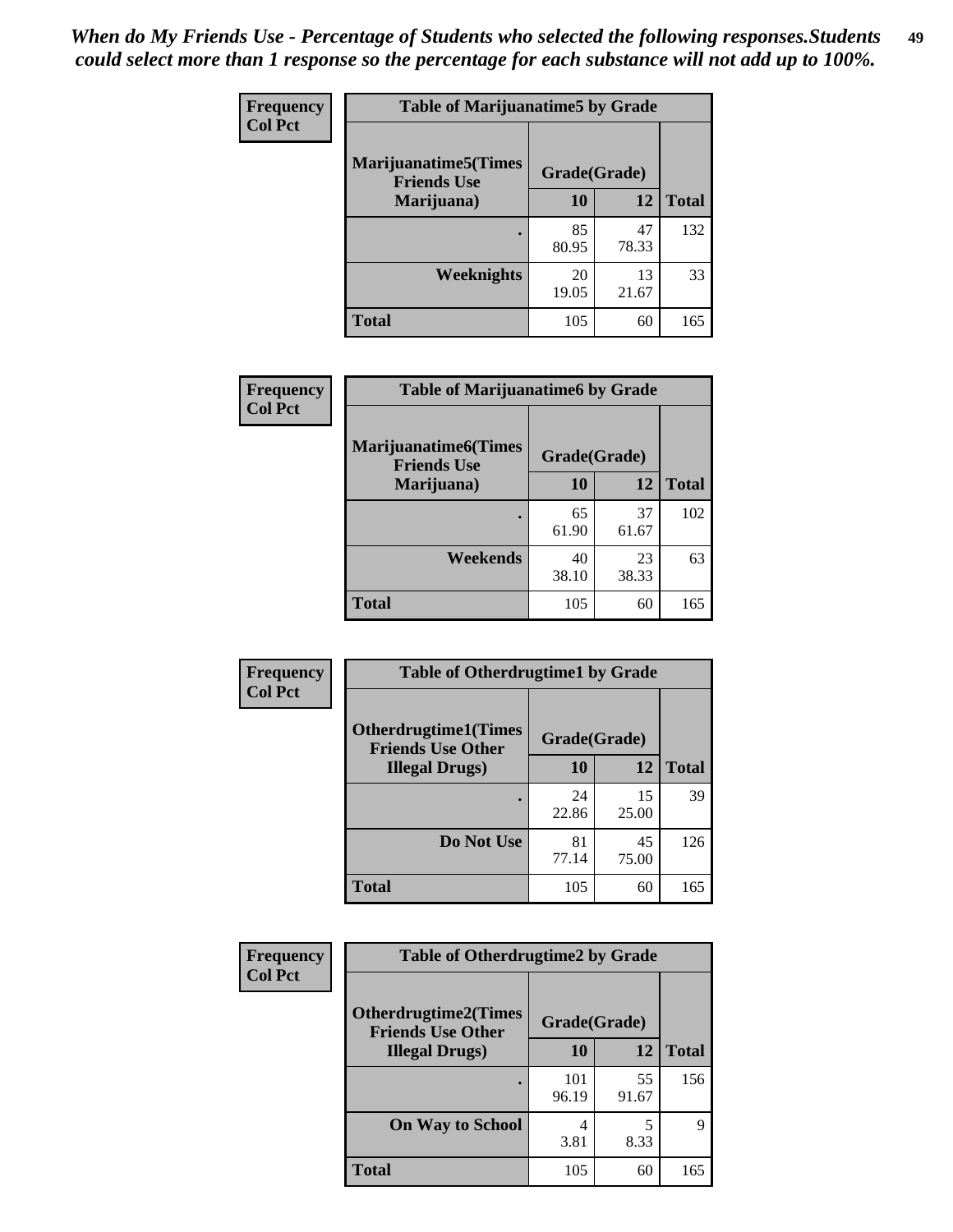*When do My Friends Use - Percentage of Students who selected the following responses.Students could select more than 1 response so the percentage for each substance will not add up to 100%.*

| Frequency Col Pct | Table of Marijuanatime5 by Grade | | |
|---|---|---|---|
| Marijuanatime5(Times Friends Use Marijuana) | Grade(Grade) | | |
| | 10 | 12 | Total |
| . | 85<br>80.95 | 47<br>78.33 | 132 |
| Weeknights | 20<br>19.05 | 13<br>21.67 | 33 |
| Total | 105 | 60 | 165 |

| Frequency Col Pct | Table of Marijuanatime6 by Grade | | |
|---|---|---|---|
| Marijuanatime6(Times Friends Use Marijuana) | Grade(Grade) | | |
| | 10 | 12 | Total |
| . | 65<br>61.90 | 37<br>61.67 | 102 |
| Weekends | 40<br>38.10 | 23<br>38.33 | 63 |
| Total | 105 | 60 | 165 |

| Frequency Col Pct | Table of Otherdrugtime1 by Grade | | |
|---|---|---|---|
| Otherdrugtime1(Times Friends Use Other Illegal Drugs) | Grade(Grade) | | |
| | 10 | 12 | Total |
| . | 24<br>22.86 | 15<br>25.00 | 39 |
| Do Not Use | 81<br>77.14 | 45<br>75.00 | 126 |
| Total | 105 | 60 | 165 |

| Frequency Col Pct | Table of Otherdrugtime2 by Grade | | |
|---|---|---|---|
| Otherdrugtime2(Times Friends Use Other Illegal Drugs) | Grade(Grade) | | |
| | 10 | 12 | Total |
| . | 101<br>96.19 | 55<br>91.67 | 156 |
| On Way to School | 4<br>3.81 | 5<br>8.33 | 9 |
| Total | 105 | 60 | 165 |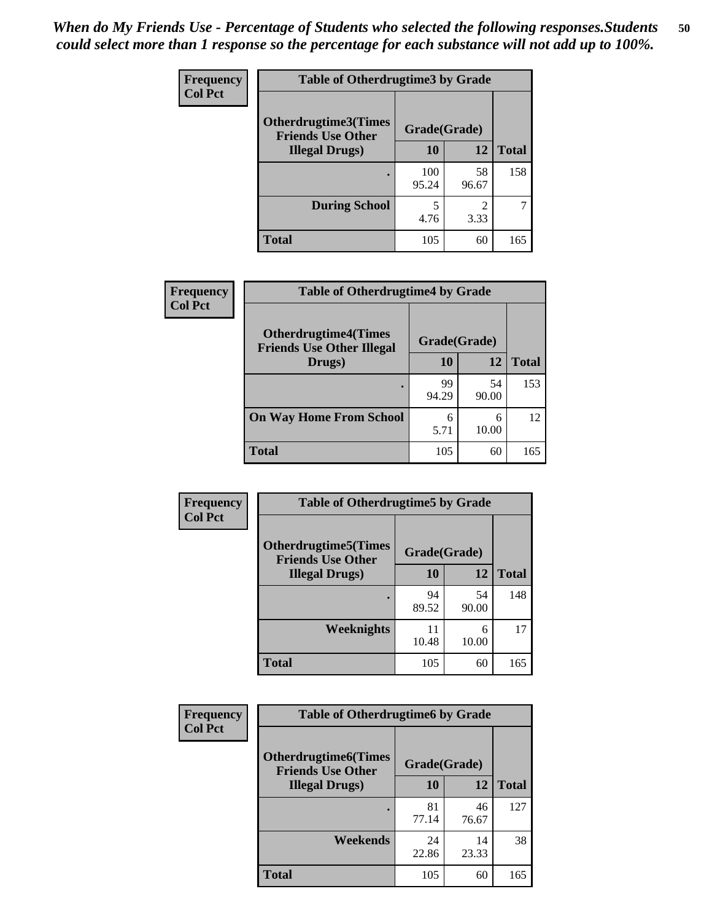*When do My Friends Use - Percentage of Students who selected the following responses.Students could select more than 1 response so the percentage for each substance will not add up to 100%.*

**Frequency / Col Pct**

**Table of Otherdrugtime3 by Grade**

| Otherdrugtime3(Times Friends Use Other Illegal Drugs) | Grade(Grade) | | |
|---|---|---|---|
| | 10 | 12 | Total |
| . | 100<br>95.24 | 58<br>96.67 | 158 |
| During School | 5<br>4.76 | 2<br>3.33 | 7 |
| Total | 105 | 60 | 165 |

**Frequency / Col Pct**

**Table of Otherdrugtime4 by Grade**

| Otherdrugtime4(Times Friends Use Other Illegal Drugs) | Grade(Grade) | | |
|---|---|---|---|
| | 10 | 12 | Total |
| . | 99<br>94.29 | 54<br>90.00 | 153 |
| On Way Home From School | 6<br>5.71 | 6<br>10.00 | 12 |
| Total | 105 | 60 | 165 |

**Frequency / Col Pct**

**Table of Otherdrugtime5 by Grade**

| Otherdrugtime5(Times Friends Use Other Illegal Drugs) | Grade(Grade) | | |
|---|---|---|---|
| | 10 | 12 | Total |
| . | 94<br>89.52 | 54<br>90.00 | 148 |
| Weeknights | 11<br>10.48 | 6<br>10.00 | 17 |
| Total | 105 | 60 | 165 |

**Frequency / Col Pct**

**Table of Otherdrugtime6 by Grade**

| Otherdrugtime6(Times Friends Use Other Illegal Drugs) | Grade(Grade) | | |
|---|---|---|---|
| | 10 | 12 | Total |
| . | 81<br>77.14 | 46<br>76.67 | 127 |
| Weekends | 24<br>22.86 | 14<br>23.33 | 38 |
| Total | 105 | 60 | 165 |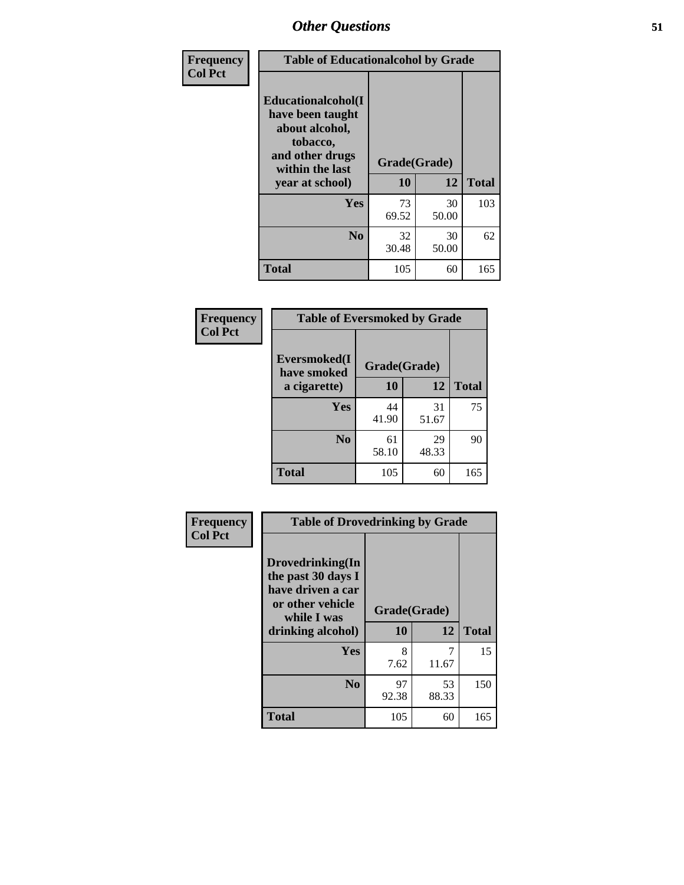# Other Questions

| Frequency<br>Col Pct | Table of Educationalcohol by Grade | | |
|---|---|---|---|
| Educationalcohol(I have been taught about alcohol, tobacco, and other drugs within the last year at school) | Grade(Grade) | | |
| | 10 | 12 | Total |
| Yes | 73<br>69.52 | 30<br>50.00 | 103 |
| No | 32<br>30.48 | 30<br>50.00 | 62 |
| Total | 105 | 60 | 165 |

| Frequency<br>Col Pct | Table of Eversmoked by Grade | | |
|---|---|---|---|
| Eversmoked(I have smoked a cigarette) | Grade(Grade) | | |
| | 10 | 12 | Total |
| Yes | 44<br>41.90 | 31<br>51.67 | 75 |
| No | 61<br>58.10 | 29<br>48.33 | 90 |
| Total | 105 | 60 | 165 |

| Frequency<br>Col Pct | Table of Drovedrinking by Grade | | |
|---|---|---|---|
| Drovedrinking(In the past 30 days I have driven a car or other vehicle while I was drinking alcohol) | Grade(Grade) | | |
| | 10 | 12 | Total |
| Yes | 8<br>7.62 | 7<br>11.67 | 15 |
| No | 97<br>92.38 | 53<br>88.33 | 150 |
| Total | 105 | 60 | 165 |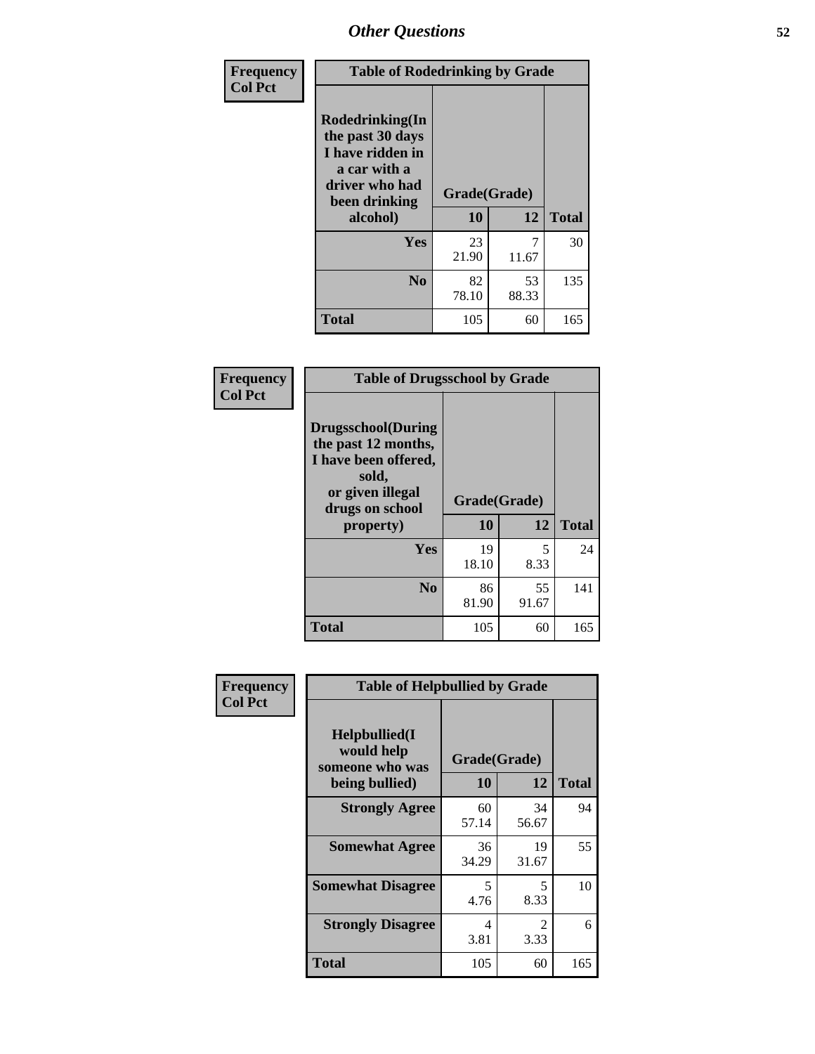# Other Questions

**Frequency**
**Col Pct**

| Table of Rodedrinking by Grade | | | |
|---|---|---|---|
| **Rodedrinking(In the past 30 days I have ridden in a car with a driver who had been drinking alcohol)** | **Grade(Grade)** | | |
| | **10** | **12** | **Total** |
| **Yes** | 23<br>21.90 | 7<br>11.67 | 30 |
| **No** | 82<br>78.10 | 53<br>88.33 | 135 |
| **Total** | 105 | 60 | 165 |

**Frequency**
**Col Pct**

| Table of Drugsschool by Grade | | | |
|---|---|---|---|
| **Drugsschool(During the past 12 months, I have been offered, sold, or given illegal drugs on school property)** | **Grade(Grade)** | | |
| | **10** | **12** | **Total** |
| **Yes** | 19<br>18.10 | 5<br>8.33 | 24 |
| **No** | 86<br>81.90 | 55<br>91.67 | 141 |
| **Total** | 105 | 60 | 165 |

**Frequency**
**Col Pct**

| Table of Helpbullied by Grade | | | |
|---|---|---|---|
| **Helpbullied(I would help someone who was being bullied)** | **Grade(Grade)** | | |
| | **10** | **12** | **Total** |
| **Strongly Agree** | 60<br>57.14 | 34<br>56.67 | 94 |
| **Somewhat Agree** | 36<br>34.29 | 19<br>31.67 | 55 |
| **Somewhat Disagree** | 5<br>4.76 | 5<br>8.33 | 10 |
| **Strongly Disagree** | 4<br>3.81 | 2<br>3.33 | 6 |
| **Total** | 105 | 60 | 165 |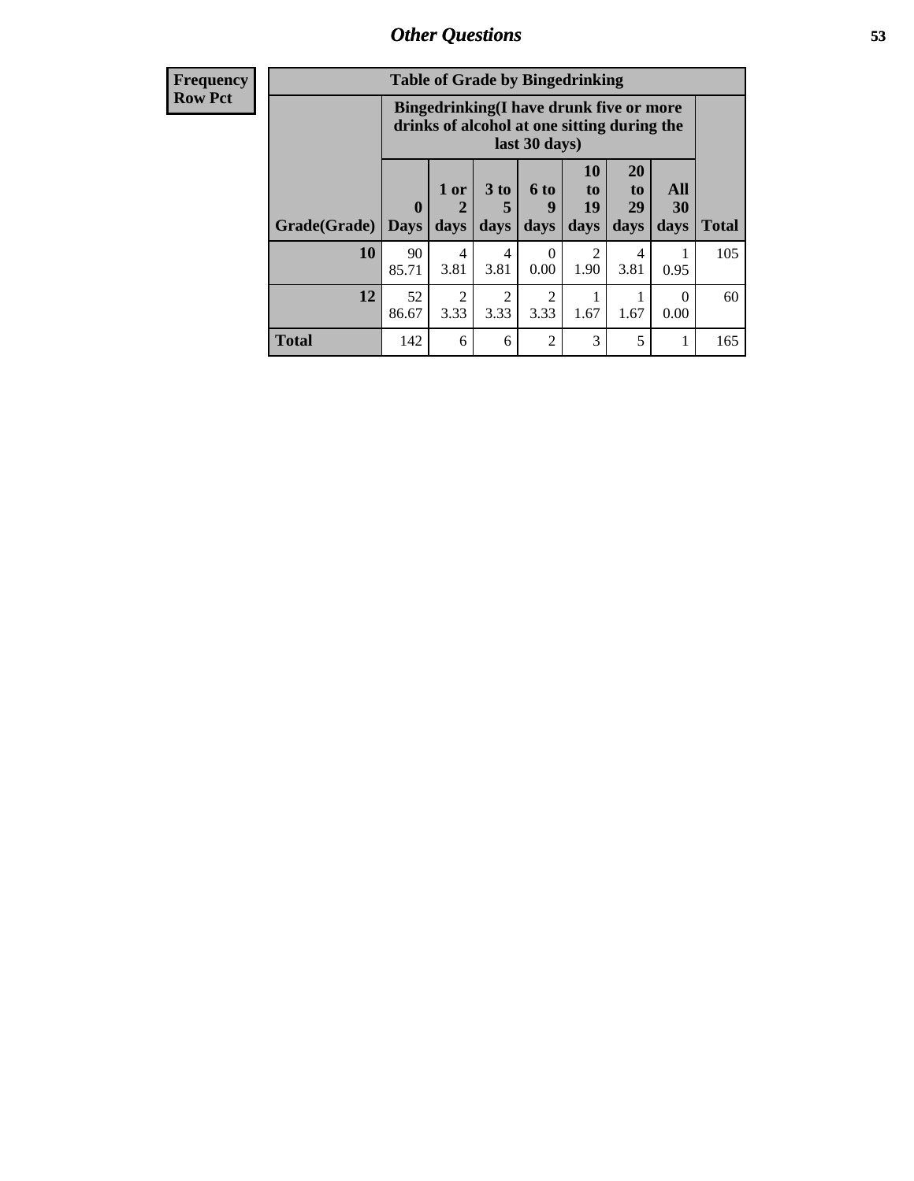| Frequency Row Pct | Table of Grade by Bingedrinking | | | | | | | |
|---|---|---|---|---|---|---|---|---|
| | Bingedrinking(I have drunk five or more drinks of alcohol at one sitting during the last 30 days) | | | | | | | |
| Grade(Grade) | 0 Days | 1 or 2 days | 3 to 5 days | 6 to 9 days | 10 to 19 days | 20 to 29 days | All 30 days | Total |
| 10 | 90<br>85.71 | 4<br>3.81 | 4<br>3.81 | 0<br>0.00 | 2<br>1.90 | 4<br>3.81 | 1<br>0.95 | 105 |
| 12 | 52<br>86.67 | 2<br>3.33 | 2<br>3.33 | 2<br>3.33 | 1<br>1.67 | 1<br>1.67 | 0<br>0.00 | 60 |
| Total | 142 | 6 | 6 | 2 | 3 | 5 | 1 | 165 |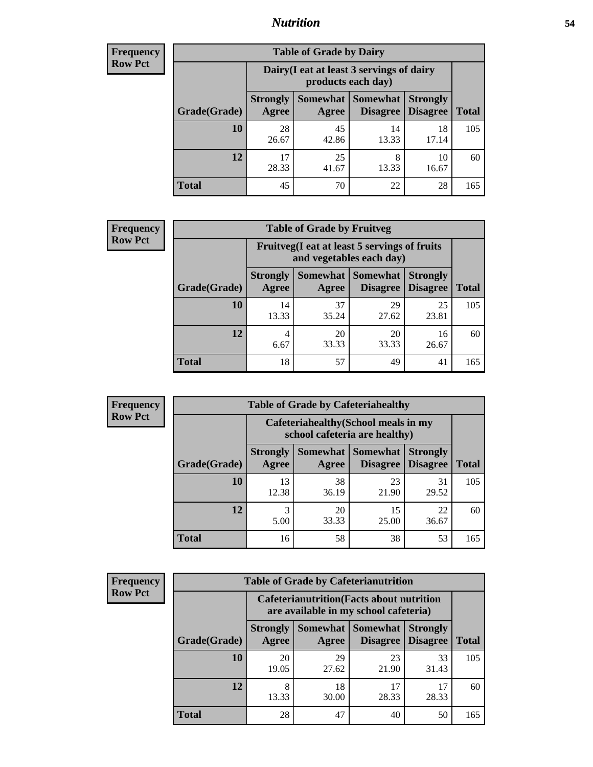# Nutrition

**Frequency**
**Row Pct**

| Table of Grade by Dairy | | | | | |
|---|---|---|---|---|---|
| | Dairy(I eat at least 3 servings of dairy products each day) | | | | |
| Grade(Grade) | Strongly Agree | Somewhat Agree | Somewhat Disagree | Strongly Disagree | Total |
| 10 | 28<br>26.67 | 45<br>42.86 | 14<br>13.33 | 18<br>17.14 | 105 |
| 12 | 17<br>28.33 | 25<br>41.67 | 8<br>13.33 | 10<br>16.67 | 60 |
| Total | 45 | 70 | 22 | 28 | 165 |

**Frequency**
**Row Pct**

| Table of Grade by Fruitveg | | | | | |
|---|---|---|---|---|---|
| | Fruitveg(I eat at least 5 servings of fruits and vegetables each day) | | | | |
| Grade(Grade) | Strongly Agree | Somewhat Agree | Somewhat Disagree | Strongly Disagree | Total |
| 10 | 14<br>13.33 | 37<br>35.24 | 29<br>27.62 | 25<br>23.81 | 105 |
| 12 | 4<br>6.67 | 20<br>33.33 | 20<br>33.33 | 16<br>26.67 | 60 |
| Total | 18 | 57 | 49 | 41 | 165 |

**Frequency**
**Row Pct**

| Table of Grade by Cafeteriahealthy | | | | | |
|---|---|---|---|---|---|
| | Cafeteriahealthy(School meals in my school cafeteria are healthy) | | | | |
| Grade(Grade) | Strongly Agree | Somewhat Agree | Somewhat Disagree | Strongly Disagree | Total |
| 10 | 13<br>12.38 | 38<br>36.19 | 23<br>21.90 | 31<br>29.52 | 105 |
| 12 | 3<br>5.00 | 20<br>33.33 | 15<br>25.00 | 22<br>36.67 | 60 |
| Total | 16 | 58 | 38 | 53 | 165 |

**Frequency**
**Row Pct**

| Table of Grade by Cafeterianutrition | | | | | |
|---|---|---|---|---|---|
| | Cafeterianutrition(Facts about nutrition are available in my school cafeteria) | | | | |
| Grade(Grade) | Strongly Agree | Somewhat Agree | Somewhat Disagree | Strongly Disagree | Total |
| 10 | 20<br>19.05 | 29<br>27.62 | 23<br>21.90 | 33<br>31.43 | 105 |
| 12 | 8<br>13.33 | 18<br>30.00 | 17<br>28.33 | 17<br>28.33 | 60 |
| Total | 28 | 47 | 40 | 50 | 165 |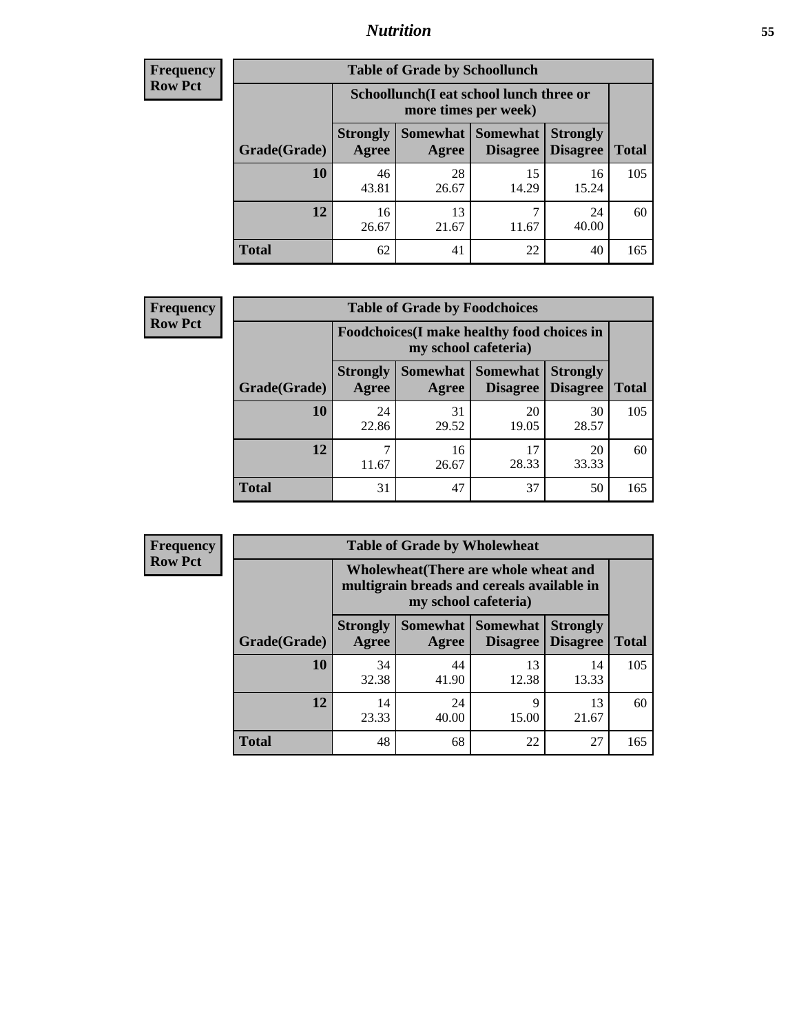| Frequency<br>Row Pct |
|---|

**Table of Grade by Schoollunch**

| Grade(Grade) | Schoollunch(I eat school lunch three or more times per week) | | | | Total |
|---|---|---|---|---|---|
| | Strongly Agree | Somewhat Agree | Somewhat Disagree | Strongly Disagree | |
| **10** | 46<br>43.81 | 28<br>26.67 | 15<br>14.29 | 16<br>15.24 | 105 |
| **12** | 16<br>26.67 | 13<br>21.67 | 7<br>11.67 | 24<br>40.00 | 60 |
| **Total** | 62 | 41 | 22 | 40 | 165 |

| Frequency<br>Row Pct |
|---|

**Table of Grade by Foodchoices**

| Grade(Grade) | Foodchoices(I make healthy food choices in my school cafeteria) | | | | Total |
|---|---|---|---|---|---|
| | Strongly Agree | Somewhat Agree | Somewhat Disagree | Strongly Disagree | |
| **10** | 24<br>22.86 | 31<br>29.52 | 20<br>19.05 | 30<br>28.57 | 105 |
| **12** | 7<br>11.67 | 16<br>26.67 | 17<br>28.33 | 20<br>33.33 | 60 |
| **Total** | 31 | 47 | 37 | 50 | 165 |

| Frequency<br>Row Pct |
|---|

**Table of Grade by Wholewheat**

| Grade(Grade) | Wholewheat(There are whole wheat and multigrain breads and cereals available in my school cafeteria) | | | | Total |
|---|---|---|---|---|---|
| | Strongly Agree | Somewhat Agree | Somewhat Disagree | Strongly Disagree | |
| **10** | 34<br>32.38 | 44<br>41.90 | 13<br>12.38 | 14<br>13.33 | 105 |
| **12** | 14<br>23.33 | 24<br>40.00 | 9<br>15.00 | 13<br>21.67 | 60 |
| **Total** | 48 | 68 | 22 | 27 | 165 |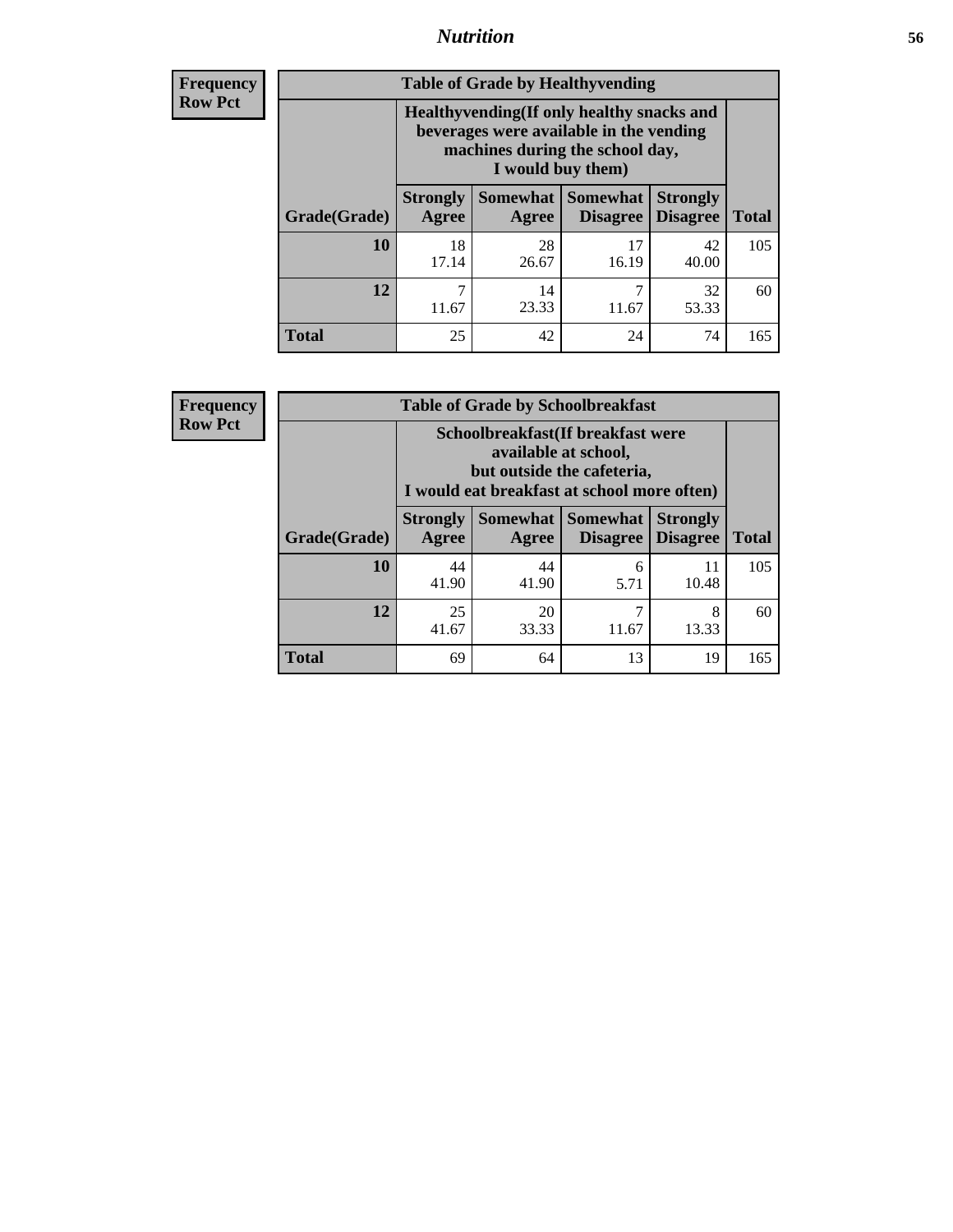**Frequency**
**Row Pct**

| Table of Grade by Healthyvending | | | | | |
|---|---|---|---|---|---|
| | Healthyvending(If only healthy snacks and beverages were available in the vending machines during the school day, I would buy them) | | | | |
| Grade(Grade) | Strongly Agree | Somewhat Agree | Somewhat Disagree | Strongly Disagree | Total |
| **10** | 18<br>17.14 | 28<br>26.67 | 17<br>16.19 | 42<br>40.00 | 105 |
| **12** | 7<br>11.67 | 14<br>23.33 | 7<br>11.67 | 32<br>53.33 | 60 |
| **Total** | 25 | 42 | 24 | 74 | 165 |

**Frequency**
**Row Pct**

| Table of Grade by Schoolbreakfast | | | | | |
|---|---|---|---|---|---|
| | Schoolbreakfast(If breakfast were available at school, but outside the cafeteria, I would eat breakfast at school more often) | | | | |
| Grade(Grade) | Strongly Agree | Somewhat Agree | Somewhat Disagree | Strongly Disagree | Total |
| **10** | 44<br>41.90 | 44<br>41.90 | 6<br>5.71 | 11<br>10.48 | 105 |
| **12** | 25<br>41.67 | 20<br>33.33 | 7<br>11.67 | 8<br>13.33 | 60 |
| **Total** | 69 | 64 | 13 | 19 | 165 |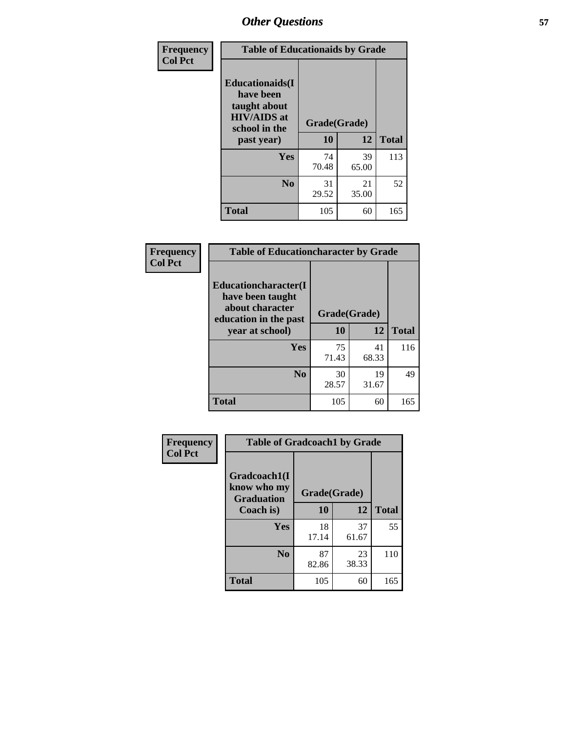# Other Questions

**Frequency**
**Col Pct**

| Table of Educationaids by Grade | | | |
|---|---|---|---|
| **Educationaids(I have been taught about HIV/AIDS at school in the past year)** | **Grade(Grade)** | | |
| | **10** | **12** | **Total** |
| **Yes** | 74<br>70.48 | 39<br>65.00 | 113 |
| **No** | 31<br>29.52 | 21<br>35.00 | 52 |
| **Total** | 105 | 60 | 165 |

**Frequency**
**Col Pct**

| Table of Educationcharacter by Grade | | | |
|---|---|---|---|
| **Educationcharacter(I have been taught about character education in the past year at school)** | **Grade(Grade)** | | |
| | **10** | **12** | **Total** |
| **Yes** | 75<br>71.43 | 41<br>68.33 | 116 |
| **No** | 30<br>28.57 | 19<br>31.67 | 49 |
| **Total** | 105 | 60 | 165 |

**Frequency**
**Col Pct**

| Table of Gradcoach1 by Grade | | | |
|---|---|---|---|
| **Gradcoach1(I know who my Graduation Coach is)** | **Grade(Grade)** | | |
| | **10** | **12** | **Total** |
| **Yes** | 18<br>17.14 | 37<br>61.67 | 55 |
| **No** | 87<br>82.86 | 23<br>38.33 | 110 |
| **Total** | 105 | 60 | 165 |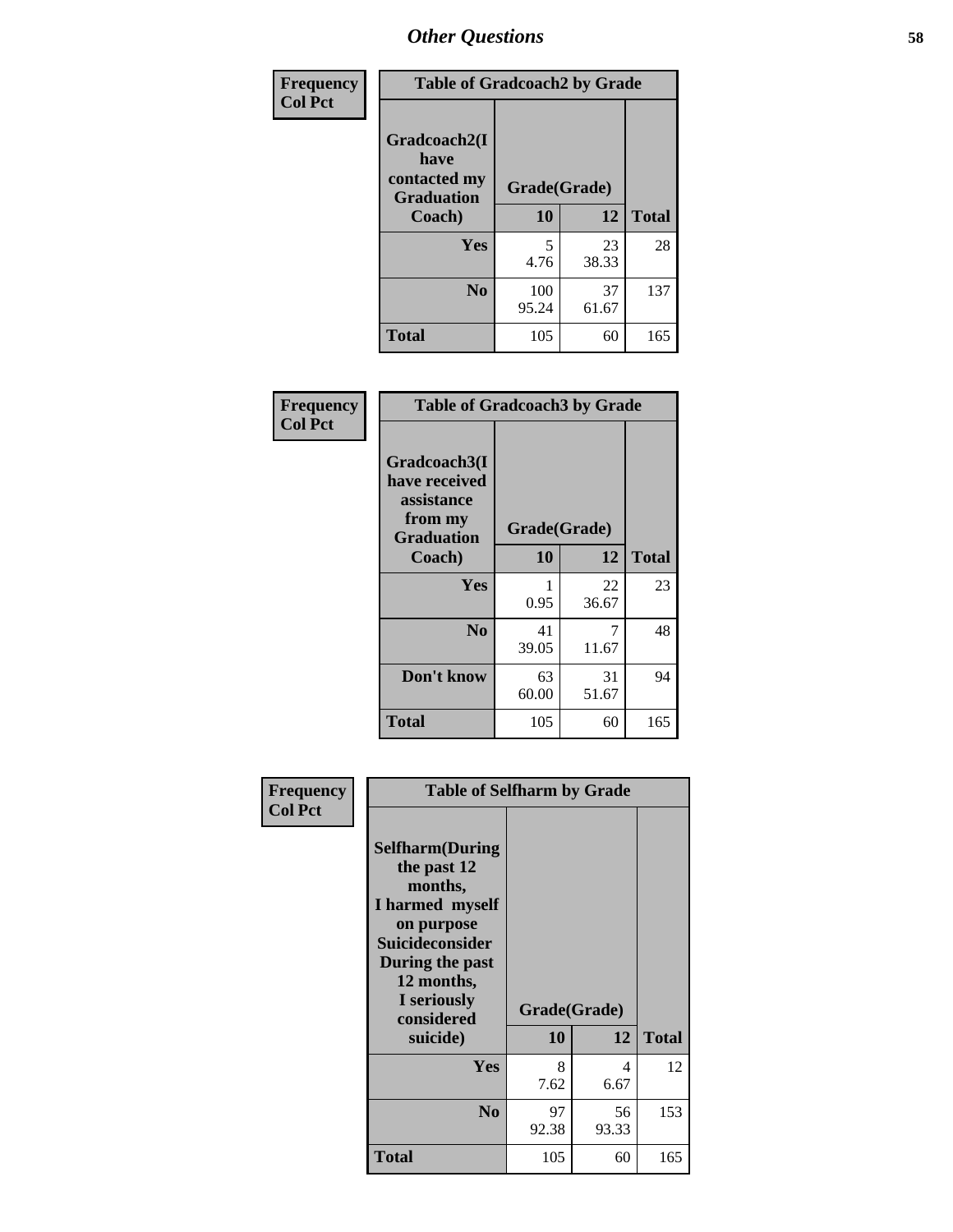## Other Questions

**Frequency**
**Col Pct**

| Table of Gradcoach2 by Grade | | | |
|---|---|---|---|
| Gradcoach2(I have contacted my Graduation Coach) | Grade(Grade) | | |
| | 10 | 12 | Total |
| Yes | 5<br>4.76 | 23<br>38.33 | 28 |
| No | 100<br>95.24 | 37<br>61.67 | 137 |
| Total | 105 | 60 | 165 |

**Frequency**
**Col Pct**

| Table of Gradcoach3 by Grade | | | |
|---|---|---|---|
| Gradcoach3(I have received assistance from my Graduation Coach) | Grade(Grade) | | |
| | 10 | 12 | Total |
| Yes | 1<br>0.95 | 22<br>36.67 | 23 |
| No | 41<br>39.05 | 7<br>11.67 | 48 |
| Don't know | 63<br>60.00 | 31<br>51.67 | 94 |
| Total | 105 | 60 | 165 |

**Frequency**
**Col Pct**

| Table of Selfharm by Grade | | | |
|---|---|---|---|
| Selfharm(During the past 12 months, I harmed myself on purpose Suicideconsider During the past 12 months, I seriously considered suicide) | Grade(Grade) | | |
| | 10 | 12 | Total |
| Yes | 8<br>7.62 | 4<br>6.67 | 12 |
| No | 97<br>92.38 | 56<br>93.33 | 153 |
| Total | 105 | 60 | 165 |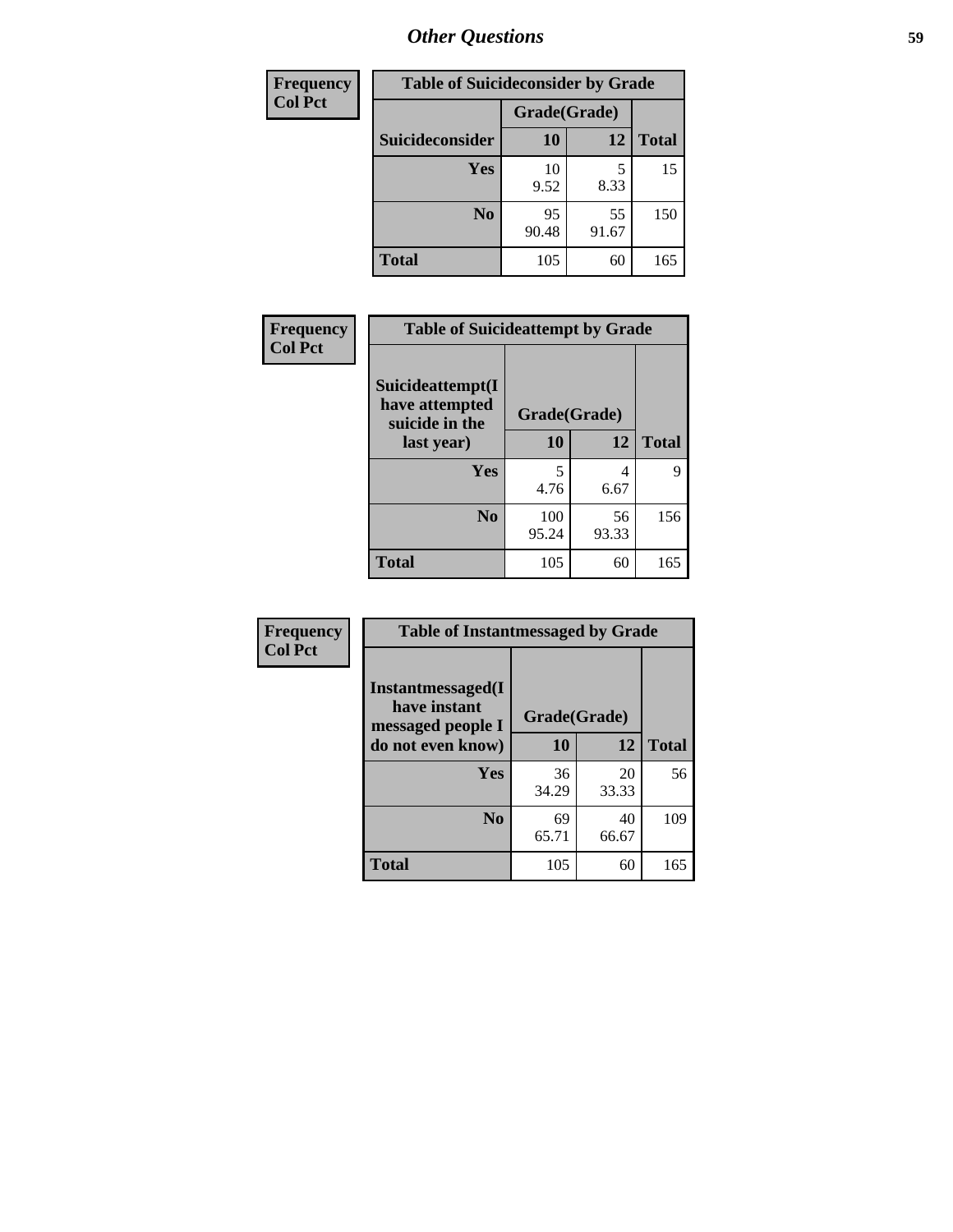# Other Questions

| Frequency<br>Col Pct |
|---|

| Table of Suicideconsider by Grade | | | |
|---|---|---|---|
| | Grade(Grade) | | |
| Suicideconsider | 10 | 12 | Total |
| Yes | 10<br>9.52 | 5<br>8.33 | 15 |
| No | 95<br>90.48 | 55<br>91.67 | 150 |
| Total | 105 | 60 | 165 |

| Frequency<br>Col Pct |
|---|

| Table of Suicideattempt by Grade | | | |
|---|---|---|---|
| Suicideattempt(I have attempted suicide in the last year) | Grade(Grade) | | |
| | 10 | 12 | Total |
| Yes | 5<br>4.76 | 4<br>6.67 | 9 |
| No | 100<br>95.24 | 56<br>93.33 | 156 |
| Total | 105 | 60 | 165 |

| Frequency<br>Col Pct |
|---|

| Table of Instantmessaged by Grade | | | |
|---|---|---|---|
| Instantmessaged(I have instant messaged people I do not even know) | Grade(Grade) | | |
| | 10 | 12 | Total |
| Yes | 36<br>34.29 | 20<br>33.33 | 56 |
| No | 69<br>65.71 | 40<br>66.67 | 109 |
| Total | 105 | 60 | 165 |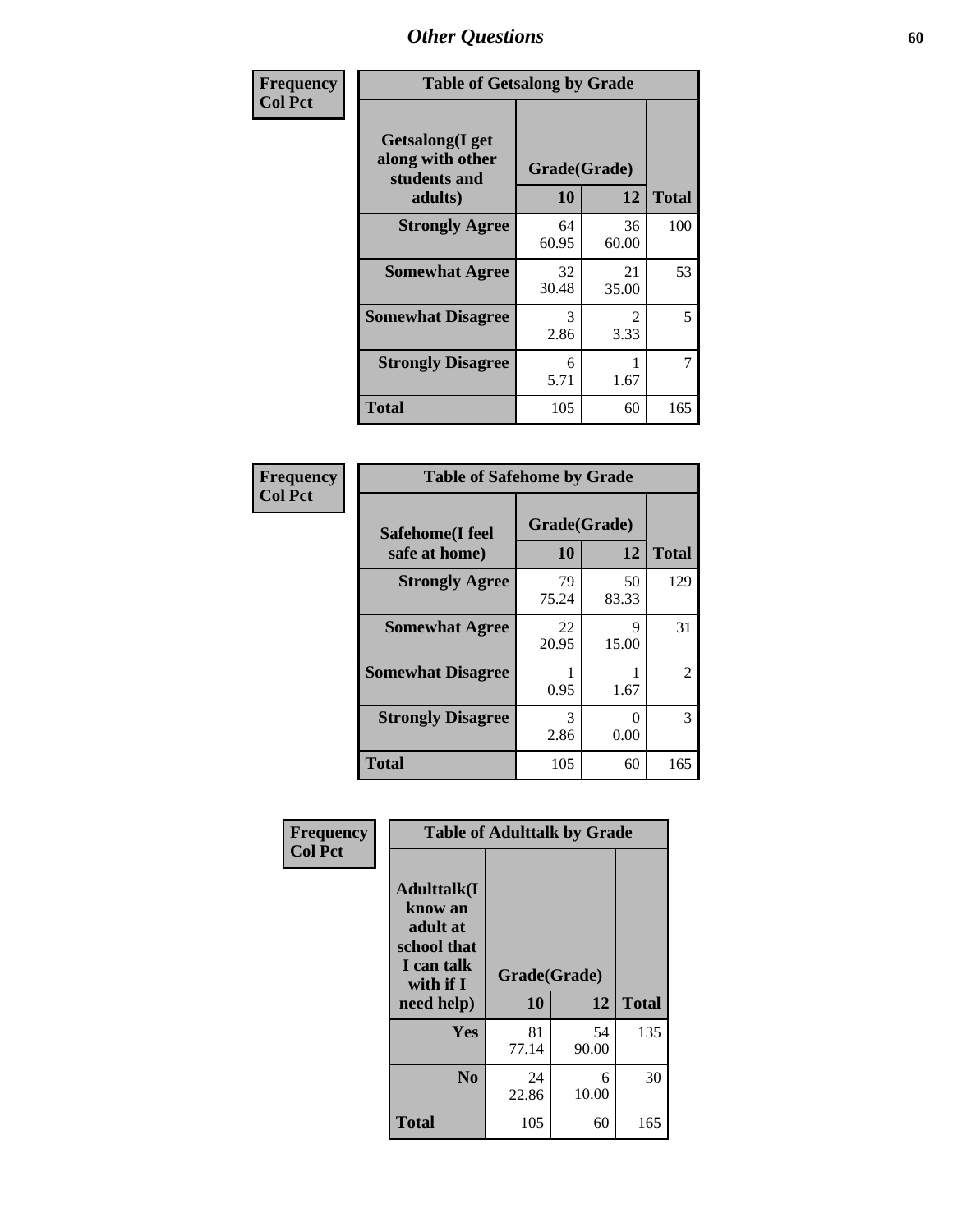# Other Questions

**Frequency / Col Pct**

| Table of Getsalong by Grade | | | |
|---|---|---|---|
| Getsalong(I get along with other students and adults) | Grade(Grade) | | |
| | 10 | 12 | Total |
| Strongly Agree | 64<br>60.95 | 36<br>60.00 | 100 |
| Somewhat Agree | 32<br>30.48 | 21<br>35.00 | 53 |
| Somewhat Disagree | 3<br>2.86 | 2<br>3.33 | 5 |
| Strongly Disagree | 6<br>5.71 | 1<br>1.67 | 7 |
| Total | 105 | 60 | 165 |

**Frequency / Col Pct**

| Table of Safehome by Grade | | | |
|---|---|---|---|
| Safehome(I feel safe at home) | Grade(Grade) | | |
| | 10 | 12 | Total |
| Strongly Agree | 79<br>75.24 | 50<br>83.33 | 129 |
| Somewhat Agree | 22<br>20.95 | 9<br>15.00 | 31 |
| Somewhat Disagree | 1<br>0.95 | 1<br>1.67 | 2 |
| Strongly Disagree | 3<br>2.86 | 0<br>0.00 | 3 |
| Total | 105 | 60 | 165 |

**Frequency / Col Pct**

| Table of Adulttalk by Grade | | | |
|---|---|---|---|
| Adulttalk(I know an adult at school that I can talk with if I need help) | Grade(Grade) | | |
| | 10 | 12 | Total |
| Yes | 81<br>77.14 | 54<br>90.00 | 135 |
| No | 24<br>22.86 | 6<br>10.00 | 30 |
| Total | 105 | 60 | 165 |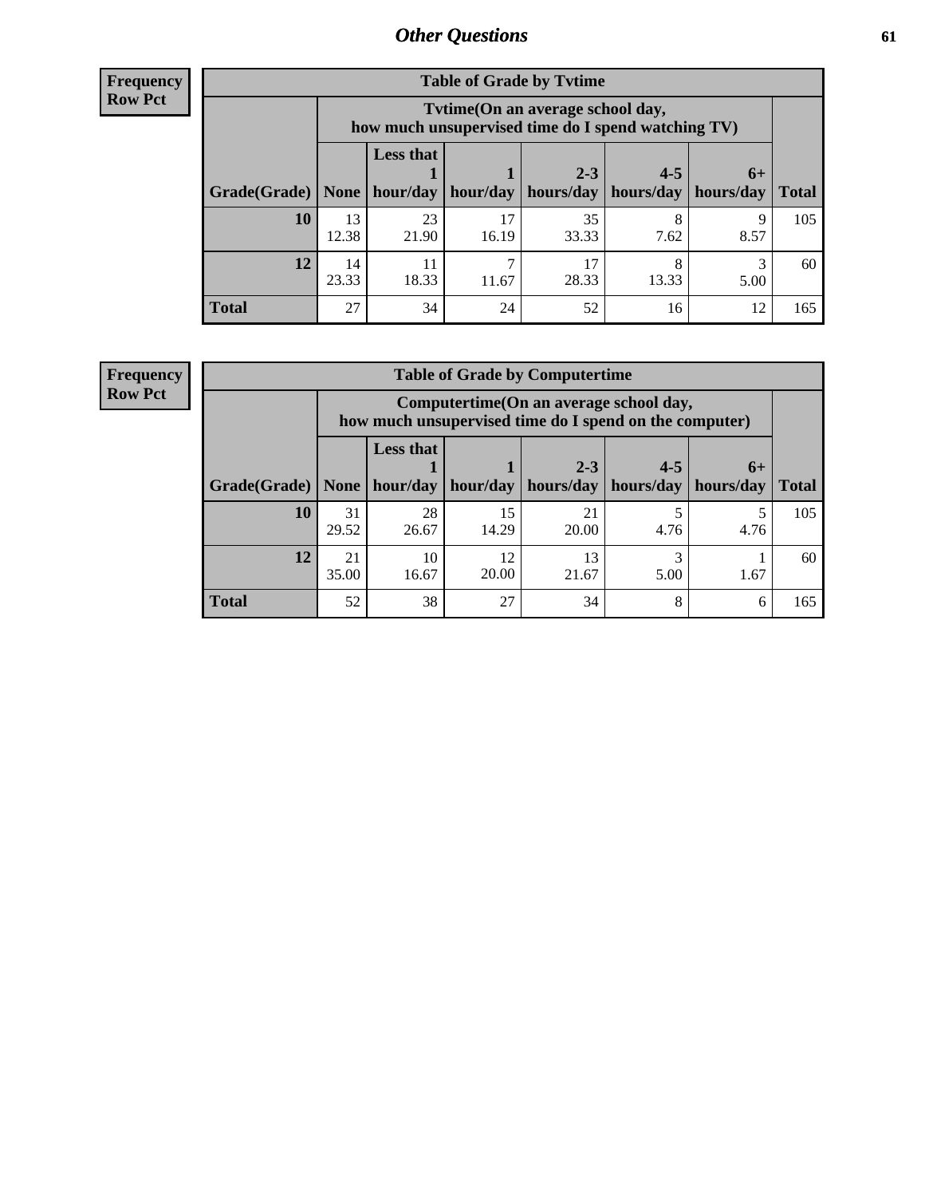## Other Questions

**Frequency**
**Row Pct**

| Table of Grade by Tvtime | | | | | | | |
|---|---|---|---|---|---|---|---|
| | Tvtime(On an average school day, how much unsupervised time do I spend watching TV) | | | | | | |
| Grade(Grade) | None | Less that 1 hour/day | 1 hour/day | 2-3 hours/day | 4-5 hours/day | 6+ hours/day | Total |
| 10 | 13<br>12.38 | 23<br>21.90 | 17<br>16.19 | 35<br>33.33 | 8<br>7.62 | 9<br>8.57 | 105 |
| 12 | 14<br>23.33 | 11<br>18.33 | 7<br>11.67 | 17<br>28.33 | 8<br>13.33 | 3<br>5.00 | 60 |
| Total | 27 | 34 | 24 | 52 | 16 | 12 | 165 |

**Frequency**
**Row Pct**

| Table of Grade by Computertime | | | | | | | |
|---|---|---|---|---|---|---|---|
| | Computertime(On an average school day, how much unsupervised time do I spend on the computer) | | | | | | |
| Grade(Grade) | None | Less that 1 hour/day | 1 hour/day | 2-3 hours/day | 4-5 hours/day | 6+ hours/day | Total |
| 10 | 31<br>29.52 | 28<br>26.67 | 15<br>14.29 | 21<br>20.00 | 5<br>4.76 | 5<br>4.76 | 105 |
| 12 | 21<br>35.00 | 10<br>16.67 | 12<br>20.00 | 13<br>21.67 | 3<br>5.00 | 1<br>1.67 | 60 |
| Total | 52 | 38 | 27 | 34 | 8 | 6 | 165 |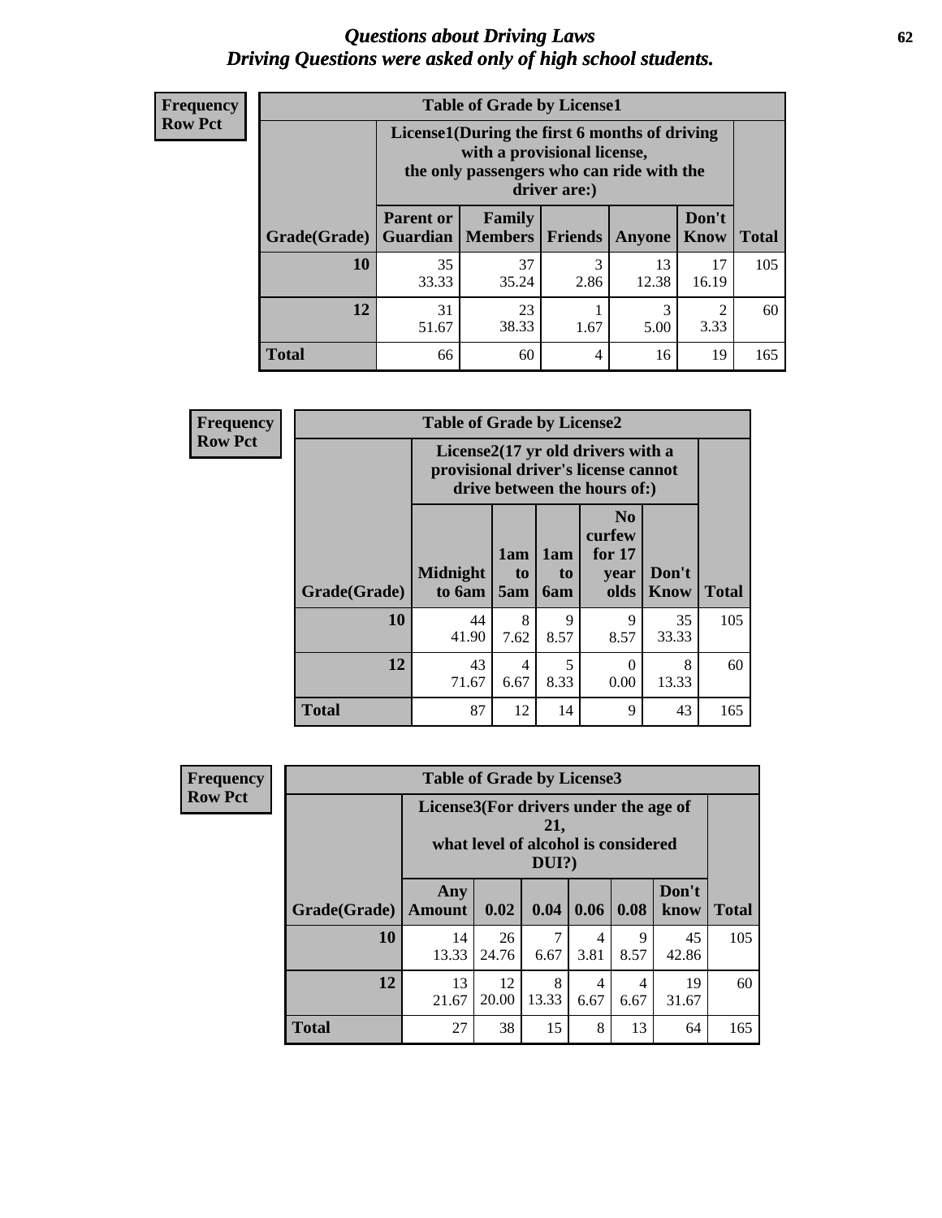# Questions about Driving Laws
## Driving Questions were asked only of high school students.

**Frequency**
**Row Pct**

| Table of Grade by License1 | | | | | | |
|---|---|---|---|---|---|---|
| | License1(During the first 6 months of driving with a provisional license, the only passengers who can ride with the driver are:) | | | | | |
| Grade(Grade) | Parent or Guardian | Family Members | Friends | Anyone | Don't Know | Total |
| 10 | 35<br>33.33 | 37<br>35.24 | 3<br>2.86 | 13<br>12.38 | 17<br>16.19 | 105 |
| 12 | 31<br>51.67 | 23<br>38.33 | 1<br>1.67 | 3<br>5.00 | 2<br>3.33 | 60 |
| Total | 66 | 60 | 4 | 16 | 19 | 165 |

**Frequency**
**Row Pct**

| Table of Grade by License2 | | | | | | |
|---|---|---|---|---|---|---|
| | License2(17 yr old drivers with a provisional driver's license cannot drive between the hours of:) | | | | | |
| Grade(Grade) | Midnight to 6am | 1am to 5am | 1am to 6am | No curfew for 17 year olds | Don't Know | Total |
| 10 | 44<br>41.90 | 8<br>7.62 | 9<br>8.57 | 9<br>8.57 | 35<br>33.33 | 105 |
| 12 | 43<br>71.67 | 4<br>6.67 | 5<br>8.33 | 0<br>0.00 | 8<br>13.33 | 60 |
| Total | 87 | 12 | 14 | 9 | 43 | 165 |

**Frequency**
**Row Pct**

| Table of Grade by License3 | | | | | | | |
|---|---|---|---|---|---|---|---|
| | License3(For drivers under the age of 21, what level of alcohol is considered DUI?) | | | | | | |
| Grade(Grade) | Any Amount | 0.02 | 0.04 | 0.06 | 0.08 | Don't know | Total |
| 10 | 14<br>13.33 | 26<br>24.76 | 7<br>6.67 | 4<br>3.81 | 9<br>8.57 | 45<br>42.86 | 105 |
| 12 | 13<br>21.67 | 12<br>20.00 | 8<br>13.33 | 4<br>6.67 | 4<br>6.67 | 19<br>31.67 | 60 |
| Total | 27 | 38 | 15 | 8 | 13 | 64 | 165 |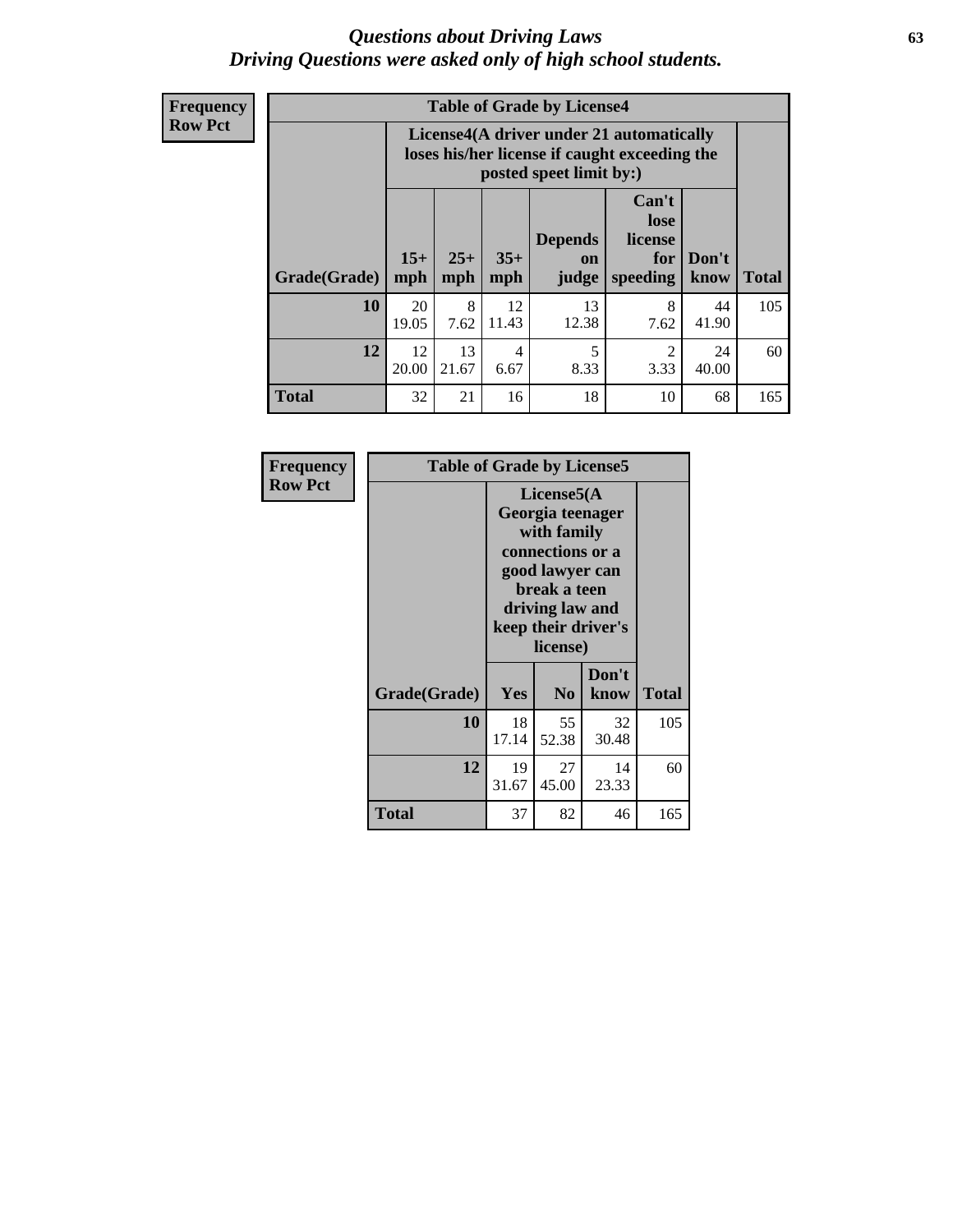# *Questions about Driving Laws*
## *Driving Questions were asked only of high school students.*

**Frequency**
**Row Pct**

**Table of Grade by License4**

| Grade(Grade) | License4(A driver under 21 automatically loses his/her license if caught exceeding the posted speet limit by:) | | | | | | Total |
|---|---|---|---|---|---|---|---|
| | 15+ mph | 25+ mph | 35+ mph | Depends on judge | Can't lose license for speeding | Don't know | |
| **10** | 20<br>19.05 | 8<br>7.62 | 12<br>11.43 | 13<br>12.38 | 8<br>7.62 | 44<br>41.90 | 105 |
| **12** | 12<br>20.00 | 13<br>21.67 | 4<br>6.67 | 5<br>8.33 | 2<br>3.33 | 24<br>40.00 | 60 |
| **Total** | 32 | 21 | 16 | 18 | 10 | 68 | 165 |

**Frequency**
**Row Pct**

**Table of Grade by License5**

| Grade(Grade) | License5(A Georgia teenager with family connections or a good lawyer can break a teen driving law and keep their driver's license) | | | Total |
|---|---|---|---|---|
| | Yes | No | Don't know | |
| **10** | 18<br>17.14 | 55<br>52.38 | 32<br>30.48 | 105 |
| **12** | 19<br>31.67 | 27<br>45.00 | 14<br>23.33 | 60 |
| **Total** | 37 | 82 | 46 | 165 |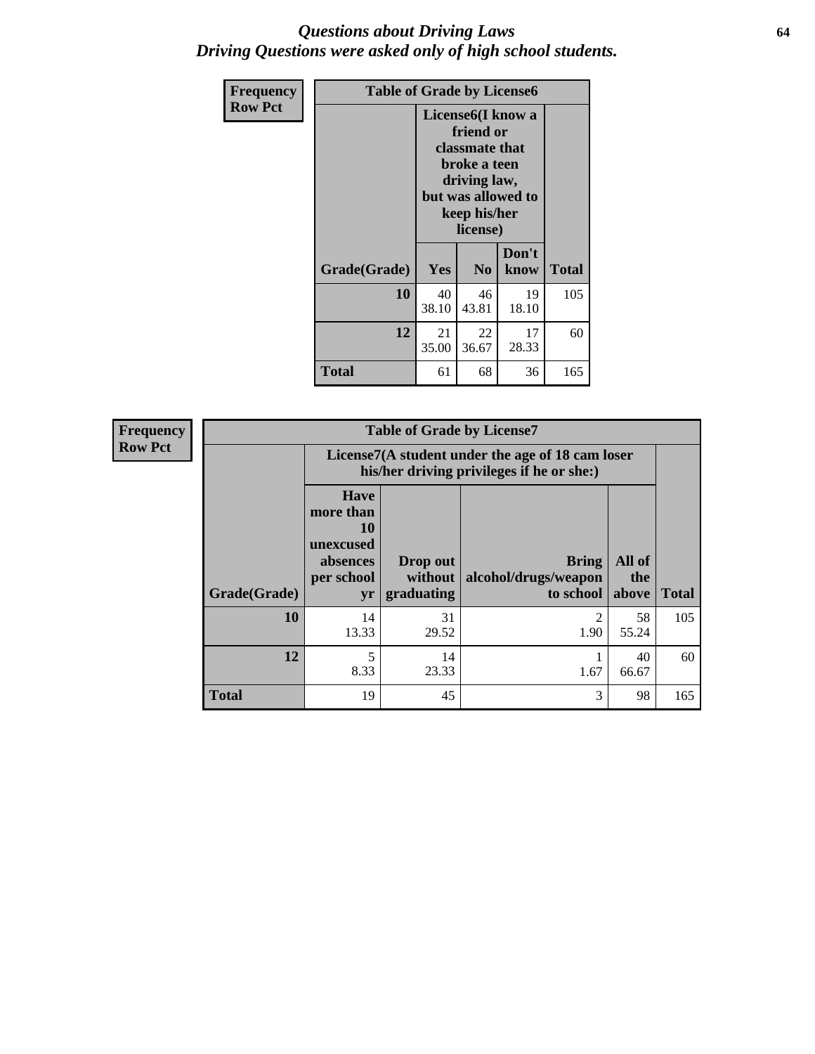# *Questions about Driving Laws*
# *Driving Questions were asked only of high school students.*

| Frequency<br>Row Pct | Table of Grade by License6 | | | |
|---|---|---|---|---|
| | License6(I know a friend or classmate that broke a teen driving law, but was allowed to keep his/her license) | | | |
| Grade(Grade) | Yes | No | Don't know | Total |
| 10 | 40<br>38.10 | 46<br>43.81 | 19<br>18.10 | 105 |
| 12 | 21<br>35.00 | 22<br>36.67 | 17<br>28.33 | 60 |
| Total | 61 | 68 | 36 | 165 |

| Frequency<br>Row Pct | Table of Grade by License7 | | | | |
|---|---|---|---|---|---|
| | License7(A student under the age of 18 cam loser his/her driving privileges if he or she:) | | | | |
| Grade(Grade) | Have more than 10 unexcused absences per school yr | Drop out without graduating | Bring alcohol/drugs/weapon to school | All of the above | Total |
| 10 | 14<br>13.33 | 31<br>29.52 | 2<br>1.90 | 58<br>55.24 | 105 |
| 12 | 5<br>8.33 | 14<br>23.33 | 1<br>1.67 | 40<br>66.67 | 60 |
| Total | 19 | 45 | 3 | 98 | 165 |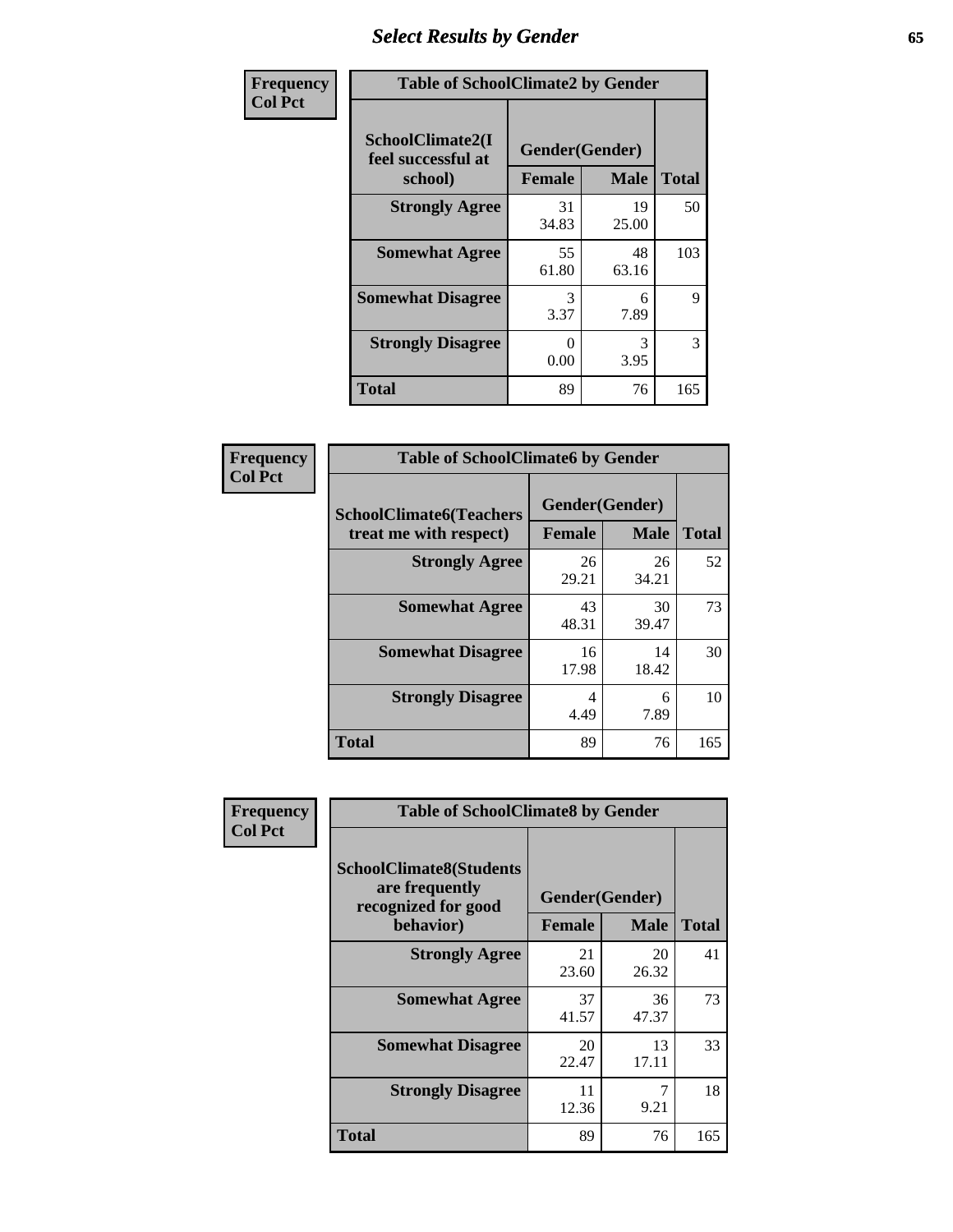# Select Results by Gender

| Frequency Col Pct | | | |
|---|---|---|---|
| **Table of SchoolClimate2 by Gender** | | | |
| **SchoolClimate2(I feel successful at school)** | **Gender(Gender)** | | **Total** |
| | **Female** | **Male** | |
| **Strongly Agree** | 31<br>34.83 | 19<br>25.00 | 50 |
| **Somewhat Agree** | 55<br>61.80 | 48<br>63.16 | 103 |
| **Somewhat Disagree** | 3<br>3.37 | 6<br>7.89 | 9 |
| **Strongly Disagree** | 0<br>0.00 | 3<br>3.95 | 3 |
| **Total** | 89 | 76 | 165 |

| Frequency Col Pct | | | |
|---|---|---|---|
| **Table of SchoolClimate6 by Gender** | | | |
| **SchoolClimate6(Teachers treat me with respect)** | **Gender(Gender)** | | **Total** |
| | **Female** | **Male** | |
| **Strongly Agree** | 26<br>29.21 | 26<br>34.21 | 52 |
| **Somewhat Agree** | 43<br>48.31 | 30<br>39.47 | 73 |
| **Somewhat Disagree** | 16<br>17.98 | 14<br>18.42 | 30 |
| **Strongly Disagree** | 4<br>4.49 | 6<br>7.89 | 10 |
| **Total** | 89 | 76 | 165 |

| Frequency Col Pct | | | |
|---|---|---|---|
| **Table of SchoolClimate8 by Gender** | | | |
| **SchoolClimate8(Students are frequently recognized for good behavior)** | **Gender(Gender)** | | **Total** |
| | **Female** | **Male** | |
| **Strongly Agree** | 21<br>23.60 | 20<br>26.32 | 41 |
| **Somewhat Agree** | 37<br>41.57 | 36<br>47.37 | 73 |
| **Somewhat Disagree** | 20<br>22.47 | 13<br>17.11 | 33 |
| **Strongly Disagree** | 11<br>12.36 | 7<br>9.21 | 18 |
| **Total** | 89 | 76 | 165 |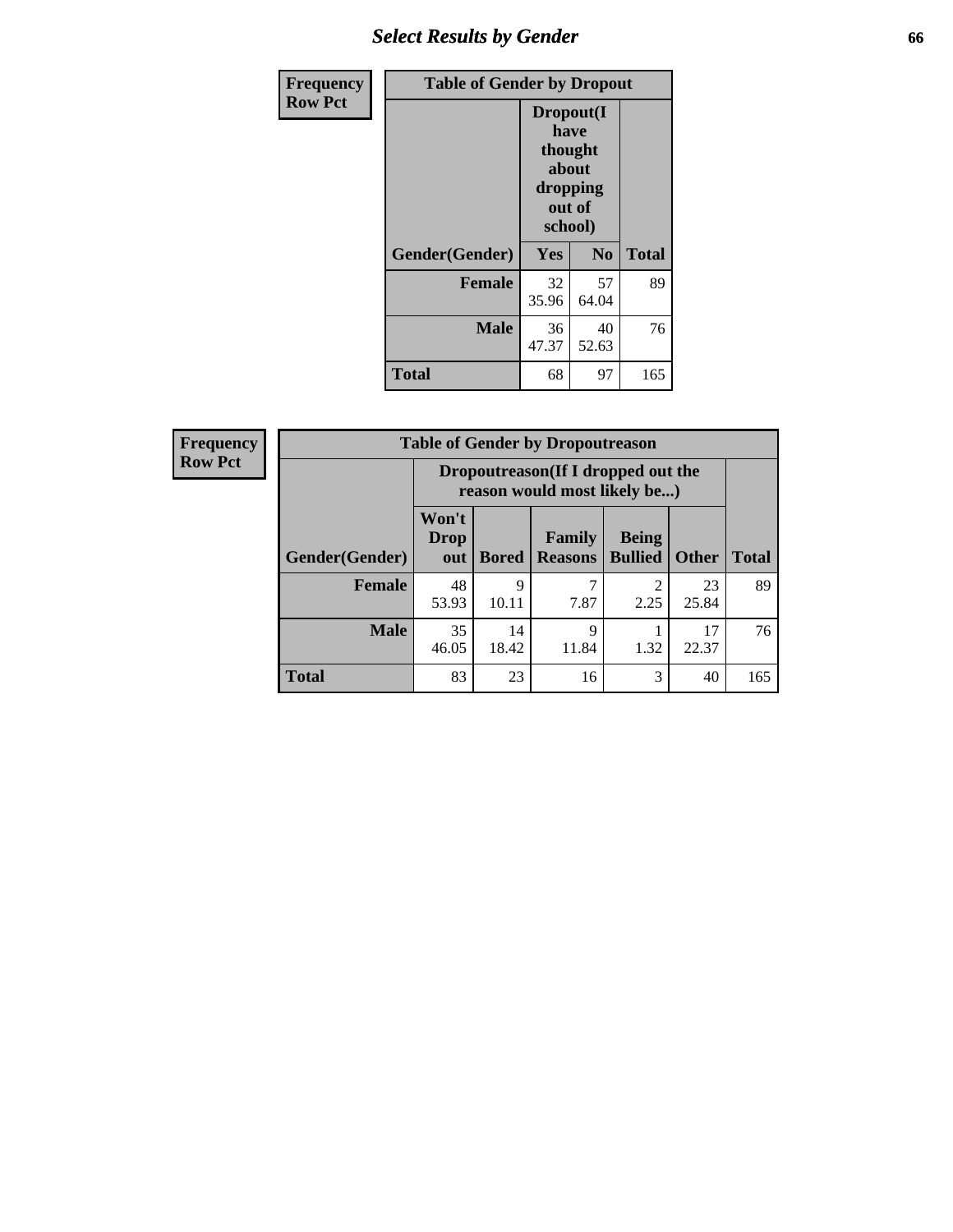# Select Results by Gender

**Frequency**
**Row Pct**

| Table of Gender by Dropout | | | |
|---|---|---|---|
| | Dropout(I have thought about dropping out of school) | | |
| Gender(Gender) | Yes | No | Total |
| **Female** | 32<br>35.96 | 57<br>64.04 | 89 |
| **Male** | 36<br>47.37 | 40<br>52.63 | 76 |
| **Total** | 68 | 97 | 165 |

**Frequency**
**Row Pct**

| Table of Gender by Dropoutreason | | | | | | |
|---|---|---|---|---|---|---|
| | Dropoutreason(If I dropped out the reason would most likely be...) | | | | | |
| Gender(Gender) | Won't Drop out | Bored | Family Reasons | Being Bullied | Other | Total |
| **Female** | 48<br>53.93 | 9<br>10.11 | 7<br>7.87 | 2<br>2.25 | 23<br>25.84 | 89 |
| **Male** | 35<br>46.05 | 14<br>18.42 | 9<br>11.84 | 1<br>1.32 | 17<br>22.37 | 76 |
| **Total** | 83 | 23 | 16 | 3 | 40 | 165 |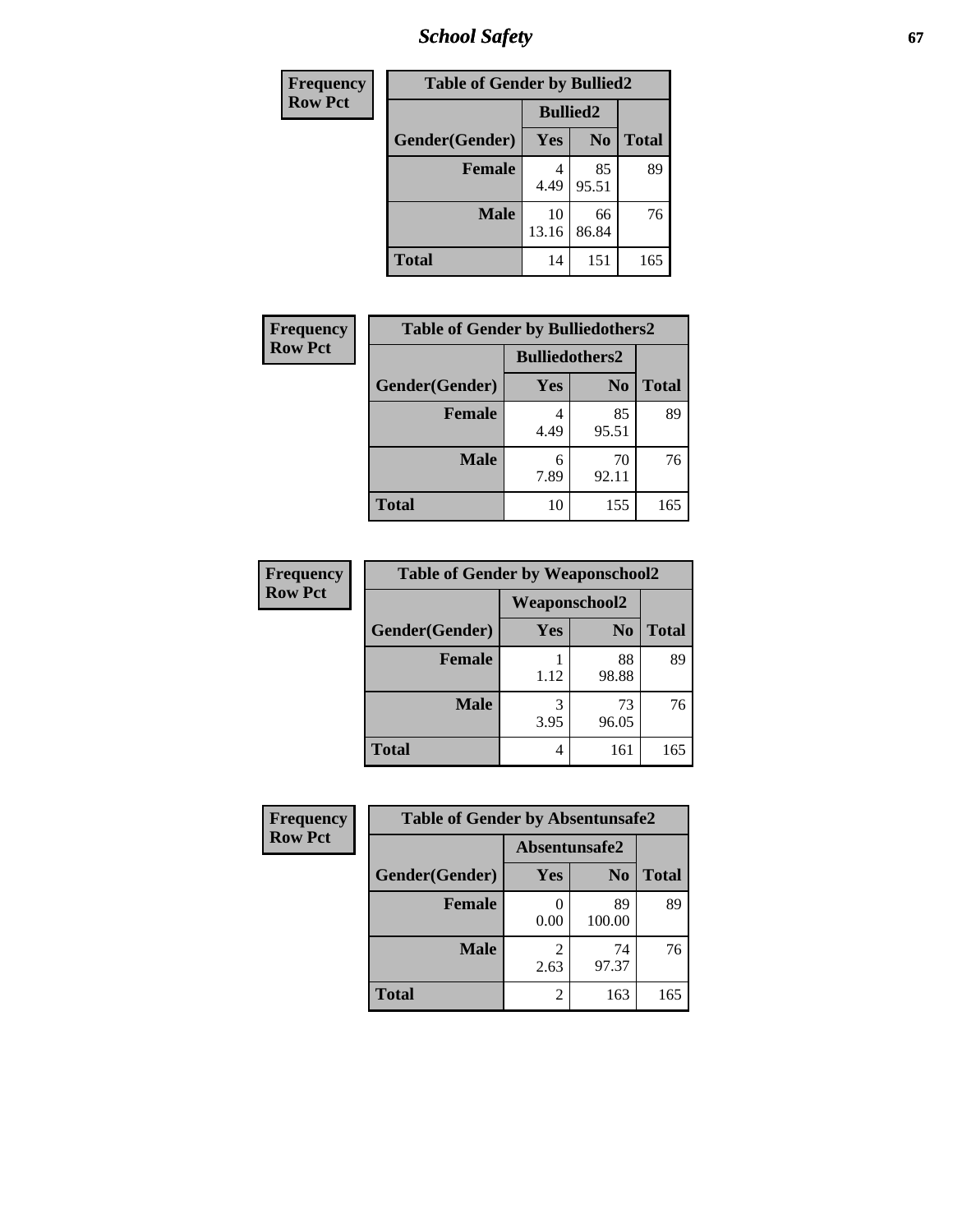| Frequency Row Pct |
|---|

| Table of Gender by Bullied2 | | | |
|---|---|---|---|
| | Bullied2 | | |
| Gender(Gender) | Yes | No | Total |
| Female | 4<br>4.49 | 85<br>95.51 | 89 |
| Male | 10<br>13.16 | 66<br>86.84 | 76 |
| Total | 14 | 151 | 165 |

| Frequency Row Pct |
|---|

| Table of Gender by Bulliedothers2 | | | |
|---|---|---|---|
| | Bulliedothers2 | | |
| Gender(Gender) | Yes | No | Total |
| Female | 4<br>4.49 | 85<br>95.51 | 89 |
| Male | 6<br>7.89 | 70<br>92.11 | 76 |
| Total | 10 | 155 | 165 |

| Frequency Row Pct |
|---|

| Table of Gender by Weaponschool2 | | | |
|---|---|---|---|
| | Weaponschool2 | | |
| Gender(Gender) | Yes | No | Total |
| Female | 1<br>1.12 | 88<br>98.88 | 89 |
| Male | 3<br>3.95 | 73<br>96.05 | 76 |
| Total | 4 | 161 | 165 |

| Frequency Row Pct |
|---|

| Table of Gender by Absentunsafe2 | | | |
|---|---|---|---|
| | Absentunsafe2 | | |
| Gender(Gender) | Yes | No | Total |
| Female | 0<br>0.00 | 89<br>100.00 | 89 |
| Male | 2<br>2.63 | 74<br>97.37 | 76 |
| Total | 2 | 163 | 165 |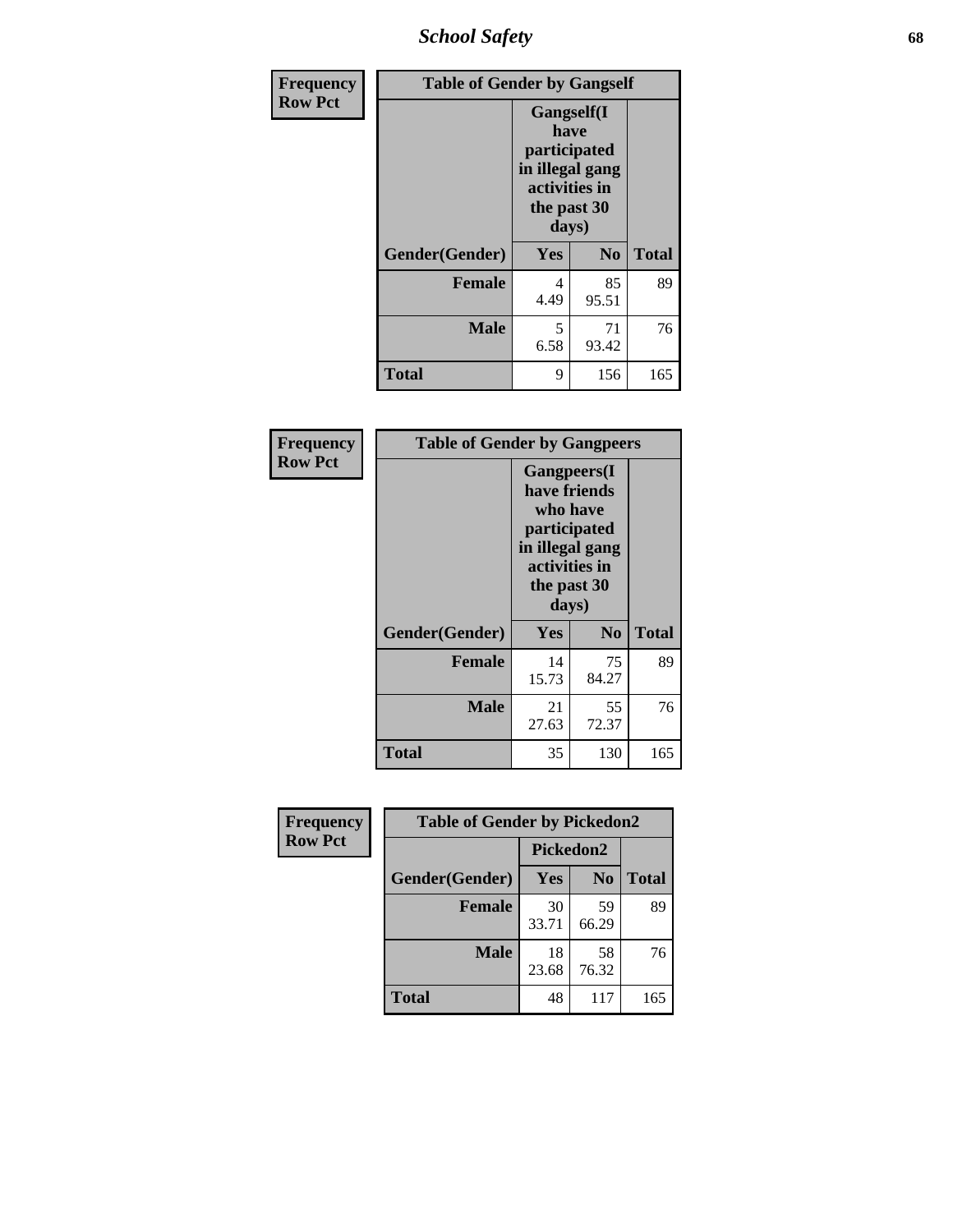| Frequency Row Pct | Table of Gender by Gangself | | |
|---|---|---|---|
| | Gangself(I have participated in illegal gang activities in the past 30 days) | | |
| Gender(Gender) | Yes | No | Total |
| Female | 4<br>4.49 | 85<br>95.51 | 89 |
| Male | 5<br>6.58 | 71<br>93.42 | 76 |
| Total | 9 | 156 | 165 |

| Frequency Row Pct | Table of Gender by Gangpeers | | |
|---|---|---|---|
| | Gangpeers(I have friends who have participated in illegal gang activities in the past 30 days) | | |
| Gender(Gender) | Yes | No | Total |
| Female | 14<br>15.73 | 75<br>84.27 | 89 |
| Male | 21<br>27.63 | 55<br>72.37 | 76 |
| Total | 35 | 130 | 165 |

| Frequency Row Pct | Table of Gender by Pickedon2 | | |
|---|---|---|---|
| | Pickedon2 | | |
| Gender(Gender) | Yes | No | Total |
| Female | 30<br>33.71 | 59<br>66.29 | 89 |
| Male | 18<br>23.68 | 58<br>76.32 | 76 |
| Total | 48 | 117 | 165 |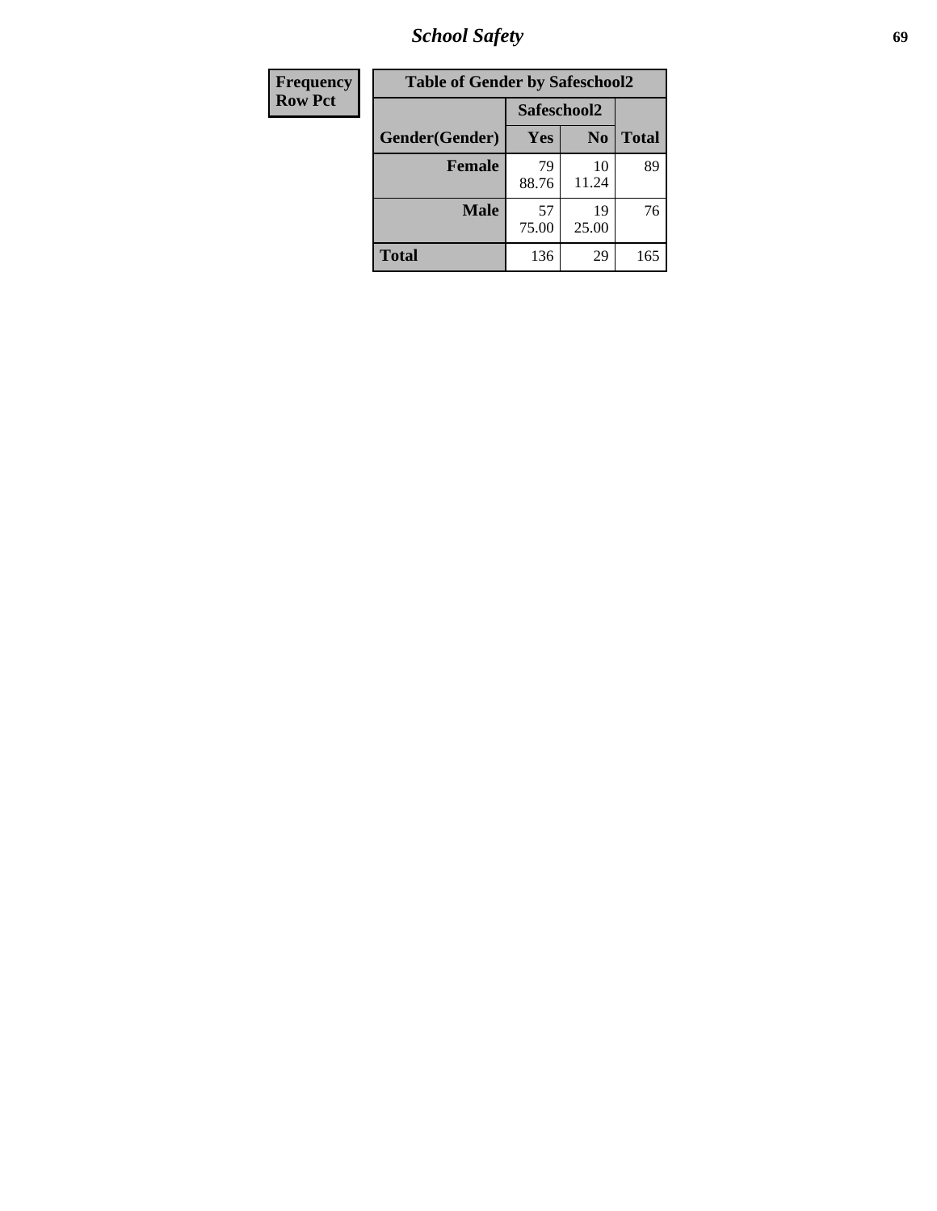| Frequency Row Pct |
|---|

| Table of Gender by Safeschool2 | | | |
|---|---|---|---|
| | Safeschool2 | | |
| Gender(Gender) | Yes | No | Total |
| Female | 79 88.76 | 10 11.24 | 89 |
| Male | 57 75.00 | 19 25.00 | 76 |
| Total | 136 | 29 | 165 |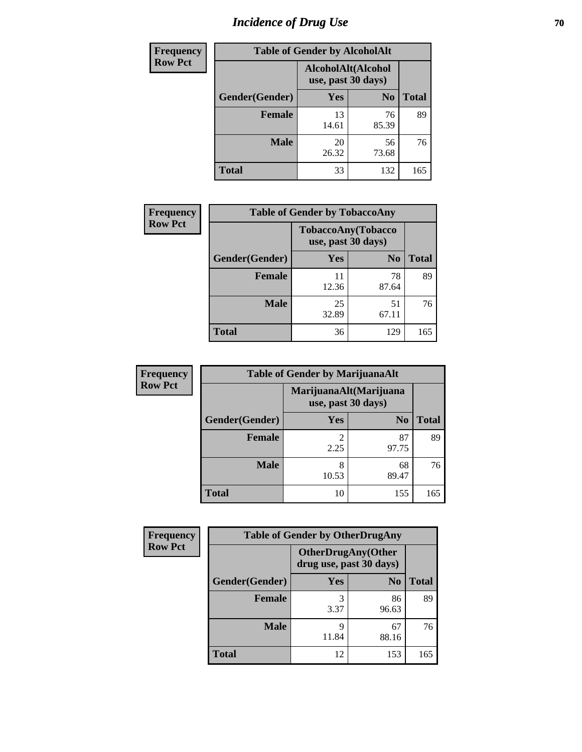# Incidence of Drug Use

| Frequency Row Pct | Table of Gender by AlcoholAlt | | |
|---|---|---|---|
| | AlcoholAlt(Alcohol use, past 30 days) | | |
| Gender(Gender) | Yes | No | Total |
| Female | 13<br>14.61 | 76<br>85.39 | 89 |
| Male | 20<br>26.32 | 56<br>73.68 | 76 |
| Total | 33 | 132 | 165 |

| Frequency Row Pct | Table of Gender by TobaccoAny | | |
|---|---|---|---|
| | TobaccoAny(Tobacco use, past 30 days) | | |
| Gender(Gender) | Yes | No | Total |
| Female | 11<br>12.36 | 78<br>87.64 | 89 |
| Male | 25<br>32.89 | 51<br>67.11 | 76 |
| Total | 36 | 129 | 165 |

| Frequency Row Pct | Table of Gender by MarijuanaAlt | | |
|---|---|---|---|
| | MarijuanaAlt(Marijuana use, past 30 days) | | |
| Gender(Gender) | Yes | No | Total |
| Female | 2<br>2.25 | 87<br>97.75 | 89 |
| Male | 8<br>10.53 | 68<br>89.47 | 76 |
| Total | 10 | 155 | 165 |

| Frequency Row Pct | Table of Gender by OtherDrugAny | | |
|---|---|---|---|
| | OtherDrugAny(Other drug use, past 30 days) | | |
| Gender(Gender) | Yes | No | Total |
| Female | 3<br>3.37 | 86<br>96.63 | 89 |
| Male | 9<br>11.84 | 67<br>88.16 | 76 |
| Total | 12 | 153 | 165 |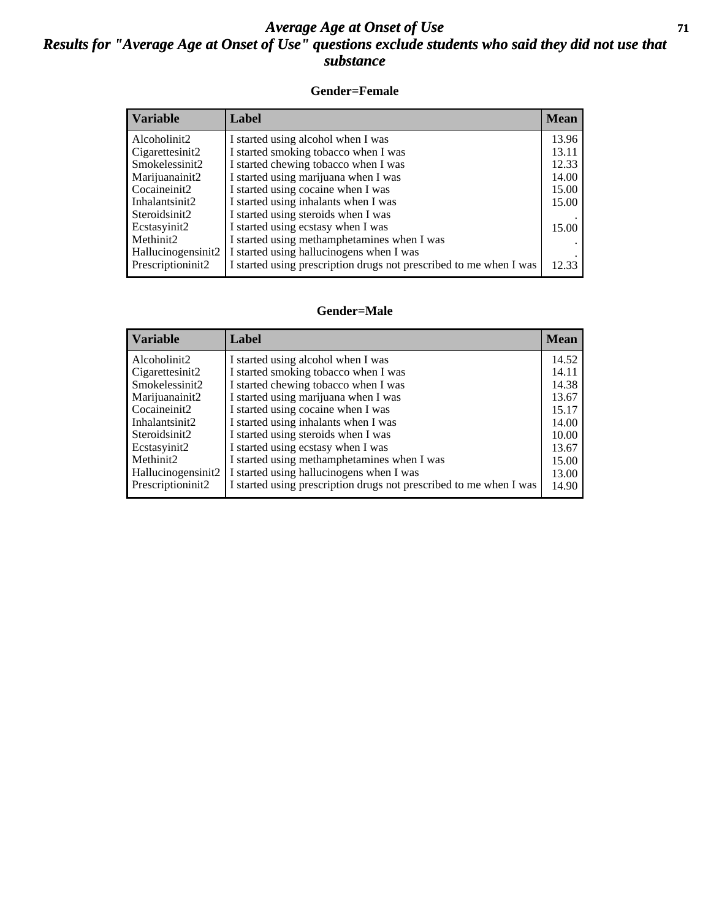# Average Age at Onset of Use

## Results for "Average Age at Onset of Use" questions exclude students who said they did not use that substance

### Gender=Female

| Variable | Label | Mean |
|---|---|---|
| Alcoholinit2 | I started using alcohol when I was | 13.96 |
| Cigarettesinit2 | I started smoking tobacco when I was | 13.11 |
| Smokelessinit2 | I started chewing tobacco when I was | 12.33 |
| Marijuanainit2 | I started using marijuana when I was | 14.00 |
| Cocaineinit2 | I started using cocaine when I was | 15.00 |
| Inhalantsinit2 | I started using inhalants when I was | 15.00 |
| Steroidsinit2 | I started using steroids when I was | . |
| Ecstasyinit2 | I started using ecstasy when I was | 15.00 |
| Methinit2 | I started using methamphetamines when I was | . |
| Hallucinogensinit2 | I started using hallucinogens when I was | . |
| Prescriptioninit2 | I started using prescription drugs not prescribed to me when I was | 12.33 |

### Gender=Male

| Variable | Label | Mean |
|---|---|---|
| Alcoholinit2 | I started using alcohol when I was | 14.52 |
| Cigarettesinit2 | I started smoking tobacco when I was | 14.11 |
| Smokelessinit2 | I started chewing tobacco when I was | 14.38 |
| Marijuanainit2 | I started using marijuana when I was | 13.67 |
| Cocaineinit2 | I started using cocaine when I was | 15.17 |
| Inhalantsinit2 | I started using inhalants when I was | 14.00 |
| Steroidsinit2 | I started using steroids when I was | 10.00 |
| Ecstasyinit2 | I started using ecstasy when I was | 13.67 |
| Methinit2 | I started using methamphetamines when I was | 15.00 |
| Hallucinogensinit2 | I started using hallucinogens when I was | 13.00 |
| Prescriptioninit2 | I started using prescription drugs not prescribed to me when I was | 14.90 |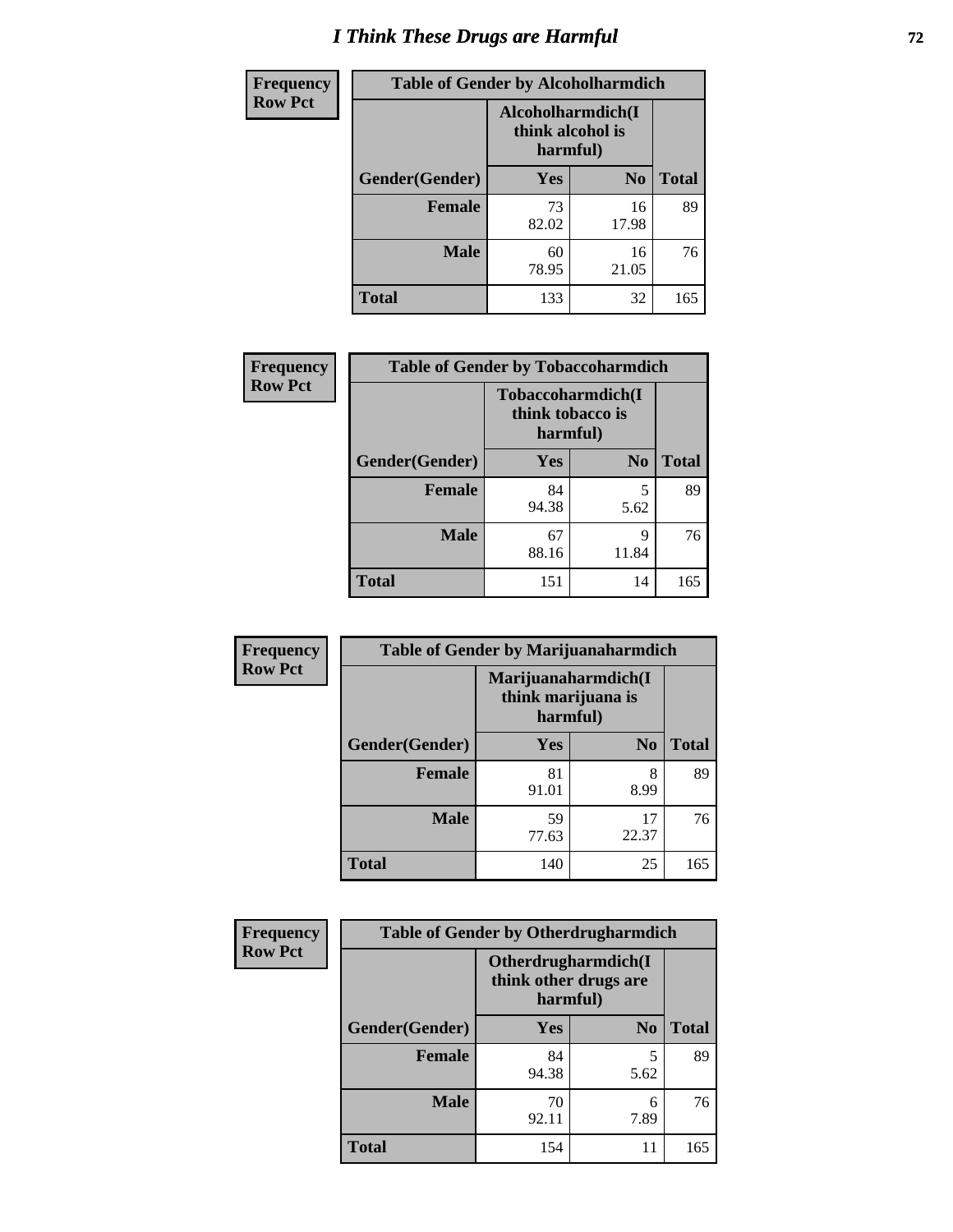# I Think These Drugs are Harmful

| Frequency Row Pct | Table of Gender by Alcoholharmdich | | |
|---|---|---|---|
| | Alcoholharmdich(I think alcohol is harmful) | | |
| Gender(Gender) | Yes | No | Total |
| Female | 73<br>82.02 | 16<br>17.98 | 89 |
| Male | 60<br>78.95 | 16<br>21.05 | 76 |
| Total | 133 | 32 | 165 |

| Frequency Row Pct | Table of Gender by Tobaccoharmdich | | |
|---|---|---|---|
| | Tobaccoharmdich(I think tobacco is harmful) | | |
| Gender(Gender) | Yes | No | Total |
| Female | 84<br>94.38 | 5<br>5.62 | 89 |
| Male | 67<br>88.16 | 9<br>11.84 | 76 |
| Total | 151 | 14 | 165 |

| Frequency Row Pct | Table of Gender by Marijuanaharmdich | | |
|---|---|---|---|
| | Marijuanaharmdich(I think marijuana is harmful) | | |
| Gender(Gender) | Yes | No | Total |
| Female | 81<br>91.01 | 8<br>8.99 | 89 |
| Male | 59<br>77.63 | 17<br>22.37 | 76 |
| Total | 140 | 25 | 165 |

| Frequency Row Pct | Table of Gender by Otherdrugharmdich | | |
|---|---|---|---|
| | Otherdrugharmdich(I think other drugs are harmful) | | |
| Gender(Gender) | Yes | No | Total |
| Female | 84<br>94.38 | 5<br>5.62 | 89 |
| Male | 70<br>92.11 | 6<br>7.89 | 76 |
| Total | 154 | 11 | 165 |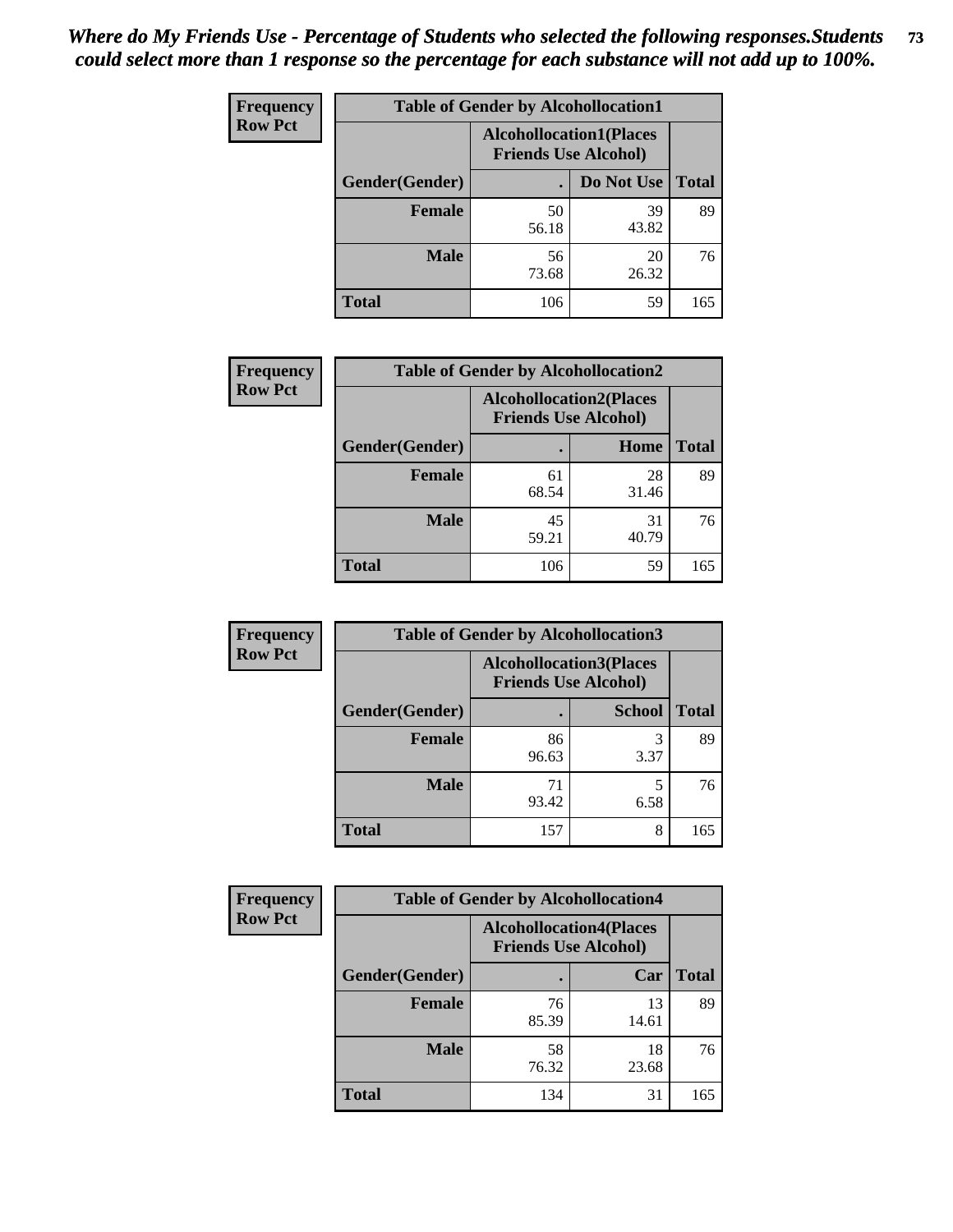*Where do My Friends Use - Percentage of Students who selected the following responses.Students could select more than 1 response so the percentage for each substance will not add up to 100%.*

**Frequency**
**Row Pct**

| Table of Gender by Alcohollocation1 | | | |
|---|---|---|---|
| | Alcohollocation1(Places Friends Use Alcohol) | | |
| Gender(Gender) | . | Do Not Use | Total |
| **Female** | 50<br>56.18 | 39<br>43.82 | 89 |
| **Male** | 56<br>73.68 | 20<br>26.32 | 76 |
| **Total** | 106 | 59 | 165 |

**Frequency**
**Row Pct**

| Table of Gender by Alcohollocation2 | | | |
|---|---|---|---|
| | Alcohollocation2(Places Friends Use Alcohol) | | |
| Gender(Gender) | . | Home | Total |
| **Female** | 61<br>68.54 | 28<br>31.46 | 89 |
| **Male** | 45<br>59.21 | 31<br>40.79 | 76 |
| **Total** | 106 | 59 | 165 |

**Frequency**
**Row Pct**

| Table of Gender by Alcohollocation3 | | | |
|---|---|---|---|
| | Alcohollocation3(Places Friends Use Alcohol) | | |
| Gender(Gender) | . | School | Total |
| **Female** | 86<br>96.63 | 3<br>3.37 | 89 |
| **Male** | 71<br>93.42 | 5<br>6.58 | 76 |
| **Total** | 157 | 8 | 165 |

**Frequency**
**Row Pct**

| Table of Gender by Alcohollocation4 | | | |
|---|---|---|---|
| | Alcohollocation4(Places Friends Use Alcohol) | | |
| Gender(Gender) | . | Car | Total |
| **Female** | 76<br>85.39 | 13<br>14.61 | 89 |
| **Male** | 58<br>76.32 | 18<br>23.68 | 76 |
| **Total** | 134 | 31 | 165 |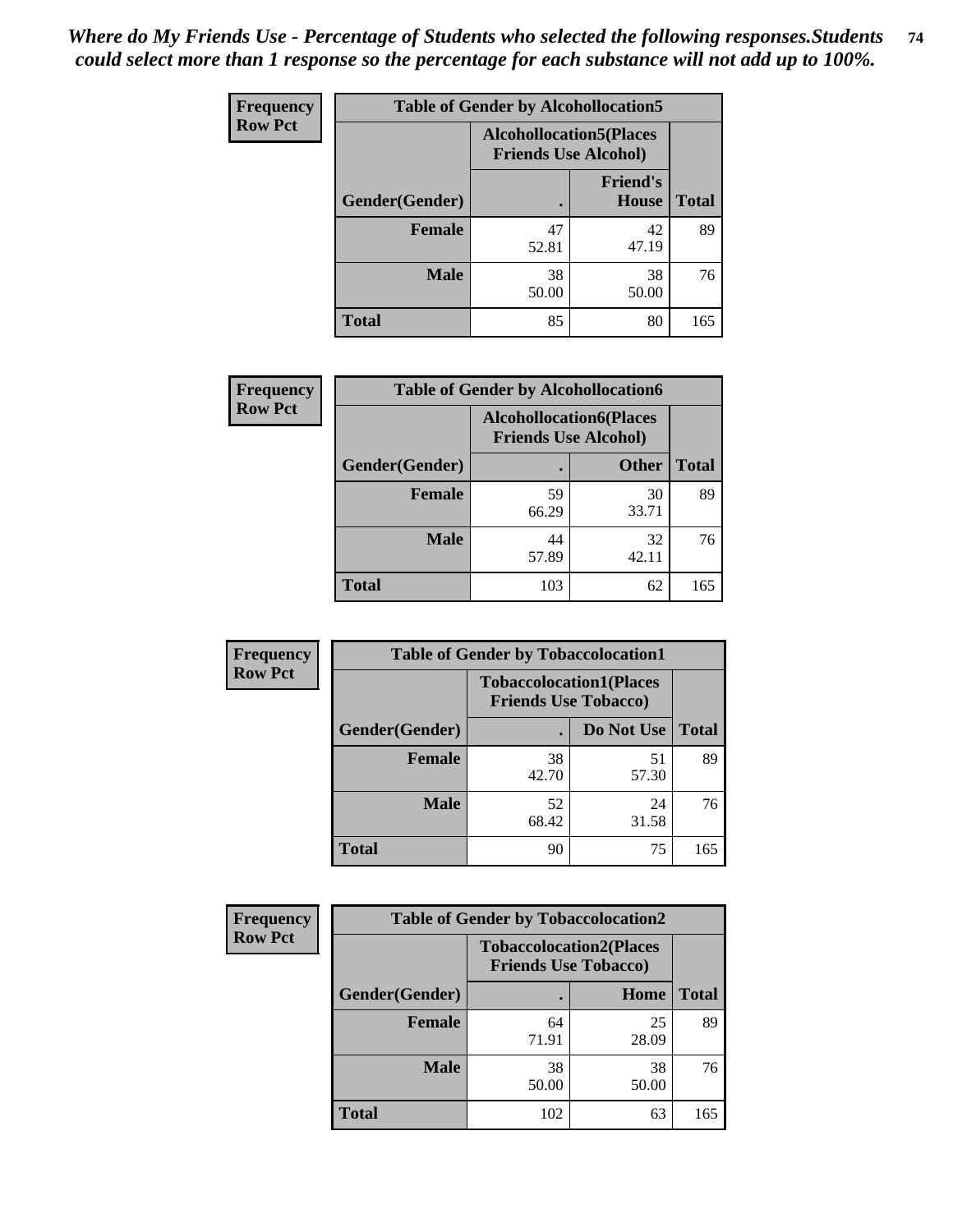*Where do My Friends Use - Percentage of Students who selected the following responses.Students could select more than 1 response so the percentage for each substance will not add up to 100%.*

**Frequency**
**Row Pct**

| Table of Gender by Alcohollocation5 | | | |
|---|---|---|---|
| | Alcohollocation5(Places Friends Use Alcohol) | | |
| Gender(Gender) | . | Friend's House | Total |
| **Female** | 47<br>52.81 | 42<br>47.19 | 89 |
| **Male** | 38<br>50.00 | 38<br>50.00 | 76 |
| **Total** | 85 | 80 | 165 |

**Frequency**
**Row Pct**

| Table of Gender by Alcohollocation6 | | | |
|---|---|---|---|
| | Alcohollocation6(Places Friends Use Alcohol) | | |
| Gender(Gender) | . | Other | Total |
| **Female** | 59<br>66.29 | 30<br>33.71 | 89 |
| **Male** | 44<br>57.89 | 32<br>42.11 | 76 |
| **Total** | 103 | 62 | 165 |

**Frequency**
**Row Pct**

| Table of Gender by Tobaccolocation1 | | | |
|---|---|---|---|
| | Tobaccolocation1(Places Friends Use Tobacco) | | |
| Gender(Gender) | . | Do Not Use | Total |
| **Female** | 38<br>42.70 | 51<br>57.30 | 89 |
| **Male** | 52<br>68.42 | 24<br>31.58 | 76 |
| **Total** | 90 | 75 | 165 |

**Frequency**
**Row Pct**

| Table of Gender by Tobaccolocation2 | | | |
|---|---|---|---|
| | Tobaccolocation2(Places Friends Use Tobacco) | | |
| Gender(Gender) | . | Home | Total |
| **Female** | 64<br>71.91 | 25<br>28.09 | 89 |
| **Male** | 38<br>50.00 | 38<br>50.00 | 76 |
| **Total** | 102 | 63 | 165 |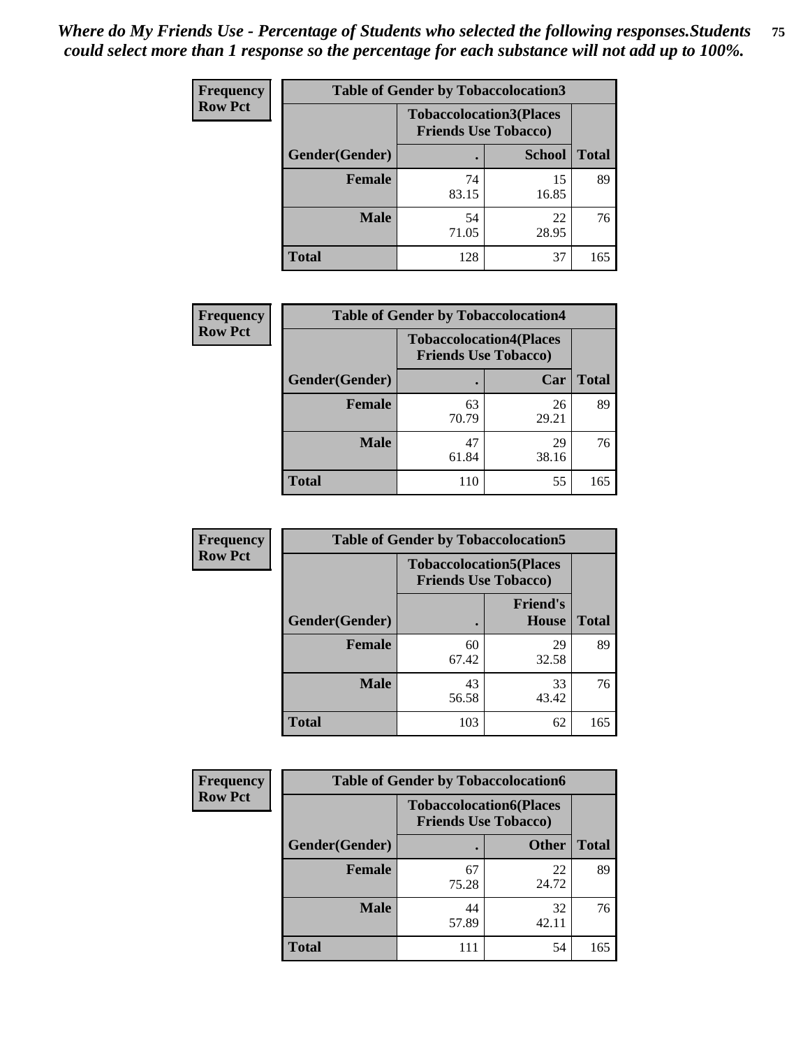*Where do My Friends Use - Percentage of Students who selected the following responses.Students could select more than 1 response so the percentage for each substance will not add up to 100%.*

**Frequency**
**Row Pct**

| Table of Gender by Tobaccolocation3 | | | |
|---|---|---|---|
| | Tobaccolocation3(Places Friends Use Tobacco) | | |
| Gender(Gender) | . | School | Total |
| Female | 74<br>83.15 | 15<br>16.85 | 89 |
| Male | 54<br>71.05 | 22<br>28.95 | 76 |
| Total | 128 | 37 | 165 |

**Frequency**
**Row Pct**

| Table of Gender by Tobaccolocation4 | | | |
|---|---|---|---|
| | Tobaccolocation4(Places Friends Use Tobacco) | | |
| Gender(Gender) | . | Car | Total |
| Female | 63<br>70.79 | 26<br>29.21 | 89 |
| Male | 47<br>61.84 | 29<br>38.16 | 76 |
| Total | 110 | 55 | 165 |

**Frequency**
**Row Pct**

| Table of Gender by Tobaccolocation5 | | | |
|---|---|---|---|
| | Tobaccolocation5(Places Friends Use Tobacco) | | |
| Gender(Gender) | . | Friend's House | Total |
| Female | 60<br>67.42 | 29<br>32.58 | 89 |
| Male | 43<br>56.58 | 33<br>43.42 | 76 |
| Total | 103 | 62 | 165 |

**Frequency**
**Row Pct**

| Table of Gender by Tobaccolocation6 | | | |
|---|---|---|---|
| | Tobaccolocation6(Places Friends Use Tobacco) | | |
| Gender(Gender) | . | Other | Total |
| Female | 67<br>75.28 | 22<br>24.72 | 89 |
| Male | 44<br>57.89 | 32<br>42.11 | 76 |
| Total | 111 | 54 | 165 |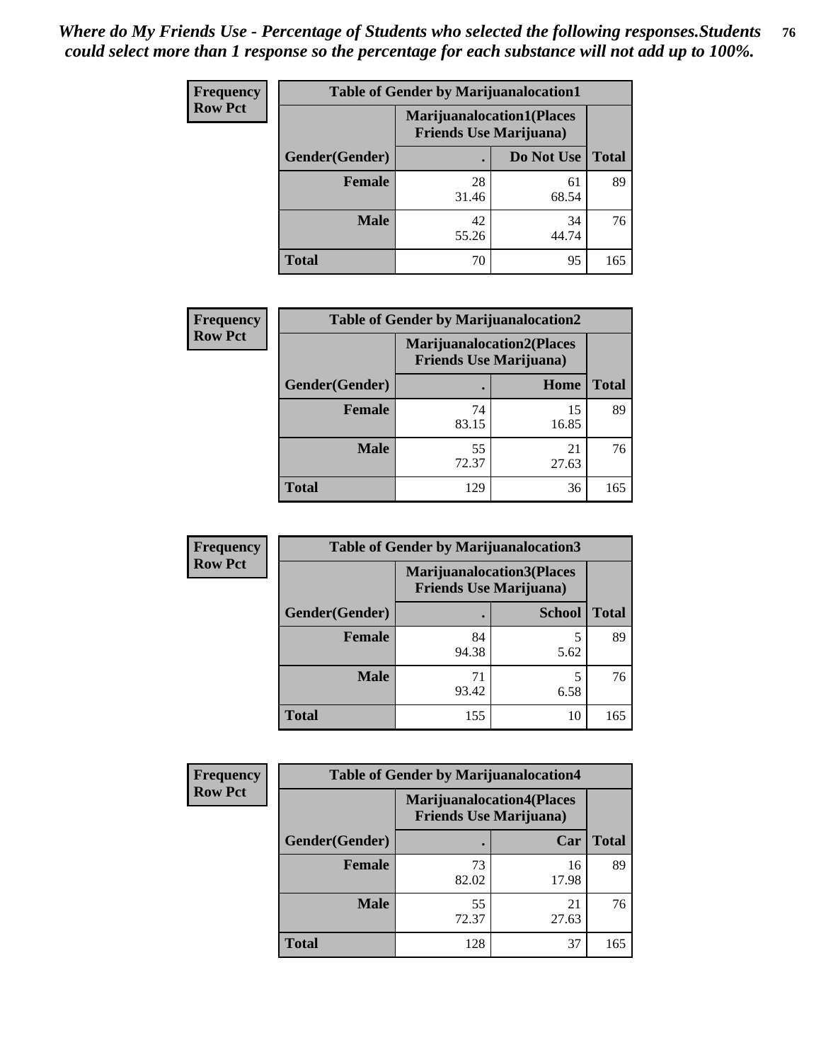*Where do My Friends Use - Percentage of Students who selected the following responses.Students could select more than 1 response so the percentage for each substance will not add up to 100%.*

**Frequency**
**Row Pct**

| Table of Gender by Marijuanalocation1 | | | |
|---|---|---|---|
| | Marijuanalocation1(Places Friends Use Marijuana) | | |
| Gender(Gender) | . | Do Not Use | Total |
| Female | 28<br>31.46 | 61<br>68.54 | 89 |
| Male | 42<br>55.26 | 34<br>44.74 | 76 |
| Total | 70 | 95 | 165 |

**Frequency**
**Row Pct**

| Table of Gender by Marijuanalocation2 | | | |
|---|---|---|---|
| | Marijuanalocation2(Places Friends Use Marijuana) | | |
| Gender(Gender) | . | Home | Total |
| Female | 74<br>83.15 | 15<br>16.85 | 89 |
| Male | 55<br>72.37 | 21<br>27.63 | 76 |
| Total | 129 | 36 | 165 |

**Frequency**
**Row Pct**

| Table of Gender by Marijuanalocation3 | | | |
|---|---|---|---|
| | Marijuanalocation3(Places Friends Use Marijuana) | | |
| Gender(Gender) | . | School | Total |
| Female | 84<br>94.38 | 5<br>5.62 | 89 |
| Male | 71<br>93.42 | 5<br>6.58 | 76 |
| Total | 155 | 10 | 165 |

**Frequency**
**Row Pct**

| Table of Gender by Marijuanalocation4 | | | |
|---|---|---|---|
| | Marijuanalocation4(Places Friends Use Marijuana) | | |
| Gender(Gender) | . | Car | Total |
| Female | 73<br>82.02 | 16<br>17.98 | 89 |
| Male | 55<br>72.37 | 21<br>27.63 | 76 |
| Total | 128 | 37 | 165 |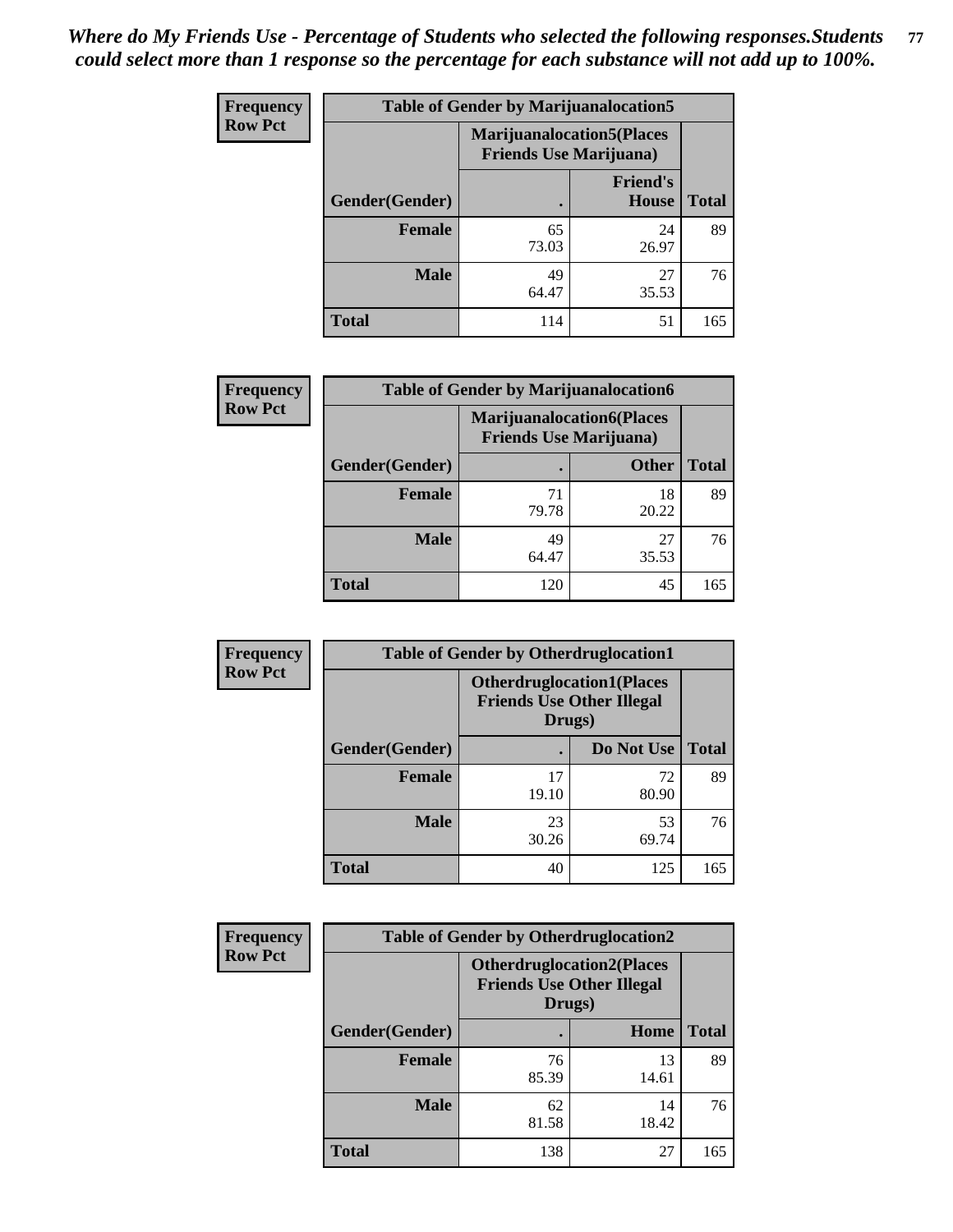*Where do My Friends Use - Percentage of Students who selected the following responses.Students could select more than 1 response so the percentage for each substance will not add up to 100%.*

**Frequency Row Pct**

| Table of Gender by Marijuanalocation5 | | | |
|---|---|---|---|
| | Marijuanalocation5(Places Friends Use Marijuana) | | |
| Gender(Gender) | . | Friend's House | Total |
| **Female** | 65<br>73.03 | 24<br>26.97 | 89 |
| **Male** | 49<br>64.47 | 27<br>35.53 | 76 |
| **Total** | 114 | 51 | 165 |

**Frequency Row Pct**

| Table of Gender by Marijuanalocation6 | | | |
|---|---|---|---|
| | Marijuanalocation6(Places Friends Use Marijuana) | | |
| Gender(Gender) | . | Other | Total |
| **Female** | 71<br>79.78 | 18<br>20.22 | 89 |
| **Male** | 49<br>64.47 | 27<br>35.53 | 76 |
| **Total** | 120 | 45 | 165 |

**Frequency Row Pct**

| Table of Gender by Otherdruglocation1 | | | |
|---|---|---|---|
| | Otherdruglocation1(Places Friends Use Other Illegal Drugs) | | |
| Gender(Gender) | . | Do Not Use | Total |
| **Female** | 17<br>19.10 | 72<br>80.90 | 89 |
| **Male** | 23<br>30.26 | 53<br>69.74 | 76 |
| **Total** | 40 | 125 | 165 |

**Frequency Row Pct**

| Table of Gender by Otherdruglocation2 | | | |
|---|---|---|---|
| | Otherdruglocation2(Places Friends Use Other Illegal Drugs) | | |
| Gender(Gender) | . | Home | Total |
| **Female** | 76<br>85.39 | 13<br>14.61 | 89 |
| **Male** | 62<br>81.58 | 14<br>18.42 | 76 |
| **Total** | 138 | 27 | 165 |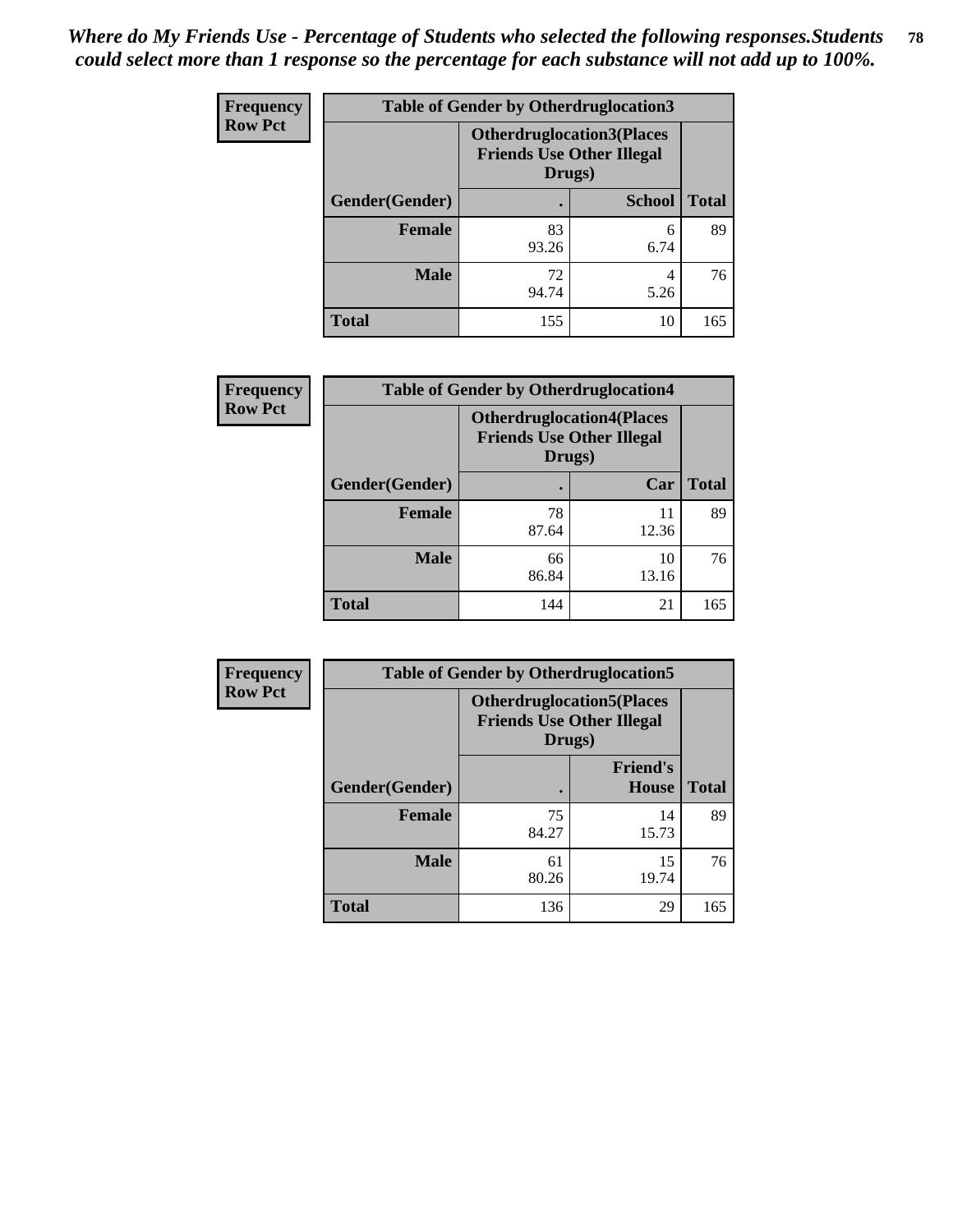*Where do My Friends Use - Percentage of Students who selected the following responses.Students could select more than 1 response so the percentage for each substance will not add up to 100%.*

**Frequency**
**Row Pct**

| Table of Gender by Otherdruglocation3 | | | |
|---|---|---|---|
| | Otherdruglocation3(Places Friends Use Other Illegal Drugs) | | |
| Gender(Gender) | . | School | Total |
| Female | 83<br>93.26 | 6<br>6.74 | 89 |
| Male | 72<br>94.74 | 4<br>5.26 | 76 |
| Total | 155 | 10 | 165 |

**Frequency**
**Row Pct**

| Table of Gender by Otherdruglocation4 | | | |
|---|---|---|---|
| | Otherdruglocation4(Places Friends Use Other Illegal Drugs) | | |
| Gender(Gender) | . | Car | Total |
| Female | 78<br>87.64 | 11<br>12.36 | 89 |
| Male | 66<br>86.84 | 10<br>13.16 | 76 |
| Total | 144 | 21 | 165 |

**Frequency**
**Row Pct**

| Table of Gender by Otherdruglocation5 | | | |
|---|---|---|---|
| | Otherdruglocation5(Places Friends Use Other Illegal Drugs) | | |
| Gender(Gender) | . | Friend's House | Total |
| Female | 75<br>84.27 | 14<br>15.73 | 89 |
| Male | 61<br>80.26 | 15<br>19.74 | 76 |
| Total | 136 | 29 | 165 |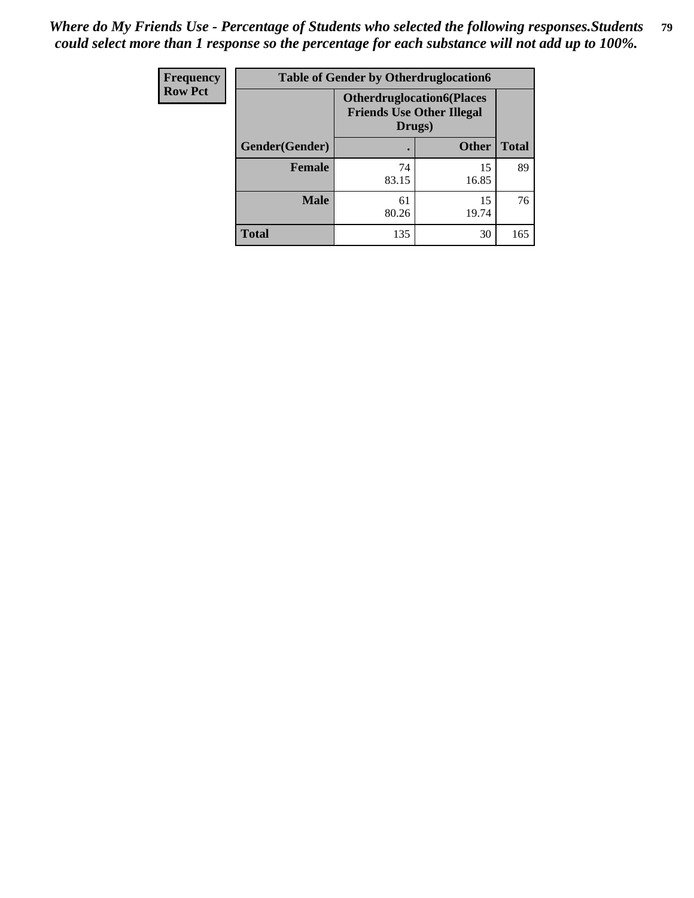*Where do My Friends Use - Percentage of Students who selected the following responses.Students could select more than 1 response so the percentage for each substance will not add up to 100%.*

| Frequency Row Pct | Table of Gender by Otherdruglocation6 | | |
|---|---|---|---|
| | **Otherdruglocation6(Places Friends Use Other Illegal Drugs)** | | |
| **Gender(Gender)** | **.** | **Other** | **Total** |
| **Female** | 74<br>83.15 | 15<br>16.85 | 89 |
| **Male** | 61<br>80.26 | 15<br>19.74 | 76 |
| **Total** | 135 | 30 | 165 |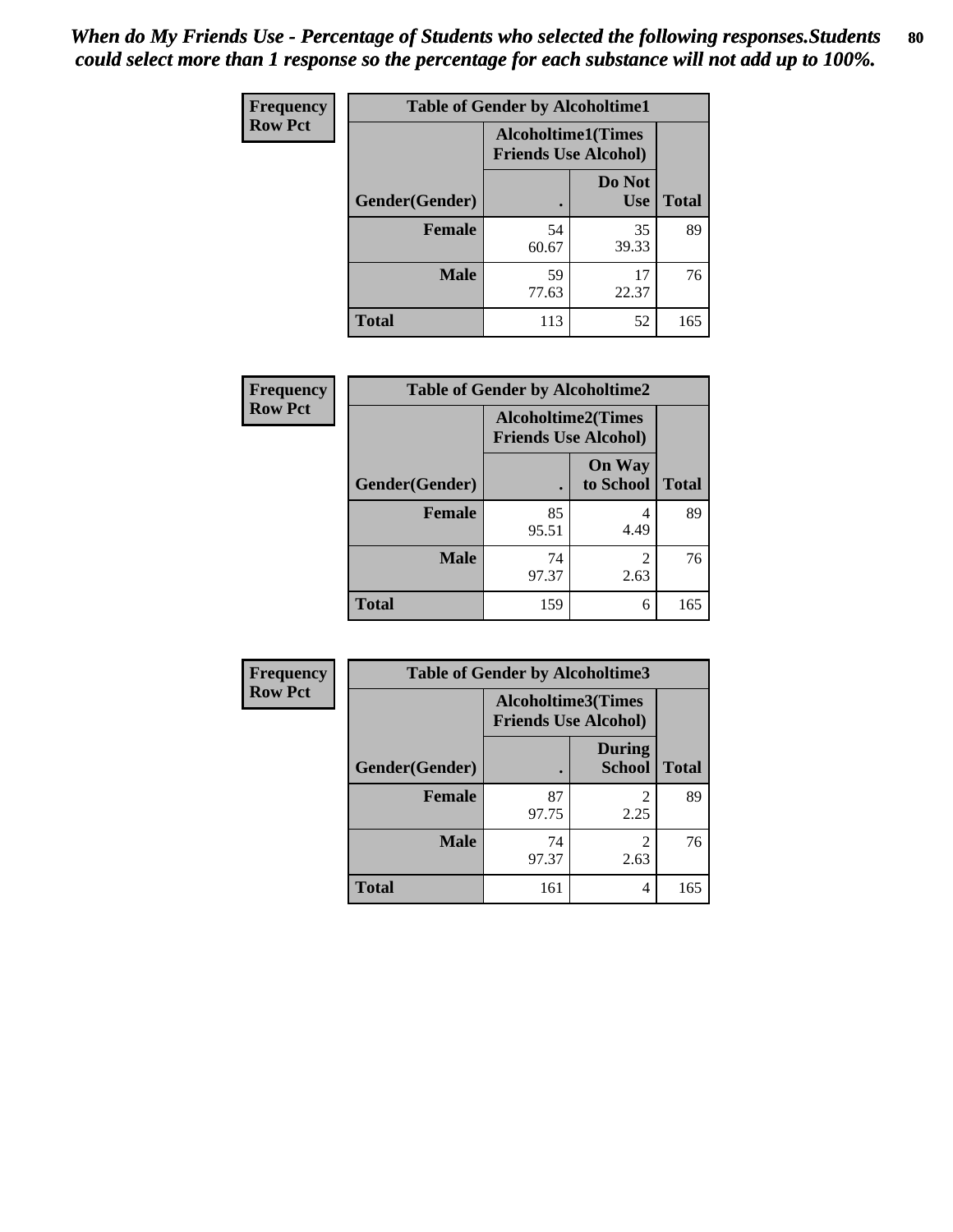*When do My Friends Use - Percentage of Students who selected the following responses.Students could select more than 1 response so the percentage for each substance will not add up to 100%.*

| Frequency Row Pct | Table of Gender by Alcoholtime1 | | |
|---|---|---|---|
| | Alcoholtime1(Times Friends Use Alcohol) | | |
| Gender(Gender) | . | Do Not Use | Total |
| Female | 54<br>60.67 | 35<br>39.33 | 89 |
| Male | 59<br>77.63 | 17<br>22.37 | 76 |
| Total | 113 | 52 | 165 |

| Frequency Row Pct | Table of Gender by Alcoholtime2 | | |
|---|---|---|---|
| | Alcoholtime2(Times Friends Use Alcohol) | | |
| Gender(Gender) | . | On Way to School | Total |
| Female | 85<br>95.51 | 4<br>4.49 | 89 |
| Male | 74<br>97.37 | 2<br>2.63 | 76 |
| Total | 159 | 6 | 165 |

| Frequency Row Pct | Table of Gender by Alcoholtime3 | | |
|---|---|---|---|
| | Alcoholtime3(Times Friends Use Alcohol) | | |
| Gender(Gender) | . | During School | Total |
| Female | 87<br>97.75 | 2<br>2.25 | 89 |
| Male | 74<br>97.37 | 2<br>2.63 | 76 |
| Total | 161 | 4 | 165 |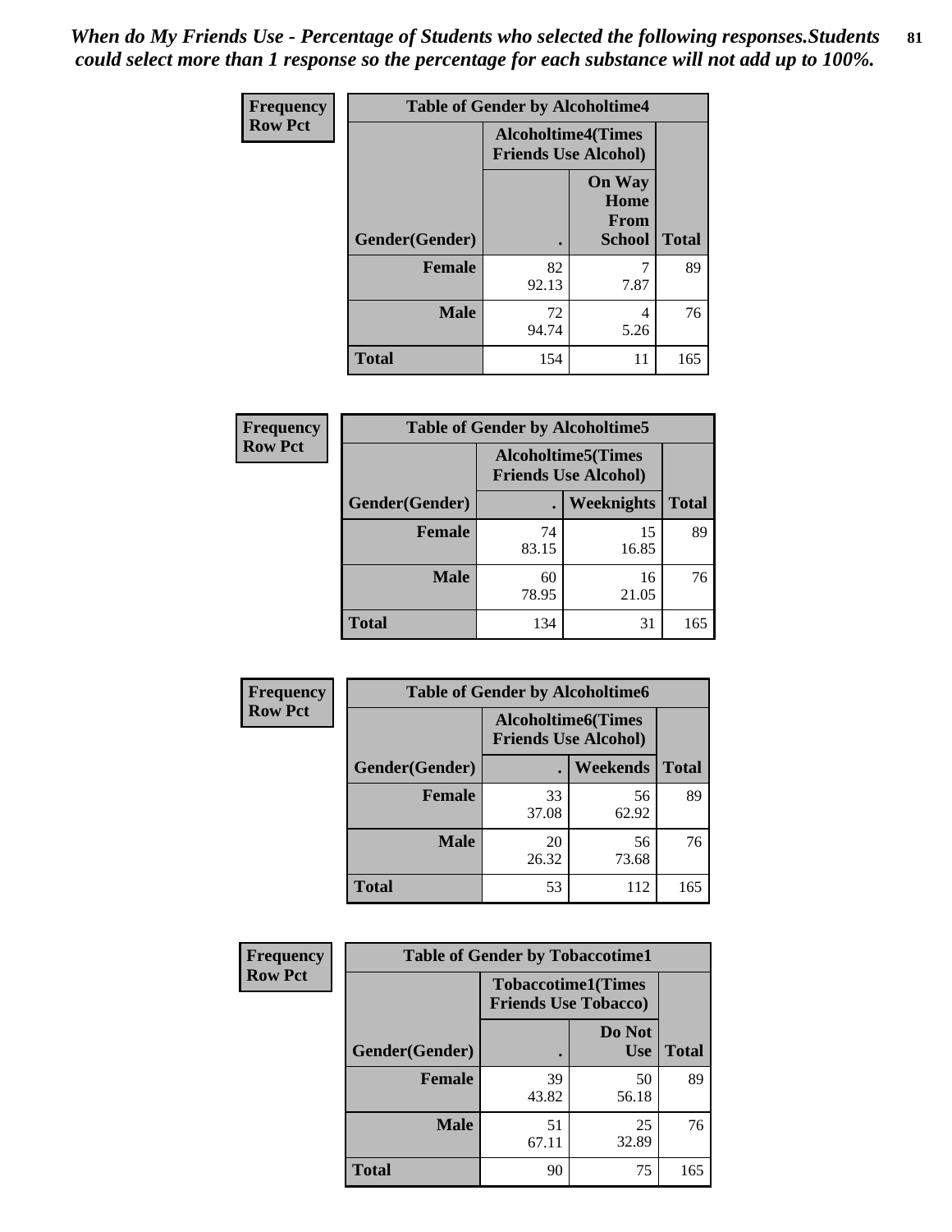*When do My Friends Use - Percentage of Students who selected the following responses.Students could select more than 1 response so the percentage for each substance will not add up to 100%.*

**Frequency Row Pct**

| Table of Gender by Alcoholtime4 | | | |
|---|---|---|---|
| | Alcoholtime4(Times Friends Use Alcohol) | | |
| Gender(Gender) | . | On Way Home From School | Total |
| Female | 82<br>92.13 | 7<br>7.87 | 89 |
| Male | 72<br>94.74 | 4<br>5.26 | 76 |
| Total | 154 | 11 | 165 |

**Frequency Row Pct**

| Table of Gender by Alcoholtime5 | | | |
|---|---|---|---|
| | Alcoholtime5(Times Friends Use Alcohol) | | |
| Gender(Gender) | . | Weeknights | Total |
| Female | 74<br>83.15 | 15<br>16.85 | 89 |
| Male | 60<br>78.95 | 16<br>21.05 | 76 |
| Total | 134 | 31 | 165 |

**Frequency Row Pct**

| Table of Gender by Alcoholtime6 | | | |
|---|---|---|---|
| | Alcoholtime6(Times Friends Use Alcohol) | | |
| Gender(Gender) | . | Weekends | Total |
| Female | 33<br>37.08 | 56<br>62.92 | 89 |
| Male | 20<br>26.32 | 56<br>73.68 | 76 |
| Total | 53 | 112 | 165 |

**Frequency Row Pct**

| Table of Gender by Tobaccotime1 | | | |
|---|---|---|---|
| | Tobaccotime1(Times Friends Use Tobacco) | | |
| Gender(Gender) | . | Do Not Use | Total |
| Female | 39<br>43.82 | 50<br>56.18 | 89 |
| Male | 51<br>67.11 | 25<br>32.89 | 76 |
| Total | 90 | 75 | 165 |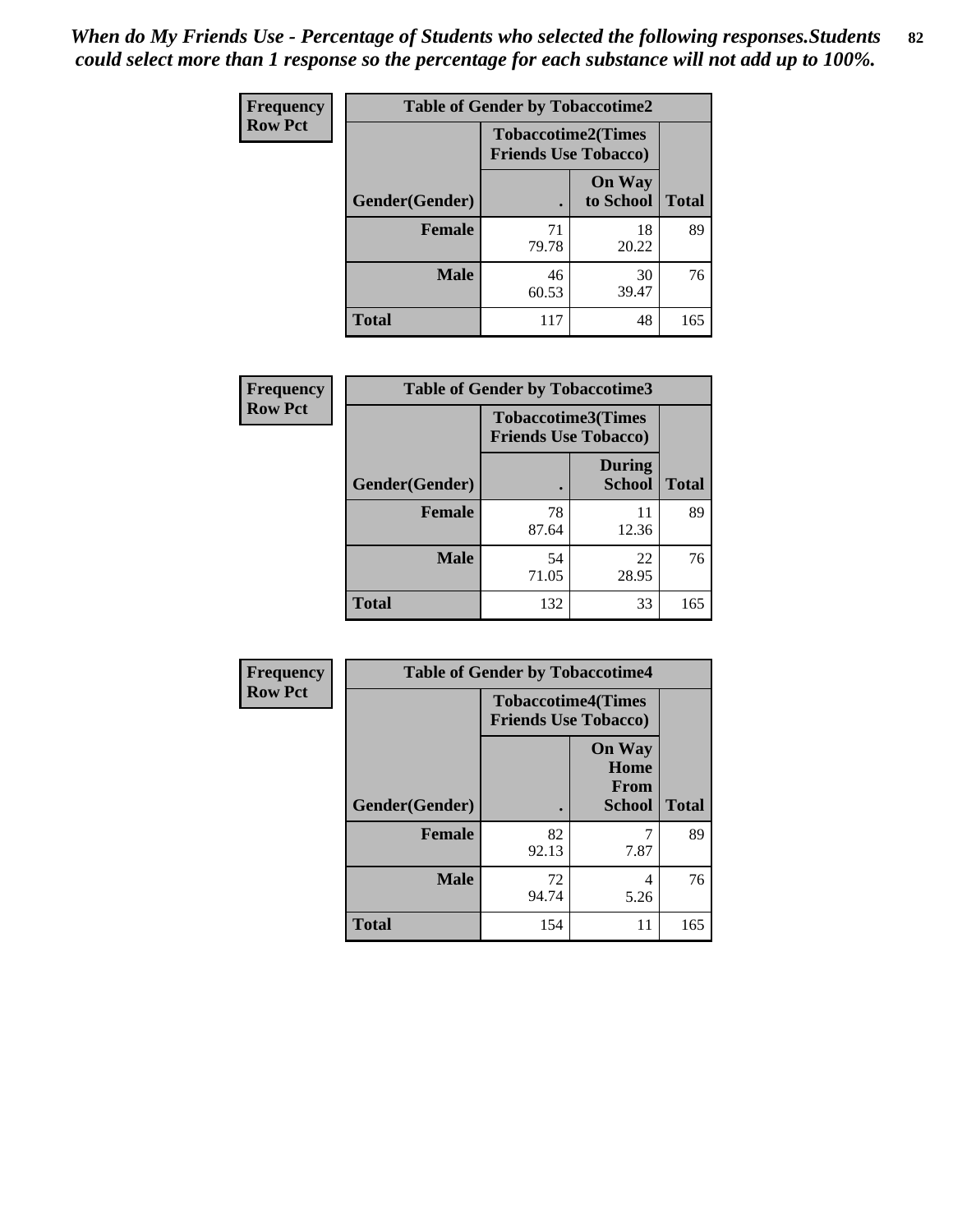*When do My Friends Use - Percentage of Students who selected the following responses.Students could select more than 1 response so the percentage for each substance will not add up to 100%.*

**Frequency**
**Row Pct**

| Table of Gender by Tobaccotime2 | | | |
|---|---|---|---|
| | Tobaccotime2(Times Friends Use Tobacco) | | |
| Gender(Gender) | . | On Way to School | Total |
| **Female** | 71<br>79.78 | 18<br>20.22 | 89 |
| **Male** | 46<br>60.53 | 30<br>39.47 | 76 |
| **Total** | 117 | 48 | 165 |

**Frequency**
**Row Pct**

| Table of Gender by Tobaccotime3 | | | |
|---|---|---|---|
| | Tobaccotime3(Times Friends Use Tobacco) | | |
| Gender(Gender) | . | During School | Total |
| **Female** | 78<br>87.64 | 11<br>12.36 | 89 |
| **Male** | 54<br>71.05 | 22<br>28.95 | 76 |
| **Total** | 132 | 33 | 165 |

**Frequency**
**Row Pct**

| Table of Gender by Tobaccotime4 | | | |
|---|---|---|---|
| | Tobaccotime4(Times Friends Use Tobacco) | | |
| Gender(Gender) | . | On Way Home From School | Total |
| **Female** | 82<br>92.13 | 7<br>7.87 | 89 |
| **Male** | 72<br>94.74 | 4<br>5.26 | 76 |
| **Total** | 154 | 11 | 165 |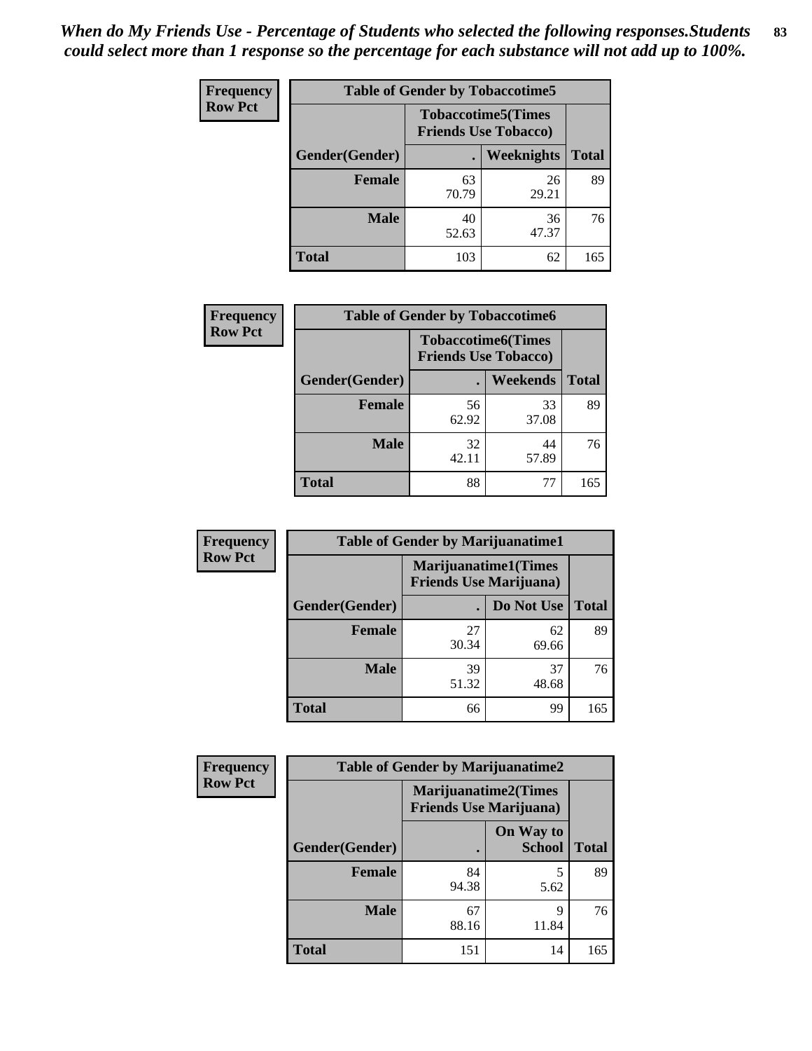*When do My Friends Use - Percentage of Students who selected the following responses.Students could select more than 1 response so the percentage for each substance will not add up to 100%.*

**Frequency**
**Row Pct**

| Table of Gender by Tobaccotime5 | | | |
|---|---|---|---|
| | Tobaccotime5(Times Friends Use Tobacco) | | |
| Gender(Gender) | . | Weeknights | Total |
| Female | 63<br>70.79 | 26<br>29.21 | 89 |
| Male | 40<br>52.63 | 36<br>47.37 | 76 |
| Total | 103 | 62 | 165 |

**Frequency**
**Row Pct**

| Table of Gender by Tobaccotime6 | | | |
|---|---|---|---|
| | Tobaccotime6(Times Friends Use Tobacco) | | |
| Gender(Gender) | . | Weekends | Total |
| Female | 56<br>62.92 | 33<br>37.08 | 89 |
| Male | 32<br>42.11 | 44<br>57.89 | 76 |
| Total | 88 | 77 | 165 |

**Frequency**
**Row Pct**

| Table of Gender by Marijuanatime1 | | | |
|---|---|---|---|
| | Marijuanatime1(Times Friends Use Marijuana) | | |
| Gender(Gender) | . | Do Not Use | Total |
| Female | 27<br>30.34 | 62<br>69.66 | 89 |
| Male | 39<br>51.32 | 37<br>48.68 | 76 |
| Total | 66 | 99 | 165 |

**Frequency**
**Row Pct**

| Table of Gender by Marijuanatime2 | | | |
|---|---|---|---|
| | Marijuanatime2(Times Friends Use Marijuana) | | |
| Gender(Gender) | . | On Way to School | Total |
| Female | 84<br>94.38 | 5<br>5.62 | 89 |
| Male | 67<br>88.16 | 9<br>11.84 | 76 |
| Total | 151 | 14 | 165 |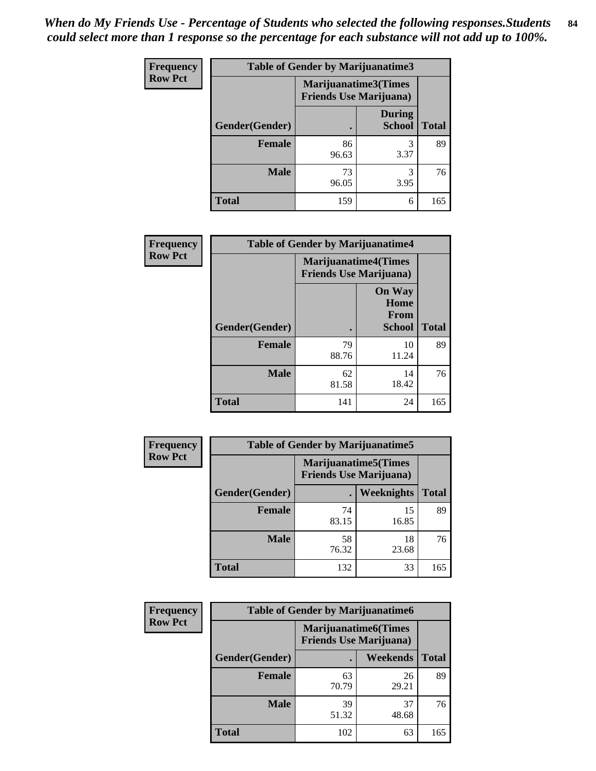*When do My Friends Use - Percentage of Students who selected the following responses.Students could select more than 1 response so the percentage for each substance will not add up to 100%.*

**Frequency**
**Row Pct**

| Table of Gender by Marijuanatime3 | | | |
|---|---|---|---|
| | Marijuanatime3(Times Friends Use Marijuana) | | |
| Gender(Gender) | . | During School | Total |
| **Female** | 86<br>96.63 | 3<br>3.37 | 89 |
| **Male** | 73<br>96.05 | 3<br>3.95 | 76 |
| **Total** | 159 | 6 | 165 |

**Frequency**
**Row Pct**

| Table of Gender by Marijuanatime4 | | | |
|---|---|---|---|
| | Marijuanatime4(Times Friends Use Marijuana) | | |
| Gender(Gender) | . | On Way Home From School | Total |
| **Female** | 79<br>88.76 | 10<br>11.24 | 89 |
| **Male** | 62<br>81.58 | 14<br>18.42 | 76 |
| **Total** | 141 | 24 | 165 |

**Frequency**
**Row Pct**

| Table of Gender by Marijuanatime5 | | | |
|---|---|---|---|
| | Marijuanatime5(Times Friends Use Marijuana) | | |
| Gender(Gender) | . | Weeknights | Total |
| **Female** | 74<br>83.15 | 15<br>16.85 | 89 |
| **Male** | 58<br>76.32 | 18<br>23.68 | 76 |
| **Total** | 132 | 33 | 165 |

**Frequency**
**Row Pct**

| Table of Gender by Marijuanatime6 | | | |
|---|---|---|---|
| | Marijuanatime6(Times Friends Use Marijuana) | | |
| Gender(Gender) | . | Weekends | Total |
| **Female** | 63<br>70.79 | 26<br>29.21 | 89 |
| **Male** | 39<br>51.32 | 37<br>48.68 | 76 |
| **Total** | 102 | 63 | 165 |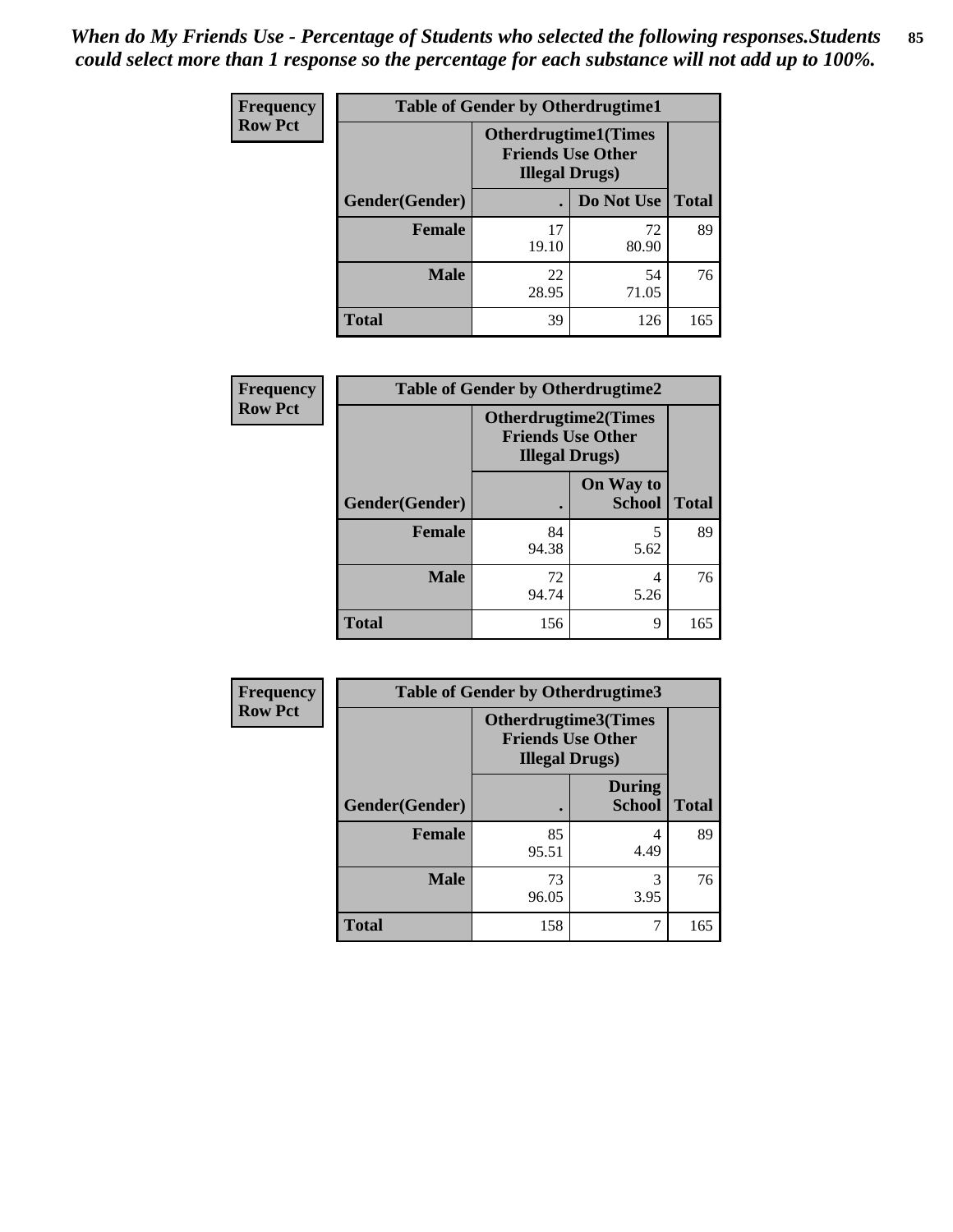*When do My Friends Use - Percentage of Students who selected the following responses.Students could select more than 1 response so the percentage for each substance will not add up to 100%.*

**Frequency**
**Row Pct**

| Table of Gender by Otherdrugtime1 | | | |
|---|---|---|---|
| | Otherdrugtime1(Times Friends Use Other Illegal Drugs) | | |
| Gender(Gender) | . | Do Not Use | Total |
| **Female** | 17<br>19.10 | 72<br>80.90 | 89 |
| **Male** | 22<br>28.95 | 54<br>71.05 | 76 |
| **Total** | 39 | 126 | 165 |

**Frequency**
**Row Pct**

| Table of Gender by Otherdrugtime2 | | | |
|---|---|---|---|
| | Otherdrugtime2(Times Friends Use Other Illegal Drugs) | | |
| Gender(Gender) | . | On Way to School | Total |
| **Female** | 84<br>94.38 | 5<br>5.62 | 89 |
| **Male** | 72<br>94.74 | 4<br>5.26 | 76 |
| **Total** | 156 | 9 | 165 |

**Frequency**
**Row Pct**

| Table of Gender by Otherdrugtime3 | | | |
|---|---|---|---|
| | Otherdrugtime3(Times Friends Use Other Illegal Drugs) | | |
| Gender(Gender) | . | During School | Total |
| **Female** | 85<br>95.51 | 4<br>4.49 | 89 |
| **Male** | 73<br>96.05 | 3<br>3.95 | 76 |
| **Total** | 158 | 7 | 165 |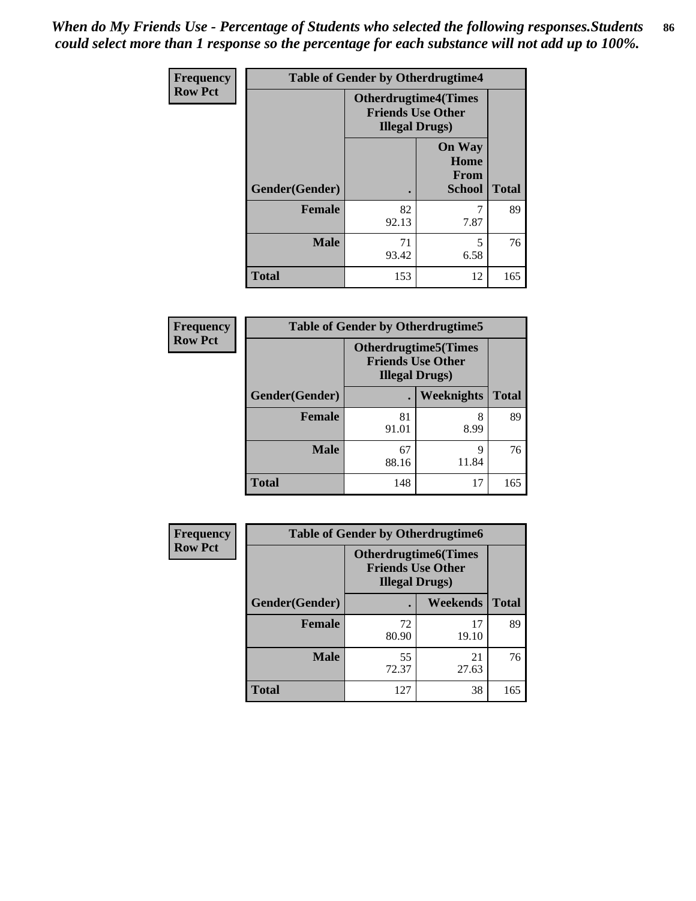*When do My Friends Use - Percentage of Students who selected the following responses.Students could select more than 1 response so the percentage for each substance will not add up to 100%.*

| Frequency<br>Row Pct | Table of Gender by Otherdrugtime4 | | |
|---|---|---|---|
| | Otherdrugtime4(Times Friends Use Other Illegal Drugs) | | |
| Gender(Gender) | . | On Way Home From School | Total |
| Female | 82<br>92.13 | 7<br>7.87 | 89 |
| Male | 71<br>93.42 | 5<br>6.58 | 76 |
| Total | 153 | 12 | 165 |

| Frequency<br>Row Pct | Table of Gender by Otherdrugtime5 | | |
|---|---|---|---|
| | Otherdrugtime5(Times Friends Use Other Illegal Drugs) | | |
| Gender(Gender) | . | Weeknights | Total |
| Female | 81<br>91.01 | 8<br>8.99 | 89 |
| Male | 67<br>88.16 | 9<br>11.84 | 76 |
| Total | 148 | 17 | 165 |

| Frequency<br>Row Pct | Table of Gender by Otherdrugtime6 | | |
|---|---|---|---|
| | Otherdrugtime6(Times Friends Use Other Illegal Drugs) | | |
| Gender(Gender) | . | Weekends | Total |
| Female | 72<br>80.90 | 17<br>19.10 | 89 |
| Male | 55<br>72.37 | 21<br>27.63 | 76 |
| Total | 127 | 38 | 165 |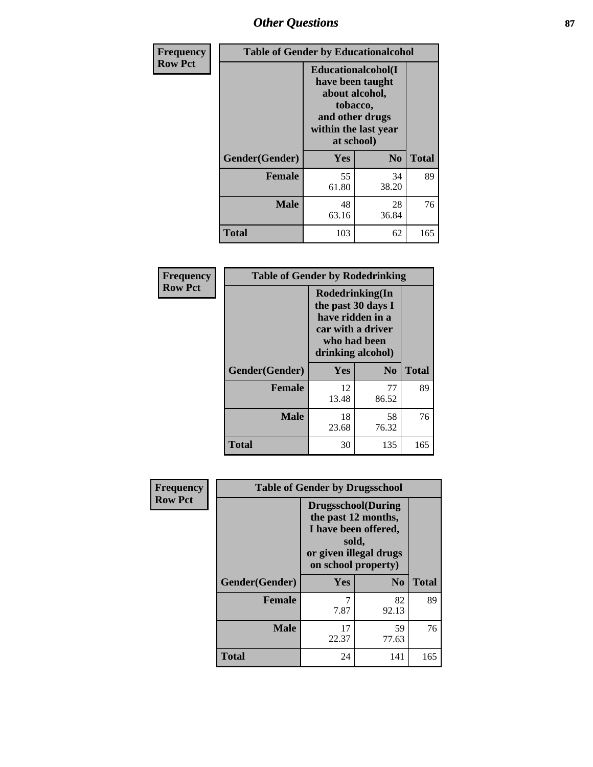# Other Questions

**Frequency**
**Row Pct**

| Table of Gender by Educationalcohol | | | |
|---|---|---|---|
| | **Educationalcohol(I have been taught about alcohol, tobacco, and other drugs within the last year at school)** | | |
| **Gender(Gender)** | **Yes** | **No** | **Total** |
| **Female** | 55<br>61.80 | 34<br>38.20 | 89 |
| **Male** | 48<br>63.16 | 28<br>36.84 | 76 |
| **Total** | 103 | 62 | 165 |

**Frequency**
**Row Pct**

| Table of Gender by Rodedrinking | | | |
|---|---|---|---|
| | **Rodedrinking(In the past 30 days I have ridden in a car with a driver who had been drinking alcohol)** | | |
| **Gender(Gender)** | **Yes** | **No** | **Total** |
| **Female** | 12<br>13.48 | 77<br>86.52 | 89 |
| **Male** | 18<br>23.68 | 58<br>76.32 | 76 |
| **Total** | 30 | 135 | 165 |

**Frequency**
**Row Pct**

| Table of Gender by Drugsschool | | | |
|---|---|---|---|
| | **Drugsschool(During the past 12 months, I have been offered, sold, or given illegal drugs on school property)** | | |
| **Gender(Gender)** | **Yes** | **No** | **Total** |
| **Female** | 7<br>7.87 | 82<br>92.13 | 89 |
| **Male** | 17<br>22.37 | 59<br>77.63 | 76 |
| **Total** | 24 | 141 | 165 |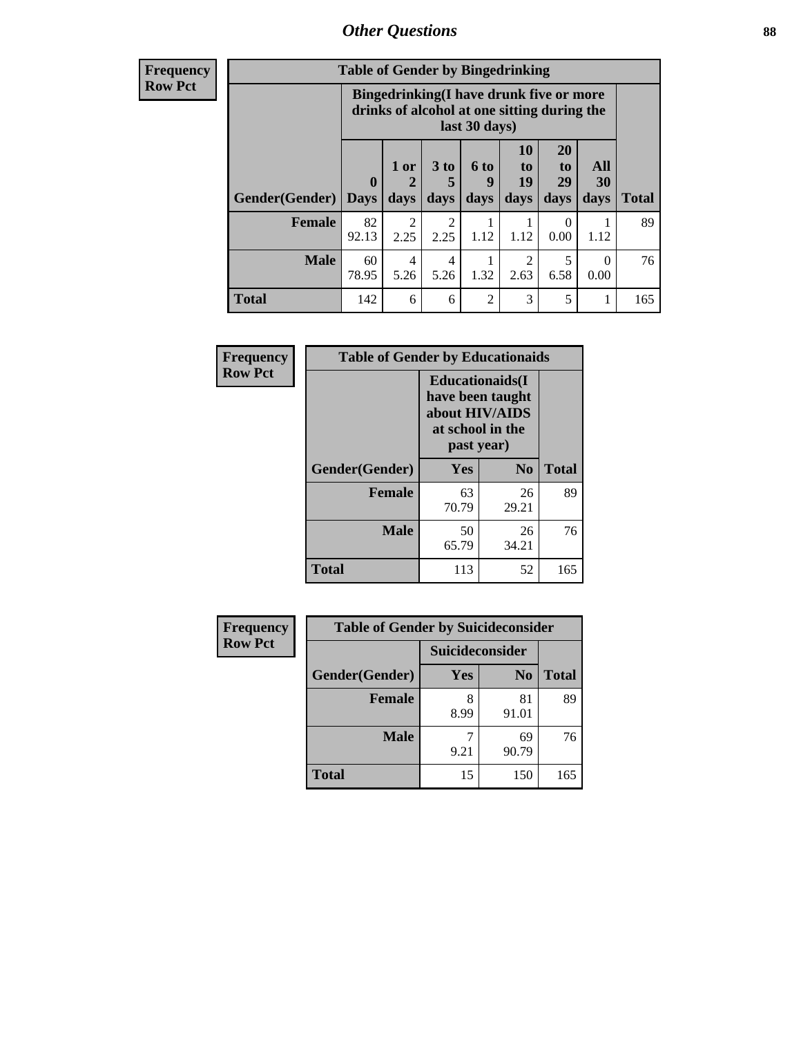| Frequency |
|---|
| Row Pct |

| Table of Gender by Bingedrinking | | | | | | | | |
|---|---|---|---|---|---|---|---|---|
| | Bingedrinking(I have drunk five or more drinks of alcohol at one sitting during the last 30 days) | | | | | | | |
| Gender(Gender) | 0 Days | 1 or 2 days | 3 to 5 days | 6 to 9 days | 10 to 19 days | 20 to 29 days | All 30 days | Total |
| **Female** | 82<br>92.13 | 2<br>2.25 | 2<br>2.25 | 1<br>1.12 | 1<br>1.12 | 0<br>0.00 | 1<br>1.12 | 89 |
| **Male** | 60<br>78.95 | 4<br>5.26 | 4<br>5.26 | 1<br>1.32 | 2<br>2.63 | 5<br>6.58 | 0<br>0.00 | 76 |
| **Total** | 142 | 6 | 6 | 2 | 3 | 5 | 1 | 165 |

| Frequency |
|---|
| Row Pct |

| Table of Gender by Educationaids | | | |
|---|---|---|---|
| | Educationaids(I have been taught about HIV/AIDS at school in the past year) | | |
| Gender(Gender) | Yes | No | Total |
| **Female** | 63<br>70.79 | 26<br>29.21 | 89 |
| **Male** | 50<br>65.79 | 26<br>34.21 | 76 |
| **Total** | 113 | 52 | 165 |

| Frequency |
|---|
| Row Pct |

| Table of Gender by Suicideconsider | | | |
|---|---|---|---|
| | Suicideconsider | | |
| Gender(Gender) | Yes | No | Total |
| **Female** | 8<br>8.99 | 81<br>91.01 | 89 |
| **Male** | 7<br>9.21 | 69<br>90.79 | 76 |
| **Total** | 15 | 150 | 165 |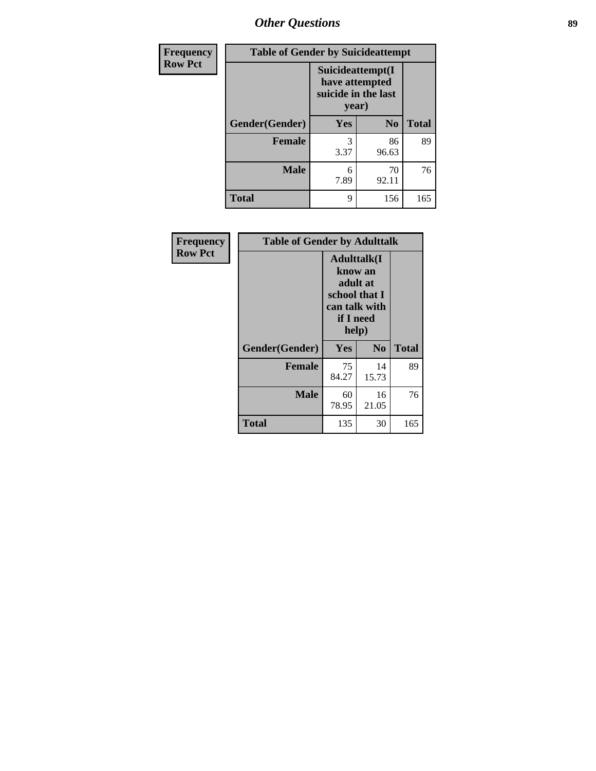# Other Questions

| Frequency Row Pct | Table of Gender by Suicideattempt | | |
|---|---|---|---|
| | Suicideattempt(I have attempted suicide in the last year) | | |
| Gender(Gender) | Yes | No | Total |
| Female | 3<br>3.37 | 86<br>96.63 | 89 |
| Male | 6<br>7.89 | 70<br>92.11 | 76 |
| Total | 9 | 156 | 165 |

| Frequency Row Pct | Table of Gender by Adulttalk | | |
|---|---|---|---|
| | Adulttalk(I know an adult at school that I can talk with if I need help) | | |
| Gender(Gender) | Yes | No | Total |
| Female | 75<br>84.27 | 14<br>15.73 | 89 |
| Male | 60<br>78.95 | 16<br>21.05 | 76 |
| Total | 135 | 30 | 165 |